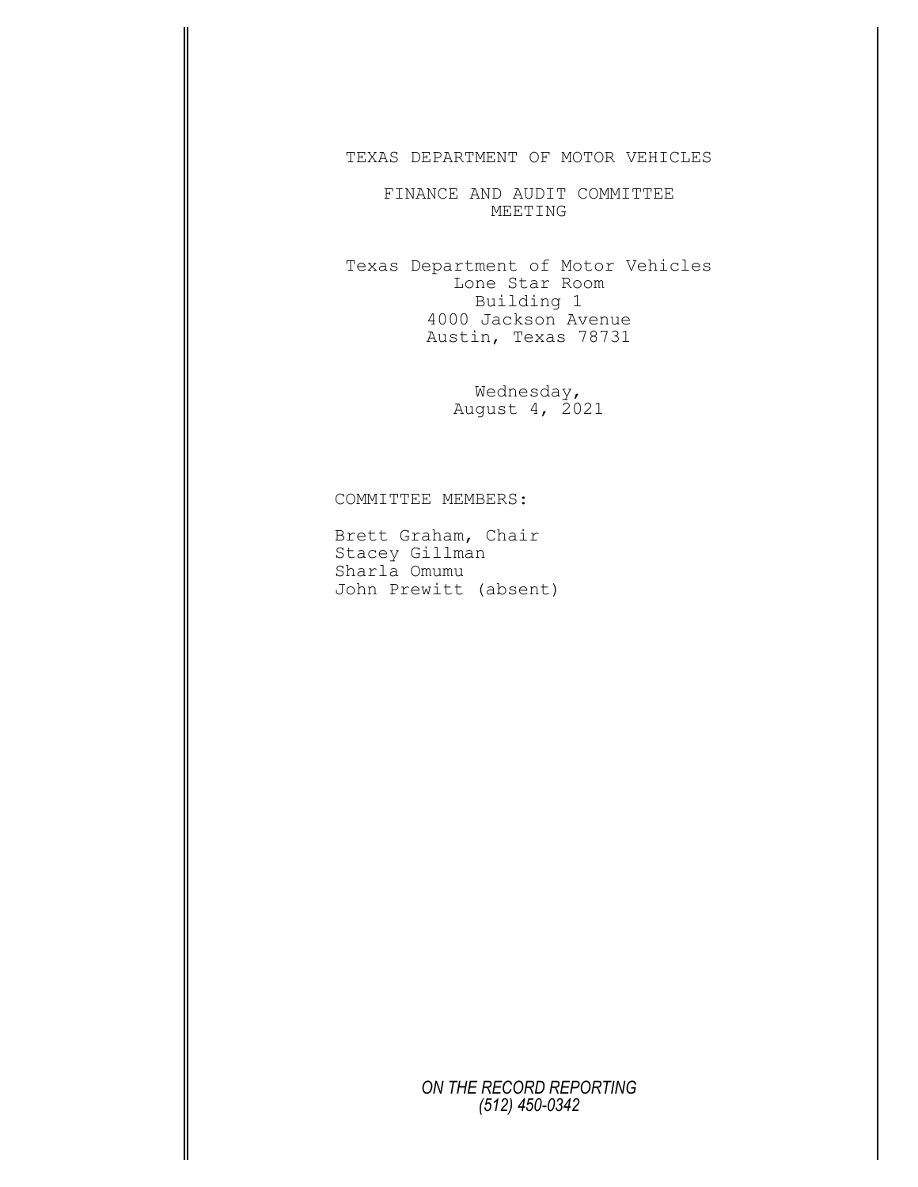# TEXAS DEPARTMENT OF MOTOR VEHICLES

## FINANCE AND AUDIT COMMITTEE MEETING

Texas Department of Motor Vehicles
Lone Star Room
Building 1
4000 Jackson Avenue
Austin, Texas 78731

Wednesday,
August 4, 2021

COMMITTEE MEMBERS:

Brett Graham, Chair
Stacey Gillman
Sharla Omumu
John Prewitt (absent)

*ON THE RECORD REPORTING*
*(512) 450-0342*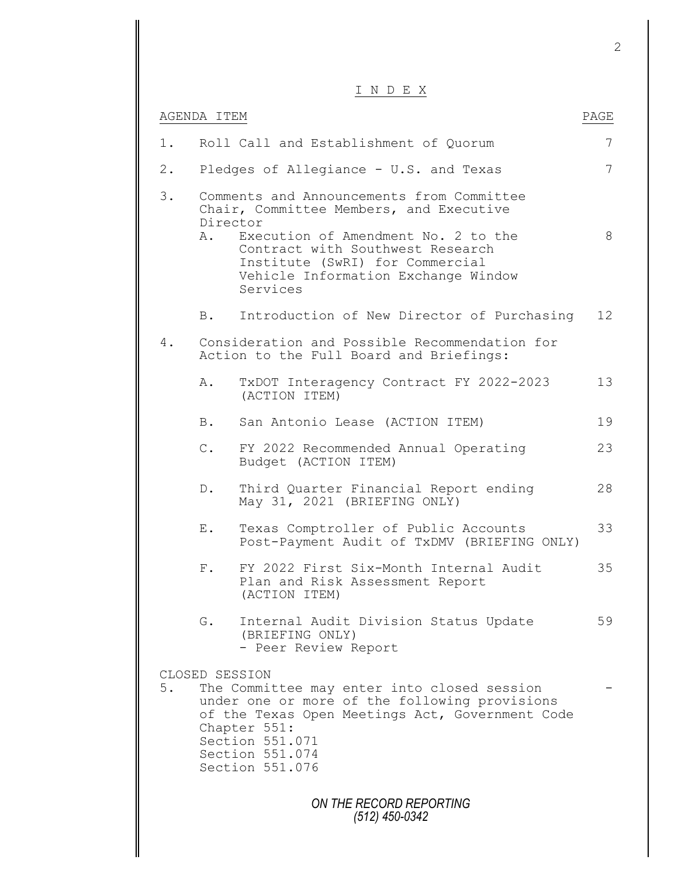# I N D E X

| AGENDA ITEM | | PAGE |
|---|---|---|
| 1. | Roll Call and Establishment of Quorum | 7 |
| 2. | Pledges of Allegiance - U.S. and Texas | 7 |
| 3. | Comments and Announcements from Committee Chair, Committee Members, and Executive Director | |
| | A. Execution of Amendment No. 2 to the Contract with Southwest Research Institute (SwRI) for Commercial Vehicle Information Exchange Window Services | 8 |
| | B. Introduction of New Director of Purchasing | 12 |
| 4. | Consideration and Possible Recommendation for Action to the Full Board and Briefings: | |
| | A. TxDOT Interagency Contract FY 2022-2023 (ACTION ITEM) | 13 |
| | B. San Antonio Lease (ACTION ITEM) | 19 |
| | C. FY 2022 Recommended Annual Operating Budget (ACTION ITEM) | 23 |
| | D. Third Quarter Financial Report ending May 31, 2021 (BRIEFING ONLY) | 28 |
| | E. Texas Comptroller of Public Accounts Post-Payment Audit of TxDMV (BRIEFING ONLY) | 33 |
| | F. FY 2022 First Six-Month Internal Audit Plan and Risk Assessment Report (ACTION ITEM) | 35 |
| | G. Internal Audit Division Status Update (BRIEFING ONLY) - Peer Review Report | 59 |

CLOSED SESSION

| | | |
|---|---|---|
| 5. | The Committee may enter into closed session under one or more of the following provisions of the Texas Open Meetings Act, Government Code Chapter 551: Section 551.071 Section 551.074 Section 551.076 | - |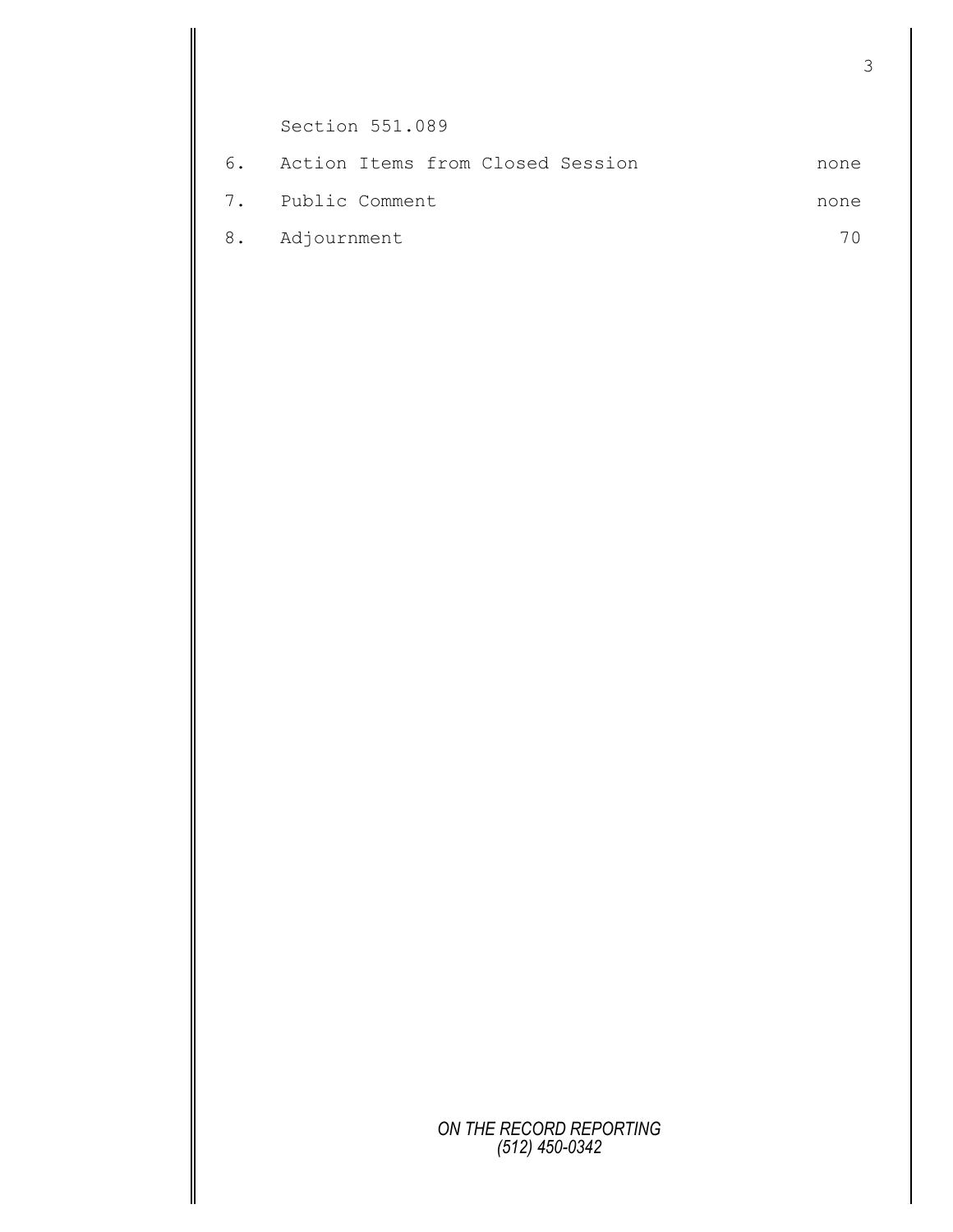Section 551.089

| | | |
|---|---|---|
| 6. | Action Items from Closed Session | none |
| 7. | Public Comment | none |
| 8. | Adjournment | 70 |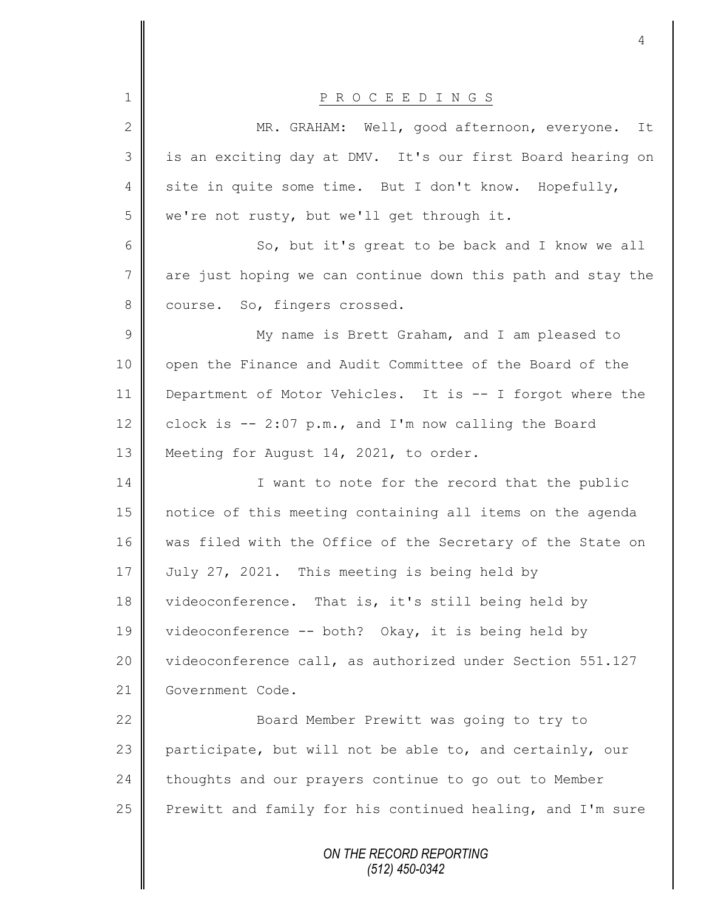P R O C E E D I N G S

MR. GRAHAM: Well, good afternoon, everyone. It is an exciting day at DMV. It's our first Board hearing on site in quite some time. But I don't know. Hopefully, we're not rusty, but we'll get through it.

So, but it's great to be back and I know we all are just hoping we can continue down this path and stay the course. So, fingers crossed.

My name is Brett Graham, and I am pleased to open the Finance and Audit Committee of the Board of the Department of Motor Vehicles. It is -- I forgot where the clock is -- 2:07 p.m., and I'm now calling the Board Meeting for August 14, 2021, to order.

I want to note for the record that the public notice of this meeting containing all items on the agenda was filed with the Office of the Secretary of the State on July 27, 2021. This meeting is being held by videoconference. That is, it's still being held by videoconference -- both? Okay, it is being held by videoconference call, as authorized under Section 551.127 Government Code.

Board Member Prewitt was going to try to participate, but will not be able to, and certainly, our thoughts and our prayers continue to go out to Member Prewitt and family for his continued healing, and I'm sure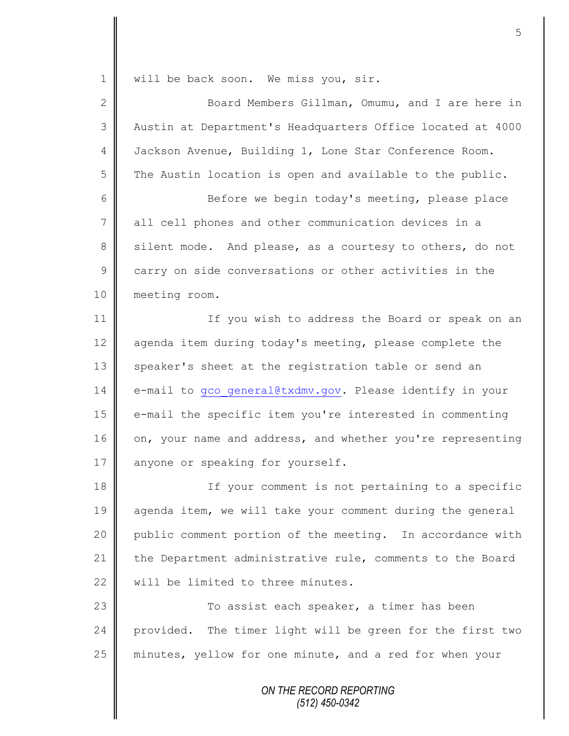will be back soon. We miss you, sir.

Board Members Gillman, Omumu, and I are here in Austin at Department's Headquarters Office located at 4000 Jackson Avenue, Building 1, Lone Star Conference Room. The Austin location is open and available to the public.

Before we begin today's meeting, please place all cell phones and other communication devices in a silent mode. And please, as a courtesy to others, do not carry on side conversations or other activities in the meeting room.

If you wish to address the Board or speak on an agenda item during today's meeting, please complete the speaker's sheet at the registration table or send an e-mail to gco_general@txdmv.gov. Please identify in your e-mail the specific item you're interested in commenting on, your name and address, and whether you're representing anyone or speaking for yourself.

If your comment is not pertaining to a specific agenda item, we will take your comment during the general public comment portion of the meeting. In accordance with the Department administrative rule, comments to the Board will be limited to three minutes.

To assist each speaker, a timer has been provided. The timer light will be green for the first two minutes, yellow for one minute, and a red for when your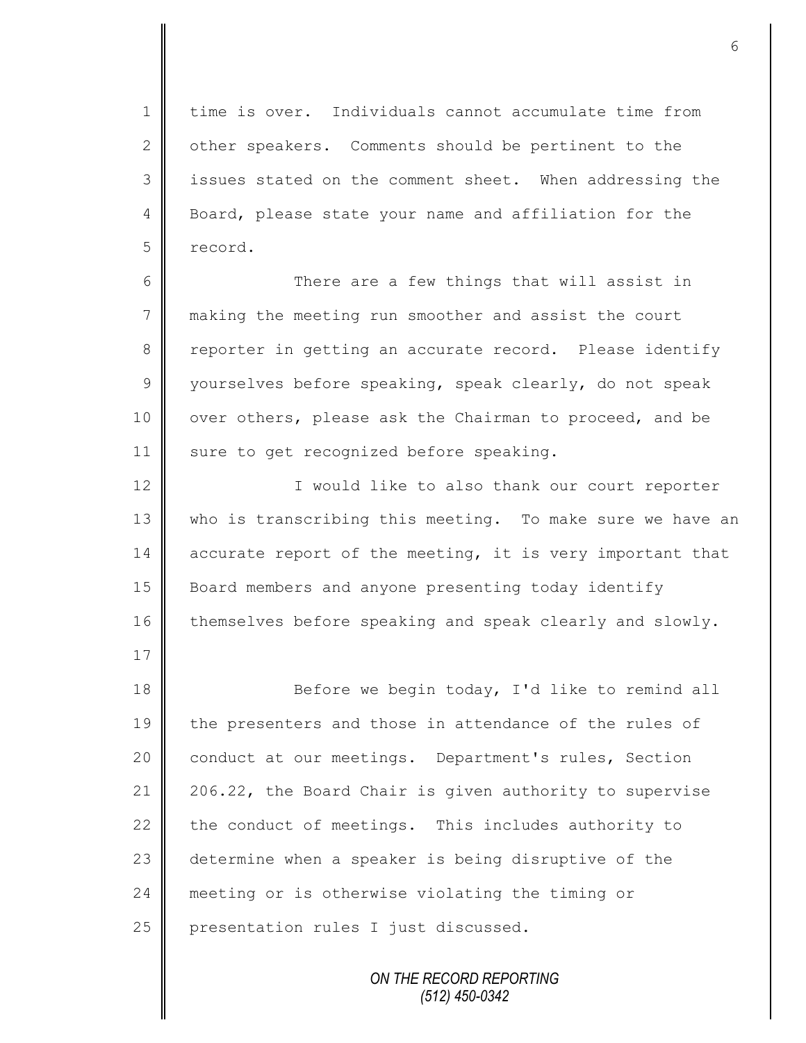time is over. Individuals cannot accumulate time from other speakers. Comments should be pertinent to the issues stated on the comment sheet. When addressing the Board, please state your name and affiliation for the record.

There are a few things that will assist in making the meeting run smoother and assist the court reporter in getting an accurate record. Please identify yourselves before speaking, speak clearly, do not speak over others, please ask the Chairman to proceed, and be sure to get recognized before speaking.

I would like to also thank our court reporter who is transcribing this meeting. To make sure we have an accurate report of the meeting, it is very important that Board members and anyone presenting today identify themselves before speaking and speak clearly and slowly.

Before we begin today, I'd like to remind all the presenters and those in attendance of the rules of conduct at our meetings. Department's rules, Section 206.22, the Board Chair is given authority to supervise the conduct of meetings. This includes authority to determine when a speaker is being disruptive of the meeting or is otherwise violating the timing or presentation rules I just discussed.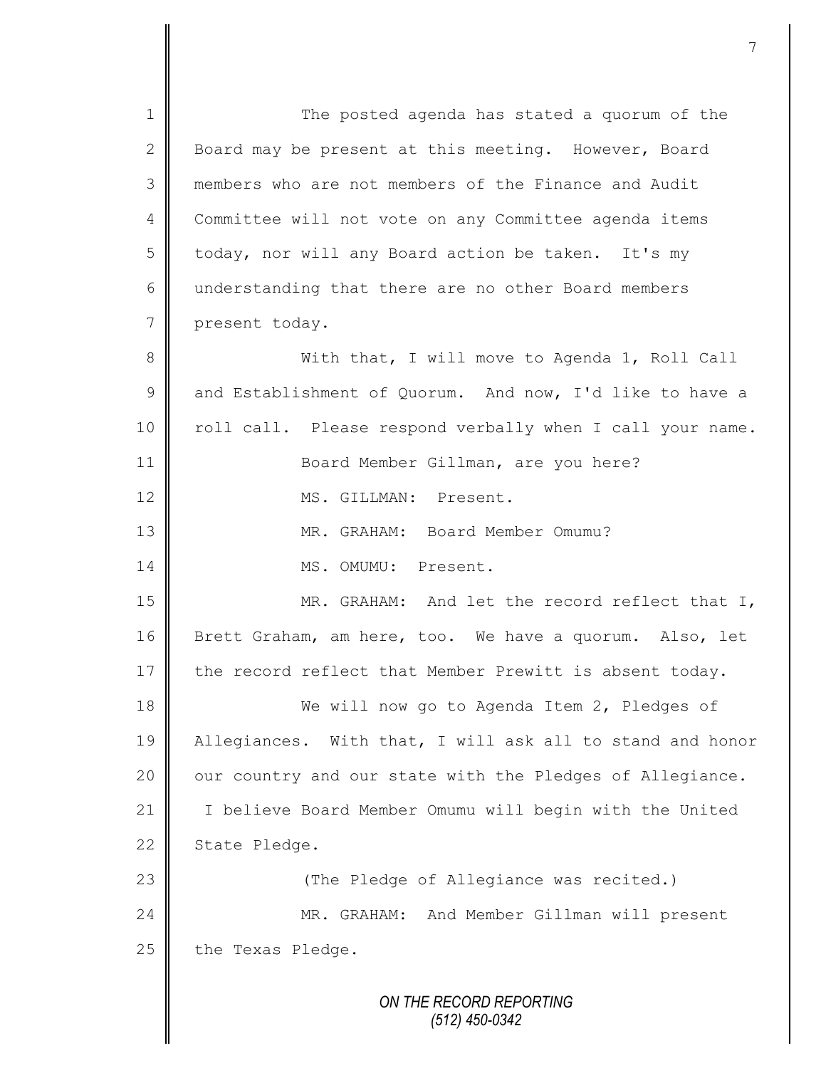The posted agenda has stated a quorum of the Board may be present at this meeting. However, Board members who are not members of the Finance and Audit Committee will not vote on any Committee agenda items today, nor will any Board action be taken. It's my understanding that there are no other Board members present today.

With that, I will move to Agenda 1, Roll Call and Establishment of Quorum. And now, I'd like to have a roll call. Please respond verbally when I call your name.

Board Member Gillman, are you here?

MS. GILLMAN: Present.

MR. GRAHAM: Board Member Omumu?

MS. OMUMU: Present.

MR. GRAHAM: And let the record reflect that I, Brett Graham, am here, too. We have a quorum. Also, let the record reflect that Member Prewitt is absent today.

We will now go to Agenda Item 2, Pledges of Allegiances. With that, I will ask all to stand and honor our country and our state with the Pledges of Allegiance. I believe Board Member Omumu will begin with the United State Pledge.

(The Pledge of Allegiance was recited.)

MR. GRAHAM: And Member Gillman will present the Texas Pledge.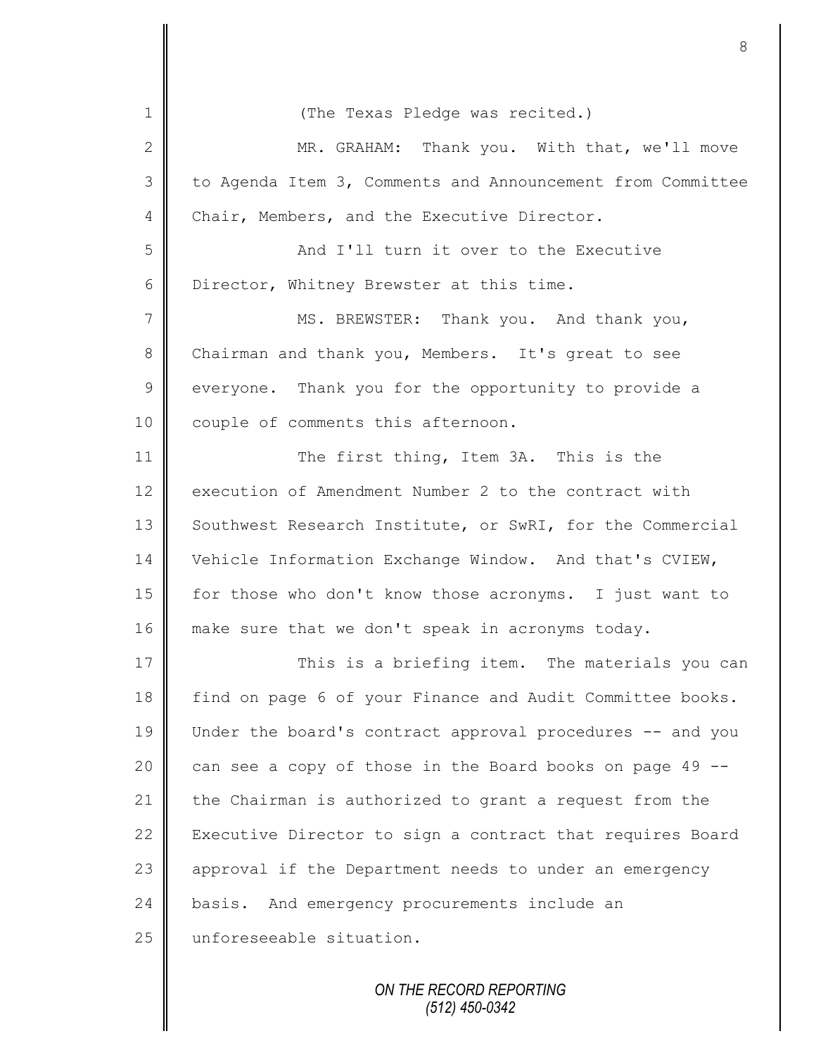(The Texas Pledge was recited.)

MR. GRAHAM: Thank you. With that, we'll move to Agenda Item 3, Comments and Announcement from Committee Chair, Members, and the Executive Director.

And I'll turn it over to the Executive Director, Whitney Brewster at this time.

MS. BREWSTER: Thank you. And thank you, Chairman and thank you, Members. It's great to see everyone. Thank you for the opportunity to provide a couple of comments this afternoon.

The first thing, Item 3A. This is the execution of Amendment Number 2 to the contract with Southwest Research Institute, or SwRI, for the Commercial Vehicle Information Exchange Window. And that's CVIEW, for those who don't know those acronyms. I just want to make sure that we don't speak in acronyms today.

This is a briefing item. The materials you can find on page 6 of your Finance and Audit Committee books. Under the board's contract approval procedures -- and you can see a copy of those in the Board books on page 49 -- the Chairman is authorized to grant a request from the Executive Director to sign a contract that requires Board approval if the Department needs to under an emergency basis. And emergency procurements include an unforeseeable situation.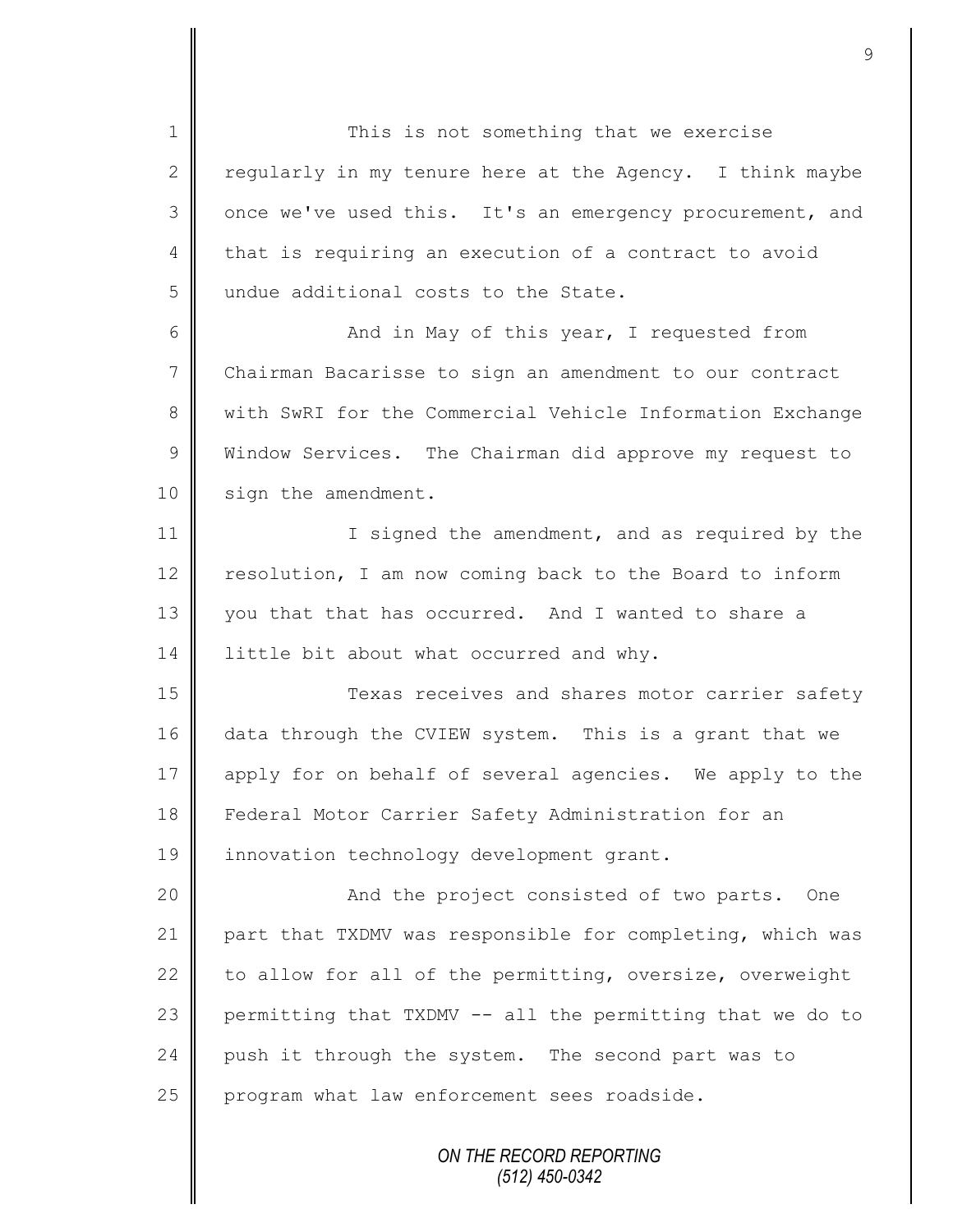This is not something that we exercise regularly in my tenure here at the Agency. I think maybe once we've used this. It's an emergency procurement, and that is requiring an execution of a contract to avoid undue additional costs to the State.

And in May of this year, I requested from Chairman Bacarisse to sign an amendment to our contract with SwRI for the Commercial Vehicle Information Exchange Window Services. The Chairman did approve my request to sign the amendment.

I signed the amendment, and as required by the resolution, I am now coming back to the Board to inform you that that has occurred. And I wanted to share a little bit about what occurred and why.

Texas receives and shares motor carrier safety data through the CVIEW system. This is a grant that we apply for on behalf of several agencies. We apply to the Federal Motor Carrier Safety Administration for an innovation technology development grant.

And the project consisted of two parts. One part that TXDMV was responsible for completing, which was to allow for all of the permitting, oversize, overweight permitting that TXDMV -- all the permitting that we do to push it through the system. The second part was to program what law enforcement sees roadside.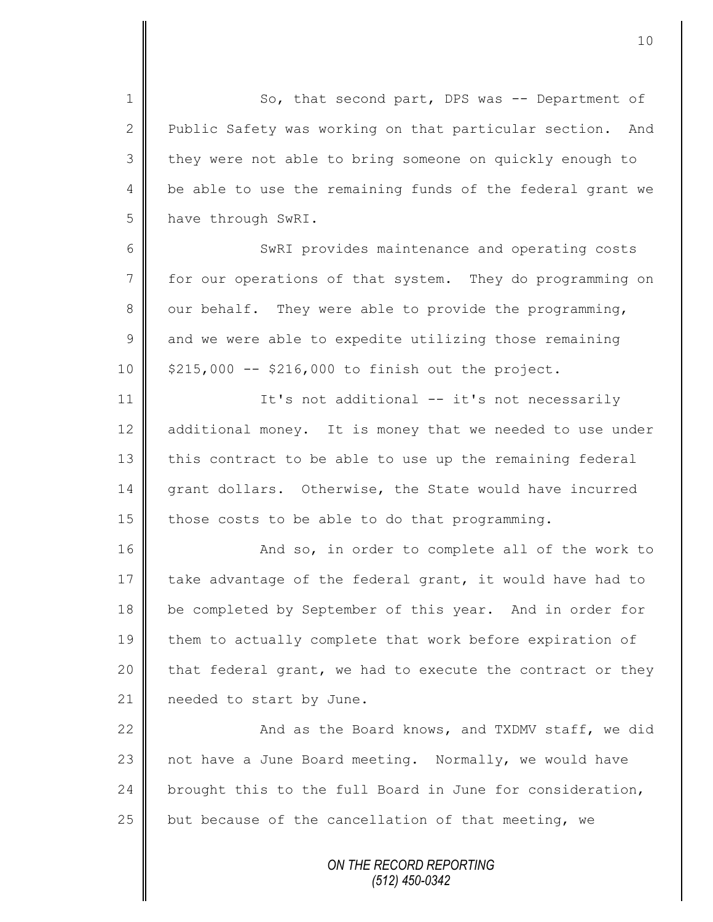So, that second part, DPS was -- Department of Public Safety was working on that particular section. And they were not able to bring someone on quickly enough to be able to use the remaining funds of the federal grant we have through SwRI.

SwRI provides maintenance and operating costs for our operations of that system. They do programming on our behalf. They were able to provide the programming, and we were able to expedite utilizing those remaining $215,000 -- $216,000 to finish out the project.

It's not additional -- it's not necessarily additional money. It is money that we needed to use under this contract to be able to use up the remaining federal grant dollars. Otherwise, the State would have incurred those costs to be able to do that programming.

And so, in order to complete all of the work to take advantage of the federal grant, it would have had to be completed by September of this year. And in order for them to actually complete that work before expiration of that federal grant, we had to execute the contract or they needed to start by June.

And as the Board knows, and TXDMV staff, we did not have a June Board meeting. Normally, we would have brought this to the full Board in June for consideration, but because of the cancellation of that meeting, we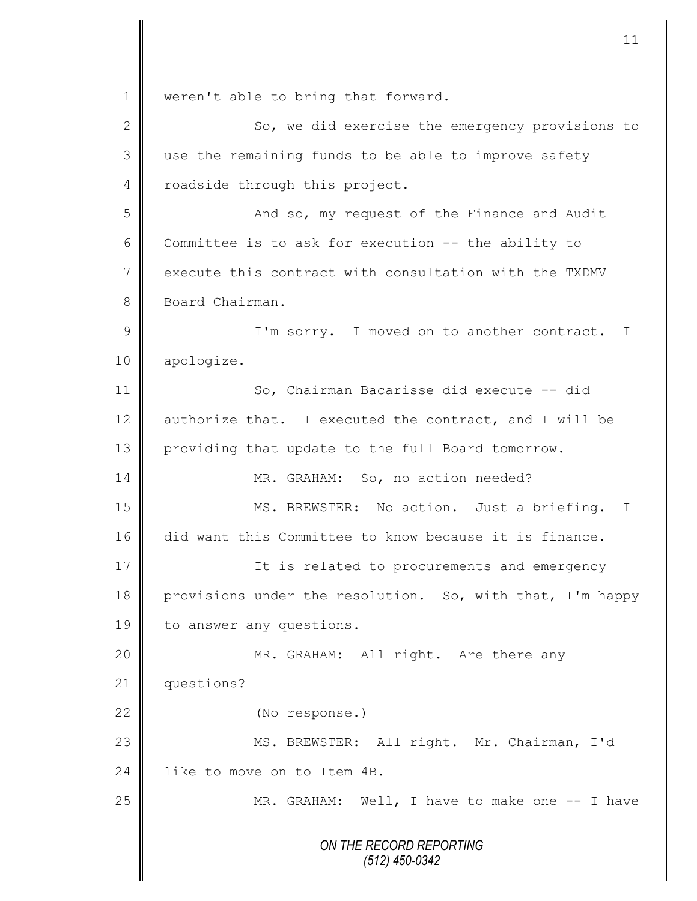weren't able to bring that forward.

So, we did exercise the emergency provisions to use the remaining funds to be able to improve safety roadside through this project.

And so, my request of the Finance and Audit Committee is to ask for execution -- the ability to execute this contract with consultation with the TXDMV Board Chairman.

I'm sorry. I moved on to another contract. I apologize.

So, Chairman Bacarisse did execute -- did authorize that. I executed the contract, and I will be providing that update to the full Board tomorrow.

MR. GRAHAM: So, no action needed?

MS. BREWSTER: No action. Just a briefing. I did want this Committee to know because it is finance.

It is related to procurements and emergency provisions under the resolution. So, with that, I'm happy to answer any questions.

MR. GRAHAM: All right. Are there any questions?

(No response.)

MS. BREWSTER: All right. Mr. Chairman, I'd like to move on to Item 4B.

MR. GRAHAM: Well, I have to make one -- I have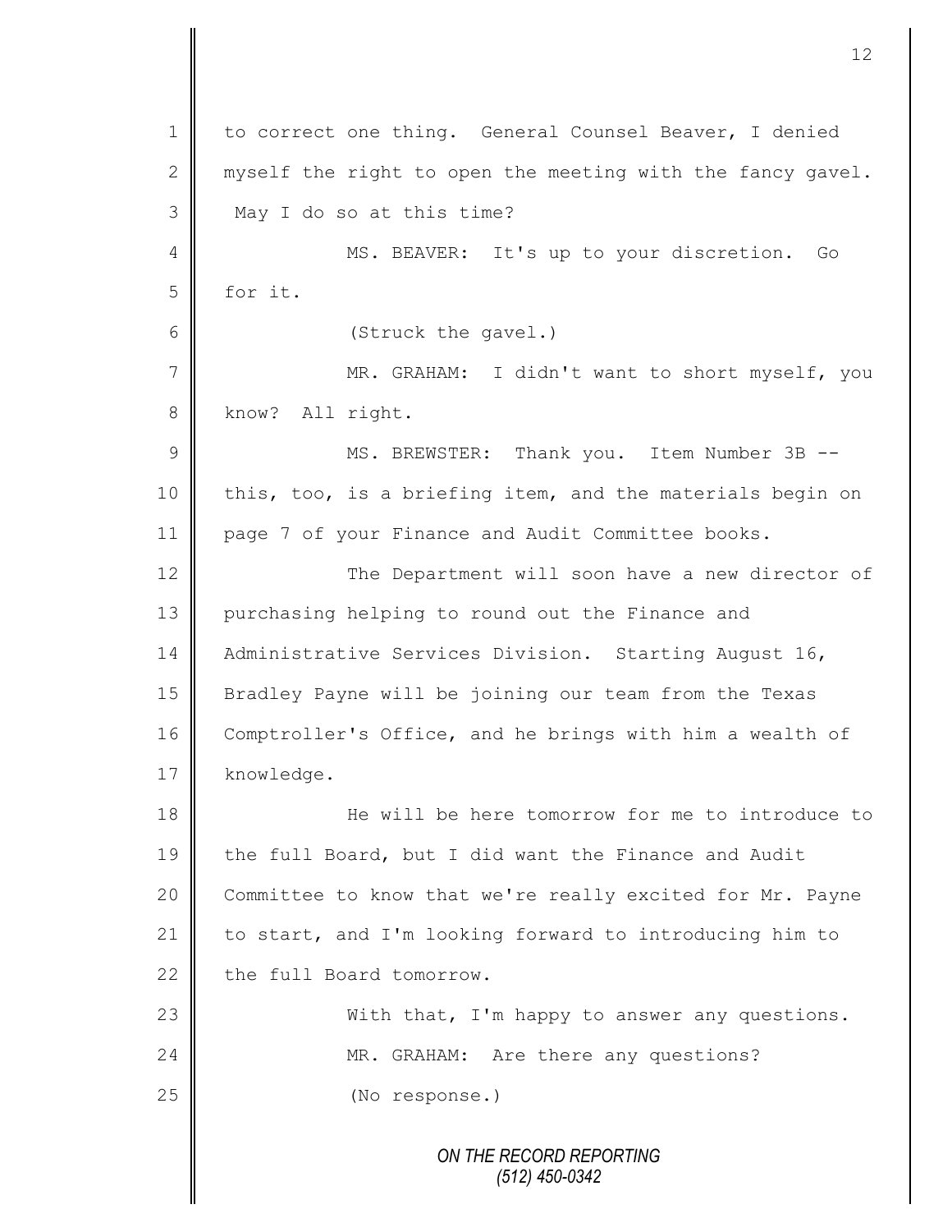to correct one thing. General Counsel Beaver, I denied myself the right to open the meeting with the fancy gavel. May I do so at this time?

MS. BEAVER: It's up to your discretion. Go for it.

(Struck the gavel.)

MR. GRAHAM: I didn't want to short myself, you know? All right.

MS. BREWSTER: Thank you. Item Number 3B -- this, too, is a briefing item, and the materials begin on page 7 of your Finance and Audit Committee books.

The Department will soon have a new director of purchasing helping to round out the Finance and Administrative Services Division. Starting August 16, Bradley Payne will be joining our team from the Texas Comptroller's Office, and he brings with him a wealth of knowledge.

He will be here tomorrow for me to introduce to the full Board, but I did want the Finance and Audit Committee to know that we're really excited for Mr. Payne to start, and I'm looking forward to introducing him to the full Board tomorrow.

With that, I'm happy to answer any questions.

MR. GRAHAM: Are there any questions?

(No response.)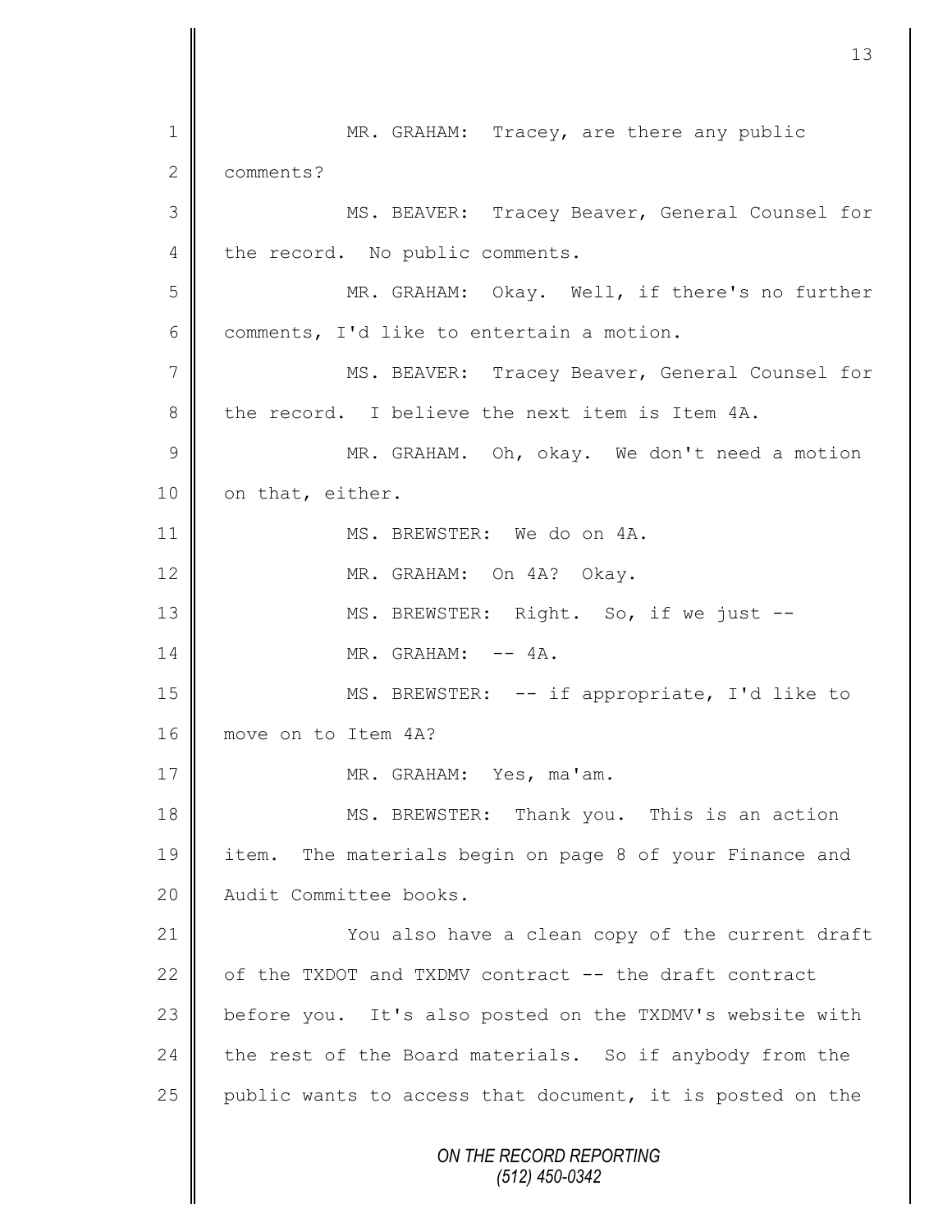MR. GRAHAM: Tracey, are there any public comments?

MS. BEAVER: Tracey Beaver, General Counsel for the record. No public comments.

MR. GRAHAM: Okay. Well, if there's no further comments, I'd like to entertain a motion.

MS. BEAVER: Tracey Beaver, General Counsel for the record. I believe the next item is Item 4A.

MR. GRAHAM. Oh, okay. We don't need a motion on that, either.

MS. BREWSTER: We do on 4A.

MR. GRAHAM: On 4A? Okay.

MS. BREWSTER: Right. So, if we just --

MR. GRAHAM: -- 4A.

MS. BREWSTER: -- if appropriate, I'd like to move on to Item 4A?

MR. GRAHAM: Yes, ma'am.

MS. BREWSTER: Thank you. This is an action item. The materials begin on page 8 of your Finance and Audit Committee books.

You also have a clean copy of the current draft of the TXDOT and TXDMV contract -- the draft contract before you. It's also posted on the TXDMV's website with the rest of the Board materials. So if anybody from the public wants to access that document, it is posted on the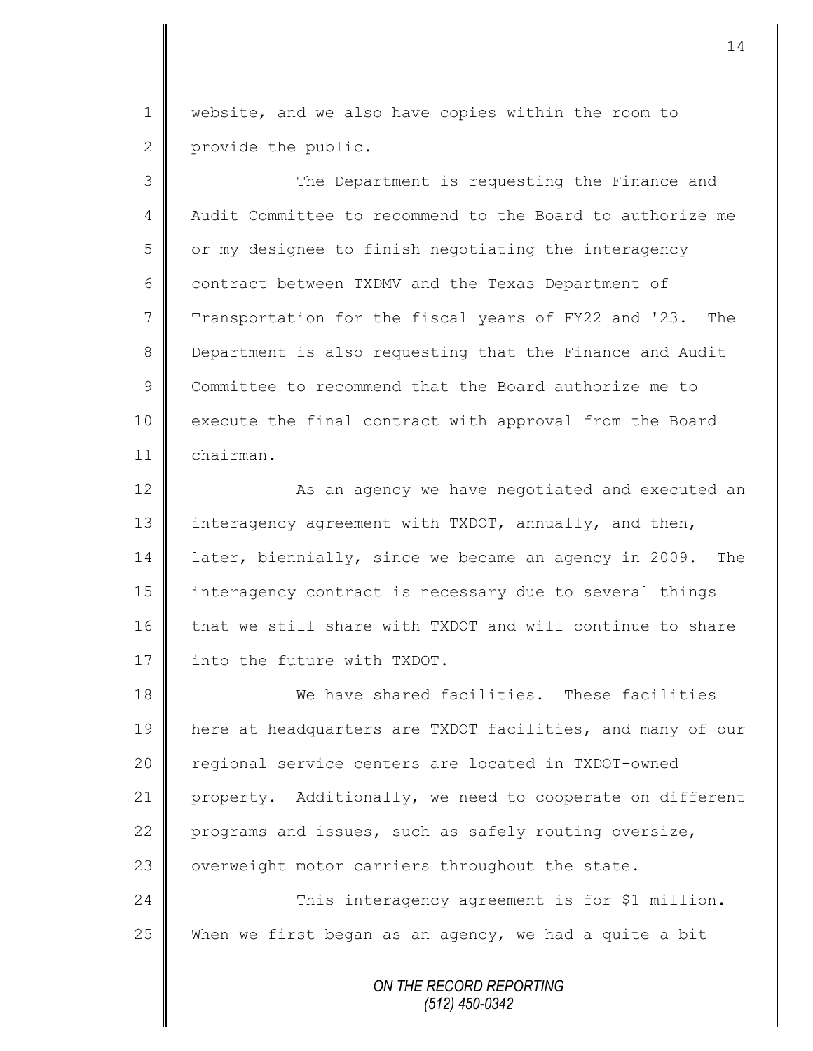website, and we also have copies within the room to provide the public.

The Department is requesting the Finance and Audit Committee to recommend to the Board to authorize me or my designee to finish negotiating the interagency contract between TXDMV and the Texas Department of Transportation for the fiscal years of FY22 and '23. The Department is also requesting that the Finance and Audit Committee to recommend that the Board authorize me to execute the final contract with approval from the Board chairman.

As an agency we have negotiated and executed an interagency agreement with TXDOT, annually, and then, later, biennially, since we became an agency in 2009. The interagency contract is necessary due to several things that we still share with TXDOT and will continue to share into the future with TXDOT.

We have shared facilities. These facilities here at headquarters are TXDOT facilities, and many of our regional service centers are located in TXDOT-owned property. Additionally, we need to cooperate on different programs and issues, such as safely routing oversize, overweight motor carriers throughout the state.

This interagency agreement is for $1 million. When we first began as an agency, we had a quite a bit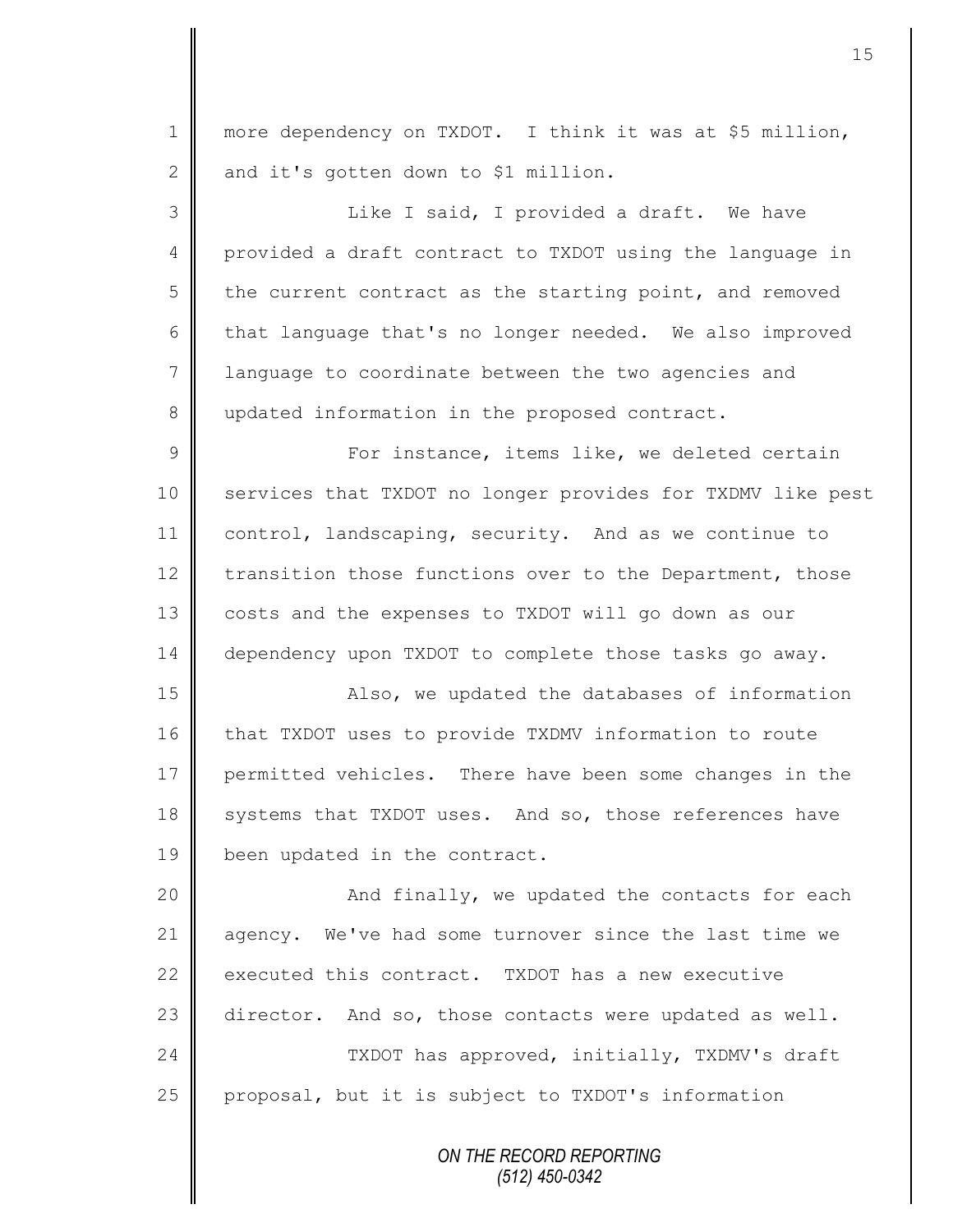more dependency on TXDOT. I think it was at $5 million, and it's gotten down to $1 million.

Like I said, I provided a draft. We have provided a draft contract to TXDOT using the language in the current contract as the starting point, and removed that language that's no longer needed. We also improved language to coordinate between the two agencies and updated information in the proposed contract.

For instance, items like, we deleted certain services that TXDOT no longer provides for TXDMV like pest control, landscaping, security. And as we continue to transition those functions over to the Department, those costs and the expenses to TXDOT will go down as our dependency upon TXDOT to complete those tasks go away.

Also, we updated the databases of information that TXDOT uses to provide TXDMV information to route permitted vehicles. There have been some changes in the systems that TXDOT uses. And so, those references have been updated in the contract.

And finally, we updated the contacts for each agency. We've had some turnover since the last time we executed this contract. TXDOT has a new executive director. And so, those contacts were updated as well.

TXDOT has approved, initially, TXDMV's draft proposal, but it is subject to TXDOT's information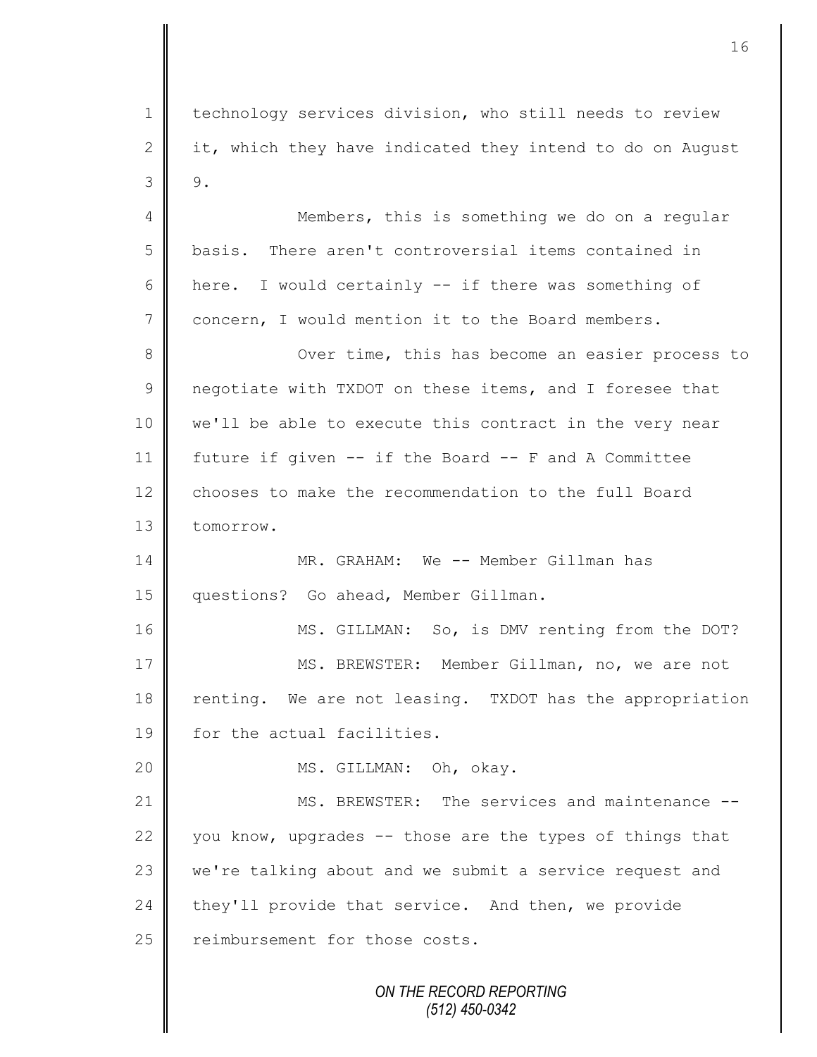technology services division, who still needs to review it, which they have indicated they intend to do on August 9.

Members, this is something we do on a regular basis. There aren't controversial items contained in here. I would certainly -- if there was something of concern, I would mention it to the Board members.

Over time, this has become an easier process to negotiate with TXDOT on these items, and I foresee that we'll be able to execute this contract in the very near future if given -- if the Board -- F and A Committee chooses to make the recommendation to the full Board tomorrow.

MR. GRAHAM: We -- Member Gillman has questions? Go ahead, Member Gillman.

MS. GILLMAN: So, is DMV renting from the DOT?

MS. BREWSTER: Member Gillman, no, we are not renting. We are not leasing. TXDOT has the appropriation for the actual facilities.

MS. GILLMAN: Oh, okay.

MS. BREWSTER: The services and maintenance -- you know, upgrades -- those are the types of things that we're talking about and we submit a service request and they'll provide that service. And then, we provide reimbursement for those costs.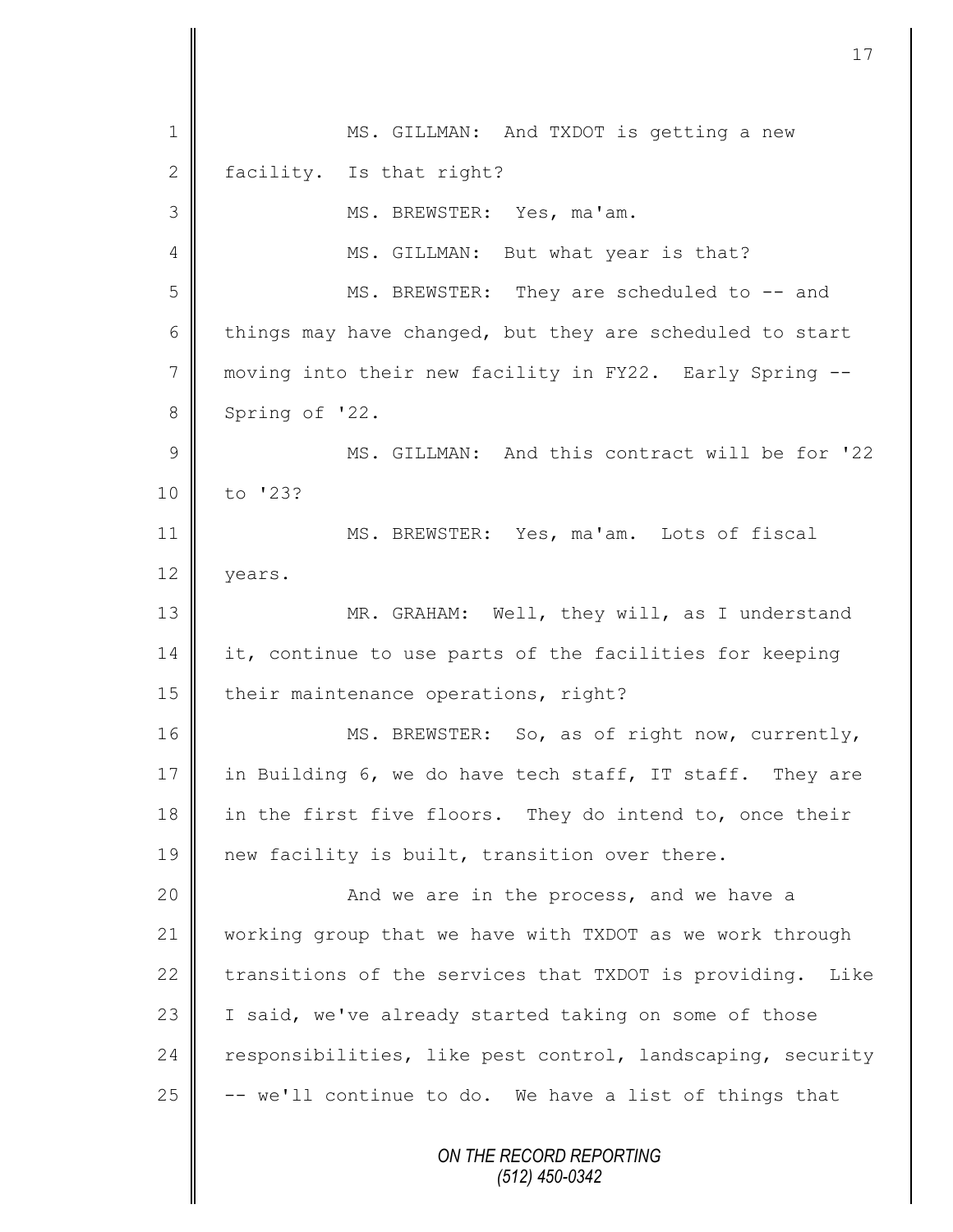MS. GILLMAN: And TXDOT is getting a new facility. Is that right?

MS. BREWSTER: Yes, ma'am.

MS. GILLMAN: But what year is that?

MS. BREWSTER: They are scheduled to -- and things may have changed, but they are scheduled to start moving into their new facility in FY22. Early Spring -- Spring of '22.

MS. GILLMAN: And this contract will be for '22 to '23?

MS. BREWSTER: Yes, ma'am. Lots of fiscal years.

MR. GRAHAM: Well, they will, as I understand it, continue to use parts of the facilities for keeping their maintenance operations, right?

MS. BREWSTER: So, as of right now, currently, in Building 6, we do have tech staff, IT staff. They are in the first five floors. They do intend to, once their new facility is built, transition over there.

And we are in the process, and we have a working group that we have with TXDOT as we work through transitions of the services that TXDOT is providing. Like I said, we've already started taking on some of those responsibilities, like pest control, landscaping, security -- we'll continue to do. We have a list of things that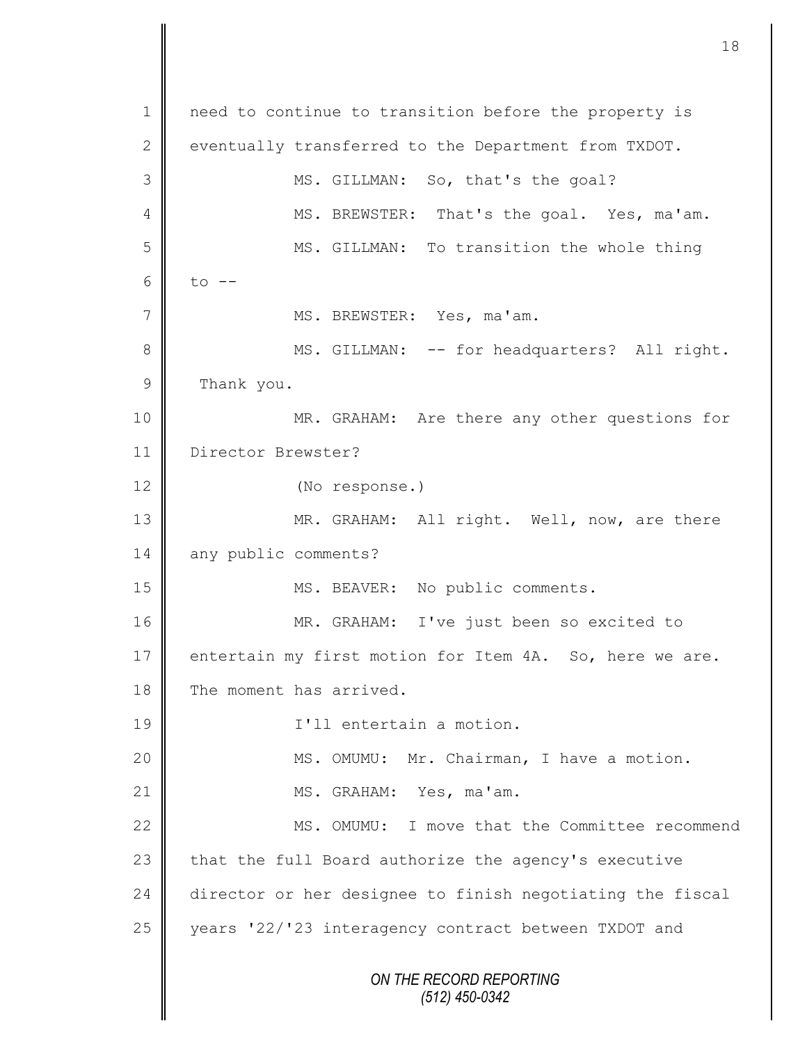need to continue to transition before the property is eventually transferred to the Department from TXDOT.

MS. GILLMAN: So, that's the goal?

MS. BREWSTER: That's the goal. Yes, ma'am.

MS. GILLMAN: To transition the whole thing to --

MS. BREWSTER: Yes, ma'am.

MS. GILLMAN: -- for headquarters? All right. Thank you.

MR. GRAHAM: Are there any other questions for Director Brewster?

(No response.)

MR. GRAHAM: All right. Well, now, are there any public comments?

MS. BEAVER: No public comments.

MR. GRAHAM: I've just been so excited to entertain my first motion for Item 4A. So, here we are. The moment has arrived.

I'll entertain a motion.

MS. OMUMU: Mr. Chairman, I have a motion.

MS. GRAHAM: Yes, ma'am.

MS. OMUMU: I move that the Committee recommend that the full Board authorize the agency's executive director or her designee to finish negotiating the fiscal years '22/'23 interagency contract between TXDOT and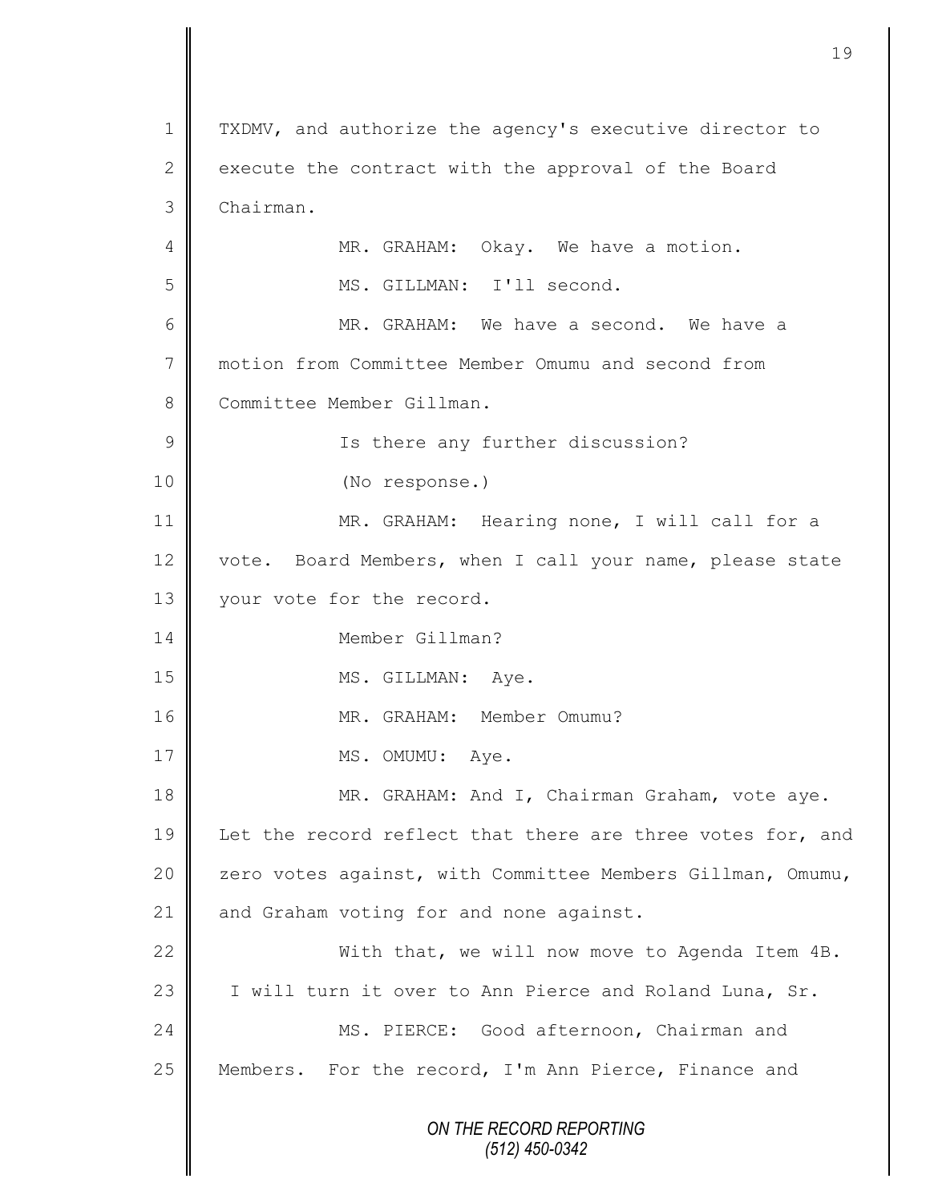TXDMV, and authorize the agency's executive director to execute the contract with the approval of the Board Chairman.

MR. GRAHAM: Okay. We have a motion.

MS. GILLMAN: I'll second.

MR. GRAHAM: We have a second. We have a motion from Committee Member Omumu and second from Committee Member Gillman.

Is there any further discussion?

(No response.)

MR. GRAHAM: Hearing none, I will call for a vote. Board Members, when I call your name, please state your vote for the record.

Member Gillman?

MS. GILLMAN: Aye.

MR. GRAHAM: Member Omumu?

MS. OMUMU: Aye.

MR. GRAHAM: And I, Chairman Graham, vote aye. Let the record reflect that there are three votes for, and zero votes against, with Committee Members Gillman, Omumu, and Graham voting for and none against.

With that, we will now move to Agenda Item 4B. I will turn it over to Ann Pierce and Roland Luna, Sr.

MS. PIERCE: Good afternoon, Chairman and Members. For the record, I'm Ann Pierce, Finance and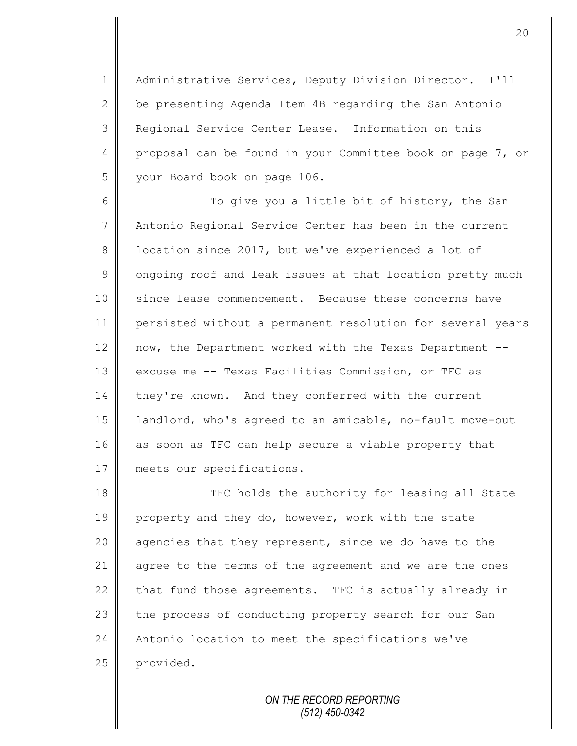Administrative Services, Deputy Division Director. I'll be presenting Agenda Item 4B regarding the San Antonio Regional Service Center Lease. Information on this proposal can be found in your Committee book on page 7, or your Board book on page 106.

To give you a little bit of history, the San Antonio Regional Service Center has been in the current location since 2017, but we've experienced a lot of ongoing roof and leak issues at that location pretty much since lease commencement. Because these concerns have persisted without a permanent resolution for several years now, the Department worked with the Texas Department -- excuse me -- Texas Facilities Commission, or TFC as they're known. And they conferred with the current landlord, who's agreed to an amicable, no-fault move-out as soon as TFC can help secure a viable property that meets our specifications.

TFC holds the authority for leasing all State property and they do, however, work with the state agencies that they represent, since we do have to the agree to the terms of the agreement and we are the ones that fund those agreements. TFC is actually already in the process of conducting property search for our San Antonio location to meet the specifications we've provided.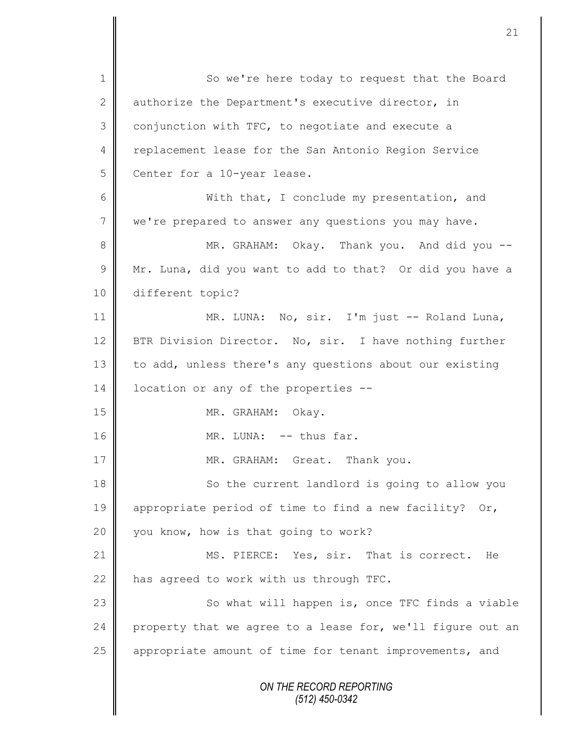So we're here today to request that the Board authorize the Department's executive director, in conjunction with TFC, to negotiate and execute a replacement lease for the San Antonio Region Service Center for a 10-year lease.

With that, I conclude my presentation, and we're prepared to answer any questions you may have.

MR. GRAHAM: Okay. Thank you. And did you -- Mr. Luna, did you want to add to that? Or did you have a different topic?

MR. LUNA: No, sir. I'm just -- Roland Luna, BTR Division Director. No, sir. I have nothing further to add, unless there's any questions about our existing location or any of the properties --

MR. GRAHAM: Okay.

MR. LUNA: -- thus far.

MR. GRAHAM: Great. Thank you.

So the current landlord is going to allow you appropriate period of time to find a new facility? Or, you know, how is that going to work?

MS. PIERCE: Yes, sir. That is correct. He has agreed to work with us through TFC.

So what will happen is, once TFC finds a viable property that we agree to a lease for, we'll figure out an appropriate amount of time for tenant improvements, and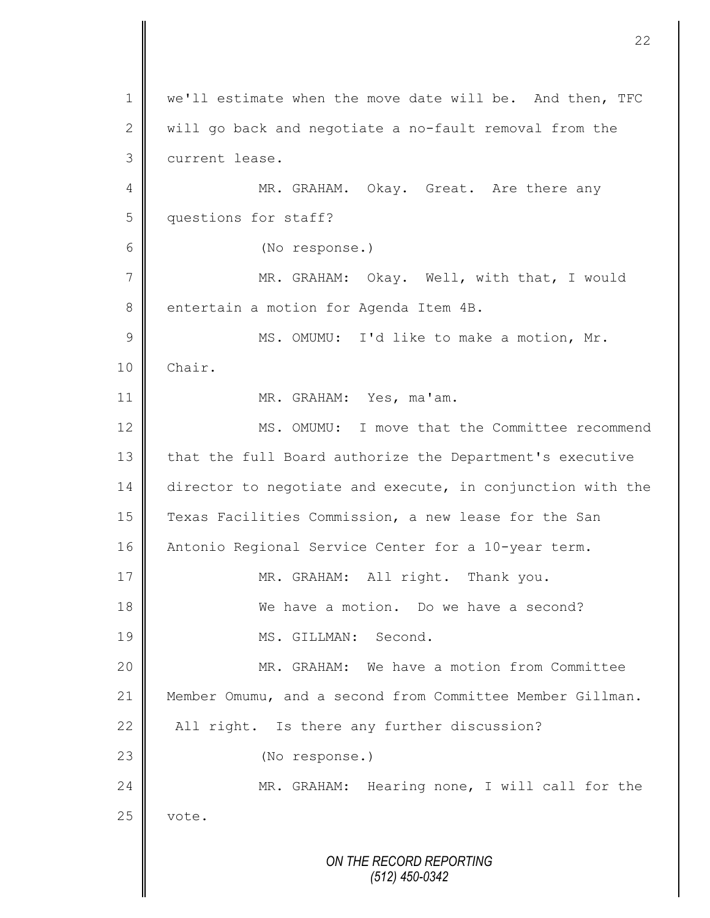we'll estimate when the move date will be. And then, TFC will go back and negotiate a no-fault removal from the current lease.

MR. GRAHAM. Okay. Great. Are there any questions for staff?

(No response.)

MR. GRAHAM: Okay. Well, with that, I would entertain a motion for Agenda Item 4B.

MS. OMUMU: I'd like to make a motion, Mr. Chair.

MR. GRAHAM: Yes, ma'am.

MS. OMUMU: I move that the Committee recommend that the full Board authorize the Department's executive director to negotiate and execute, in conjunction with the Texas Facilities Commission, a new lease for the San Antonio Regional Service Center for a 10-year term.

MR. GRAHAM: All right. Thank you.

We have a motion. Do we have a second?

MS. GILLMAN: Second.

MR. GRAHAM: We have a motion from Committee Member Omumu, and a second from Committee Member Gillman. All right. Is there any further discussion?

(No response.)

MR. GRAHAM: Hearing none, I will call for the vote.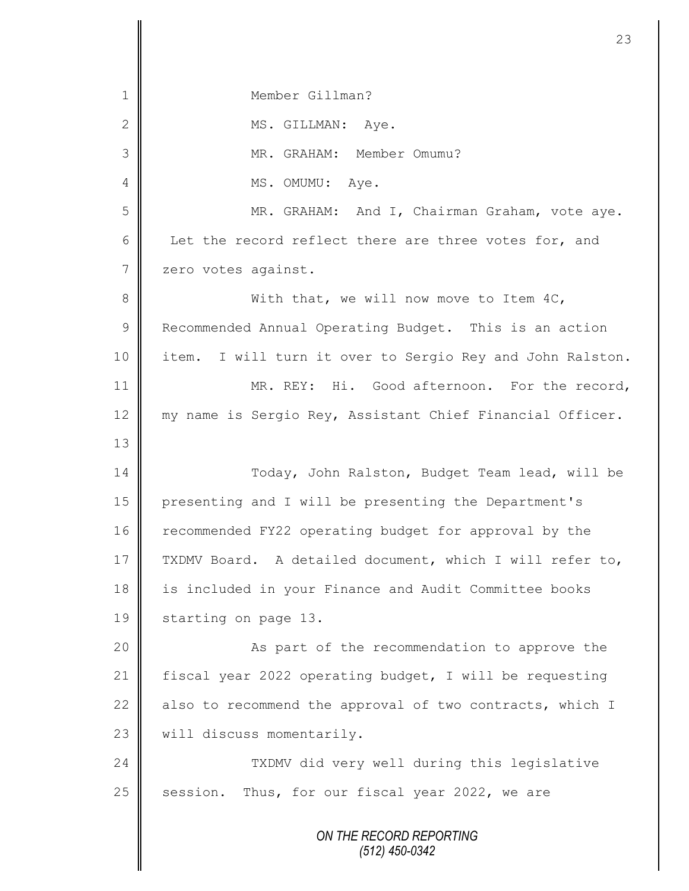Member Gillman?

MS. GILLMAN: Aye.

MR. GRAHAM: Member Omumu?

MS. OMUMU: Aye.

MR. GRAHAM: And I, Chairman Graham, vote aye. Let the record reflect there are three votes for, and zero votes against.

With that, we will now move to Item 4C, Recommended Annual Operating Budget. This is an action item. I will turn it over to Sergio Rey and John Ralston.

MR. REY: Hi. Good afternoon. For the record, my name is Sergio Rey, Assistant Chief Financial Officer.

Today, John Ralston, Budget Team lead, will be presenting and I will be presenting the Department's recommended FY22 operating budget for approval by the TXDMV Board. A detailed document, which I will refer to, is included in your Finance and Audit Committee books starting on page 13.

As part of the recommendation to approve the fiscal year 2022 operating budget, I will be requesting also to recommend the approval of two contracts, which I will discuss momentarily.

TXDMV did very well during this legislative session. Thus, for our fiscal year 2022, we are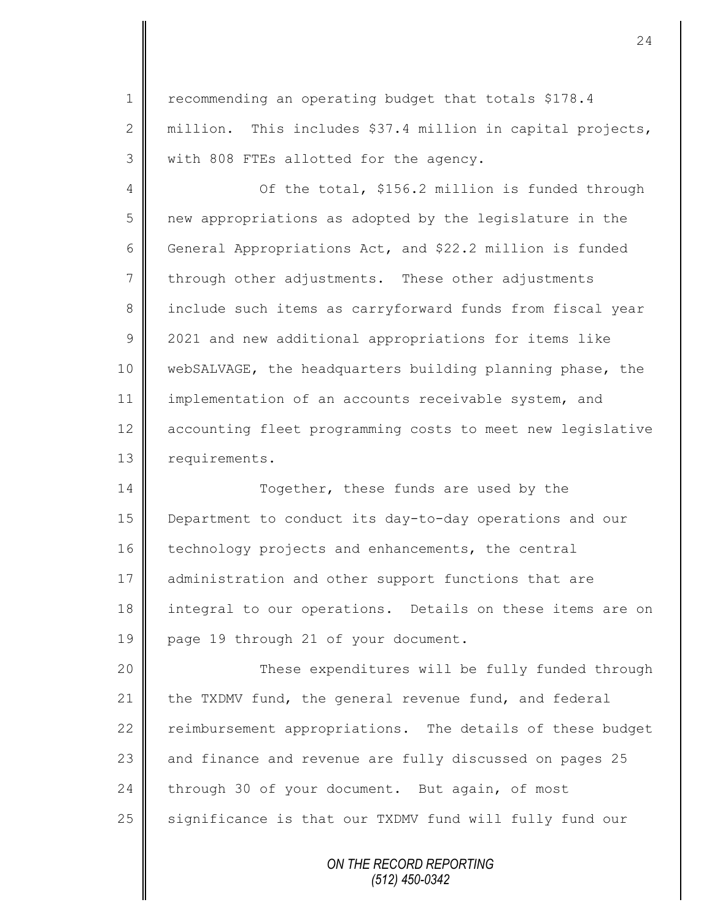recommending an operating budget that totals $178.4 million. This includes $37.4 million in capital projects, with 808 FTEs allotted for the agency.

Of the total, $156.2 million is funded through new appropriations as adopted by the legislature in the General Appropriations Act, and $22.2 million is funded through other adjustments. These other adjustments include such items as carryforward funds from fiscal year 2021 and new additional appropriations for items like webSALVAGE, the headquarters building planning phase, the implementation of an accounts receivable system, and accounting fleet programming costs to meet new legislative requirements.

Together, these funds are used by the Department to conduct its day-to-day operations and our technology projects and enhancements, the central administration and other support functions that are integral to our operations. Details on these items are on page 19 through 21 of your document.

These expenditures will be fully funded through the TXDMV fund, the general revenue fund, and federal reimbursement appropriations. The details of these budget and finance and revenue are fully discussed on pages 25 through 30 of your document. But again, of most significance is that our TXDMV fund will fully fund our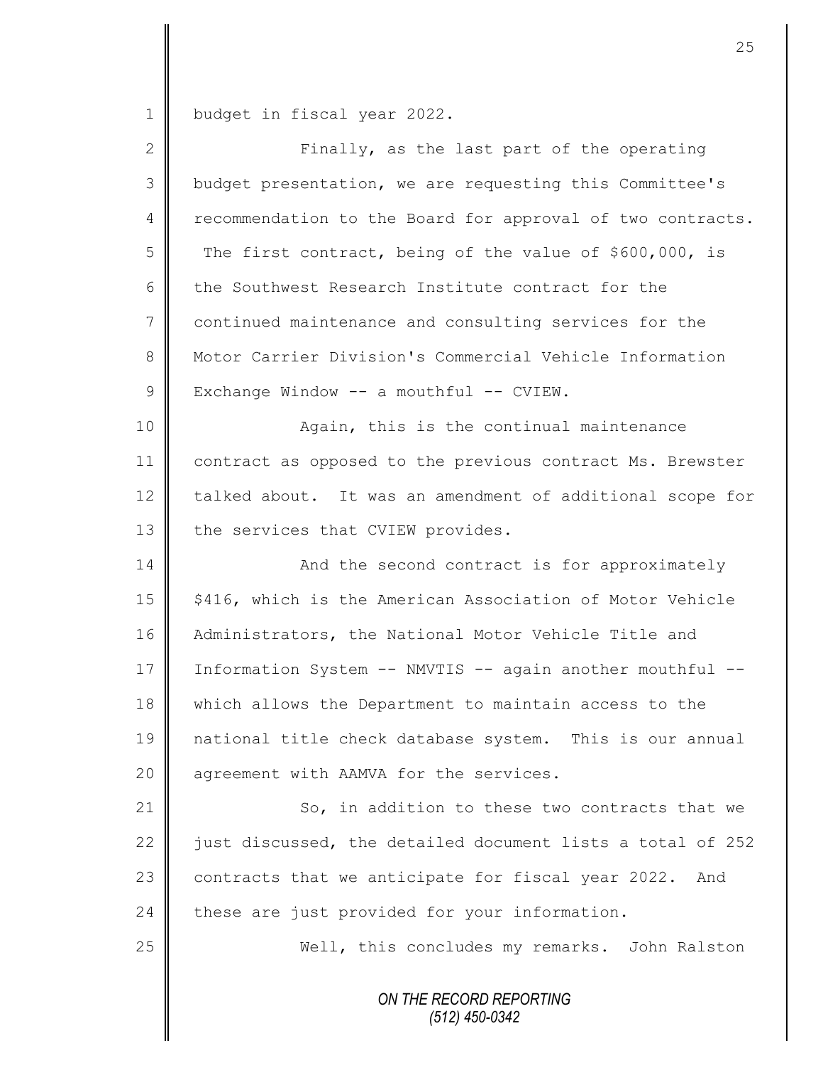budget in fiscal year 2022.

Finally, as the last part of the operating budget presentation, we are requesting this Committee's recommendation to the Board for approval of two contracts. The first contract, being of the value of $600,000, is the Southwest Research Institute contract for the continued maintenance and consulting services for the Motor Carrier Division's Commercial Vehicle Information Exchange Window -- a mouthful -- CVIEW.

Again, this is the continual maintenance contract as opposed to the previous contract Ms. Brewster talked about. It was an amendment of additional scope for the services that CVIEW provides.

And the second contract is for approximately $416, which is the American Association of Motor Vehicle Administrators, the National Motor Vehicle Title and Information System -- NMVTIS -- again another mouthful -- which allows the Department to maintain access to the national title check database system. This is our annual agreement with AAMVA for the services.

So, in addition to these two contracts that we just discussed, the detailed document lists a total of 252 contracts that we anticipate for fiscal year 2022. And these are just provided for your information.

Well, this concludes my remarks. John Ralston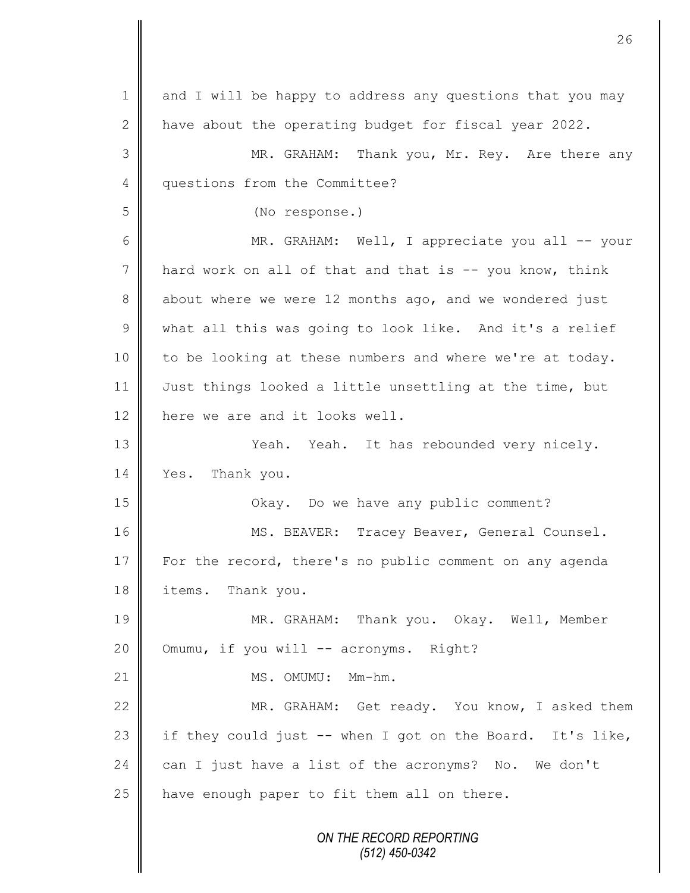and I will be happy to address any questions that you may have about the operating budget for fiscal year 2022.

MR. GRAHAM: Thank you, Mr. Rey. Are there any questions from the Committee?

(No response.)

MR. GRAHAM: Well, I appreciate you all -- your hard work on all of that and that is -- you know, think about where we were 12 months ago, and we wondered just what all this was going to look like. And it's a relief to be looking at these numbers and where we're at today. Just things looked a little unsettling at the time, but here we are and it looks well.

Yeah. Yeah. It has rebounded very nicely. Yes. Thank you.

Okay. Do we have any public comment?

MS. BEAVER: Tracey Beaver, General Counsel. For the record, there's no public comment on any agenda items. Thank you.

MR. GRAHAM: Thank you. Okay. Well, Member Omumu, if you will -- acronyms. Right?

MS. OMUMU: Mm-hm.

MR. GRAHAM: Get ready. You know, I asked them if they could just -- when I got on the Board. It's like, can I just have a list of the acronyms? No. We don't have enough paper to fit them all on there.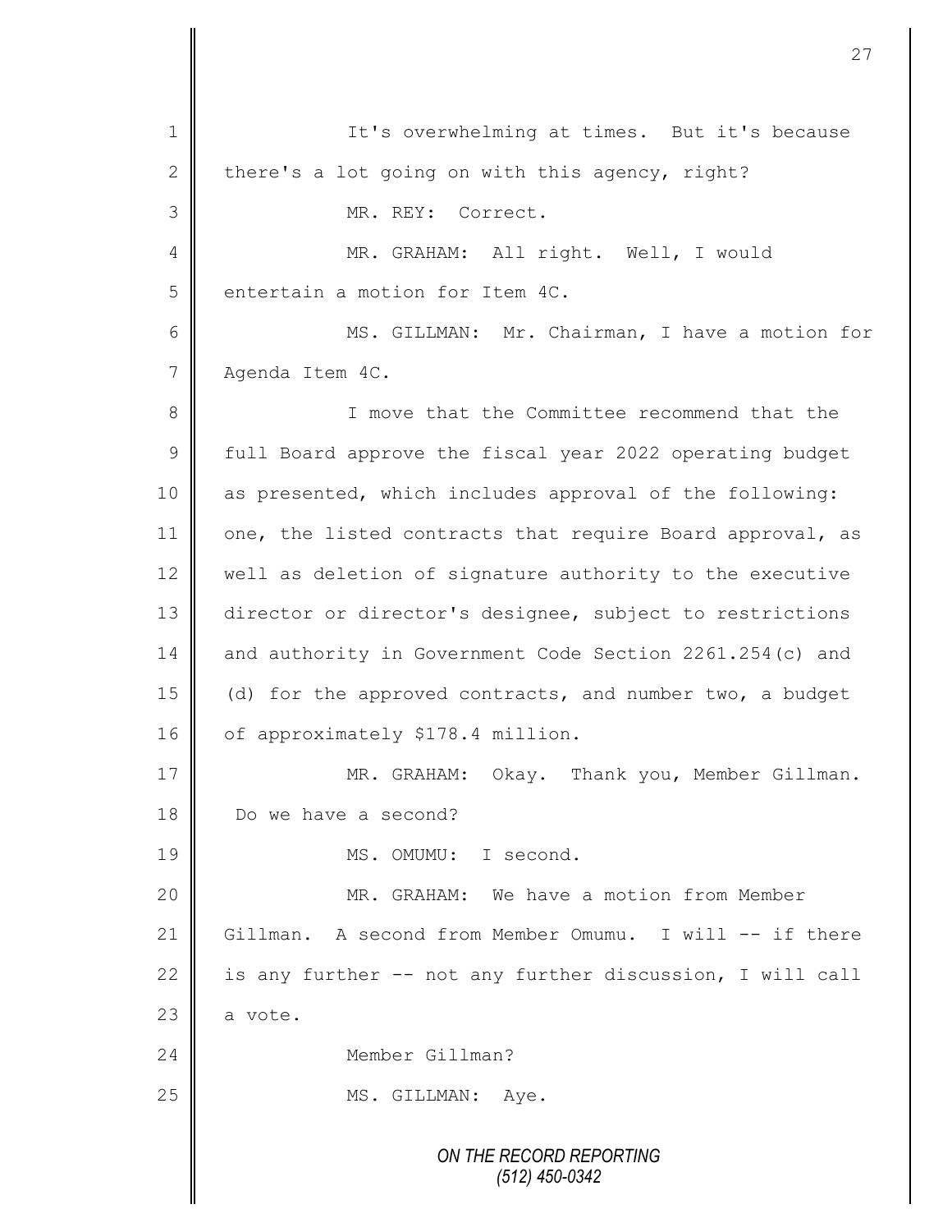It's overwhelming at times. But it's because there's a lot going on with this agency, right?

MR. REY: Correct.

MR. GRAHAM: All right. Well, I would entertain a motion for Item 4C.

MS. GILLMAN: Mr. Chairman, I have a motion for Agenda Item 4C.

I move that the Committee recommend that the full Board approve the fiscal year 2022 operating budget as presented, which includes approval of the following: one, the listed contracts that require Board approval, as well as deletion of signature authority to the executive director or director's designee, subject to restrictions and authority in Government Code Section 2261.254(c) and (d) for the approved contracts, and number two, a budget of approximately $178.4 million.

MR. GRAHAM: Okay. Thank you, Member Gillman. Do we have a second?

MS. OMUMU: I second.

MR. GRAHAM: We have a motion from Member Gillman. A second from Member Omumu. I will -- if there is any further -- not any further discussion, I will call a vote.

Member Gillman?

MS. GILLMAN: Aye.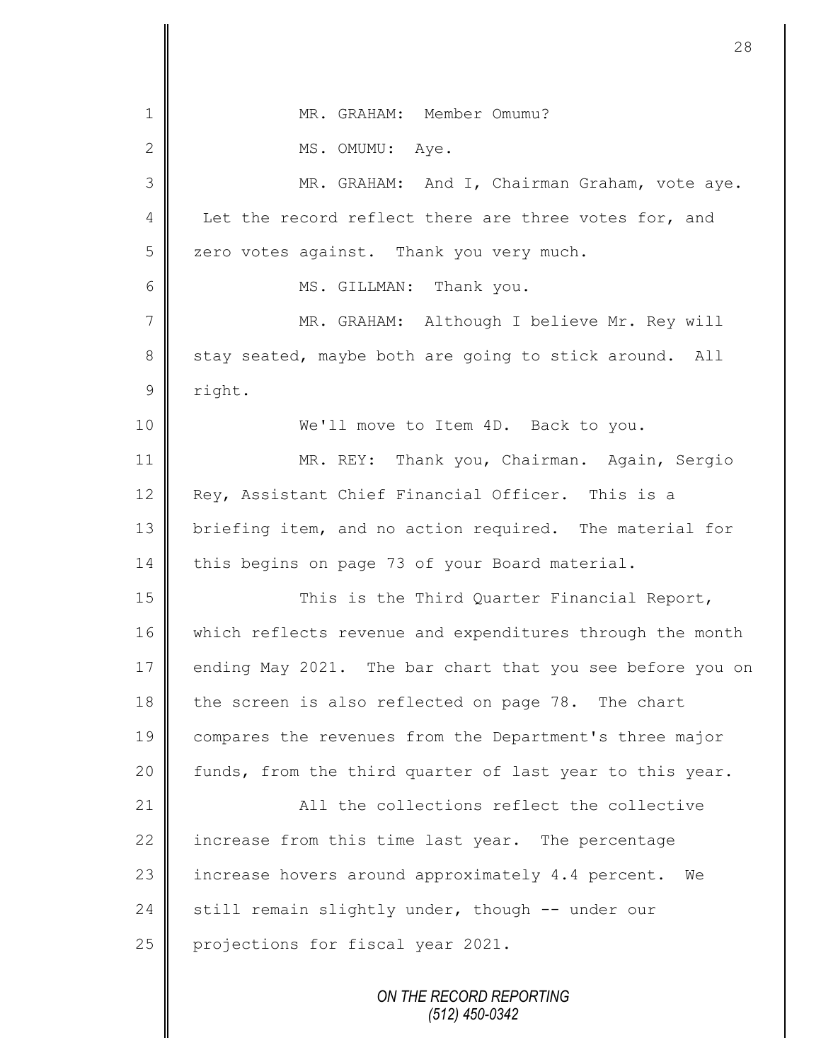MR. GRAHAM: Member Omumu?

MS. OMUMU: Aye.

MR. GRAHAM: And I, Chairman Graham, vote aye. Let the record reflect there are three votes for, and zero votes against. Thank you very much.

MS. GILLMAN: Thank you.

MR. GRAHAM: Although I believe Mr. Rey will stay seated, maybe both are going to stick around. All right.

We'll move to Item 4D. Back to you.

MR. REY: Thank you, Chairman. Again, Sergio Rey, Assistant Chief Financial Officer. This is a briefing item, and no action required. The material for this begins on page 73 of your Board material.

This is the Third Quarter Financial Report, which reflects revenue and expenditures through the month ending May 2021. The bar chart that you see before you on the screen is also reflected on page 78. The chart compares the revenues from the Department's three major funds, from the third quarter of last year to this year.

All the collections reflect the collective increase from this time last year. The percentage increase hovers around approximately 4.4 percent. We still remain slightly under, though -- under our projections for fiscal year 2021.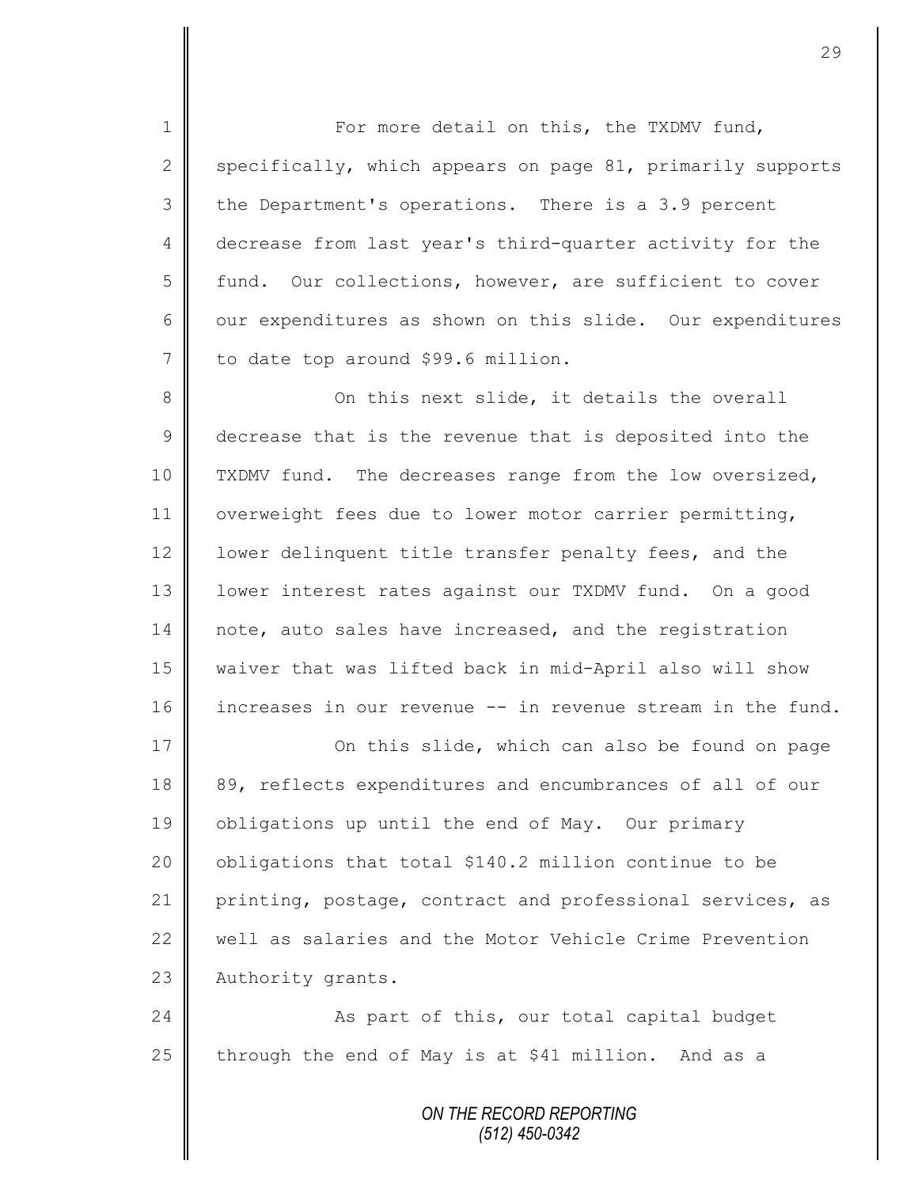For more detail on this, the TXDMV fund, specifically, which appears on page 81, primarily supports the Department's operations. There is a 3.9 percent decrease from last year's third-quarter activity for the fund. Our collections, however, are sufficient to cover our expenditures as shown on this slide. Our expenditures to date top around $99.6 million.

On this next slide, it details the overall decrease that is the revenue that is deposited into the TXDMV fund. The decreases range from the low oversized, overweight fees due to lower motor carrier permitting, lower delinquent title transfer penalty fees, and the lower interest rates against our TXDMV fund. On a good note, auto sales have increased, and the registration waiver that was lifted back in mid-April also will show increases in our revenue -- in revenue stream in the fund.

On this slide, which can also be found on page 89, reflects expenditures and encumbrances of all of our obligations up until the end of May. Our primary obligations that total $140.2 million continue to be printing, postage, contract and professional services, as well as salaries and the Motor Vehicle Crime Prevention Authority grants.

As part of this, our total capital budget through the end of May is at $41 million. And as a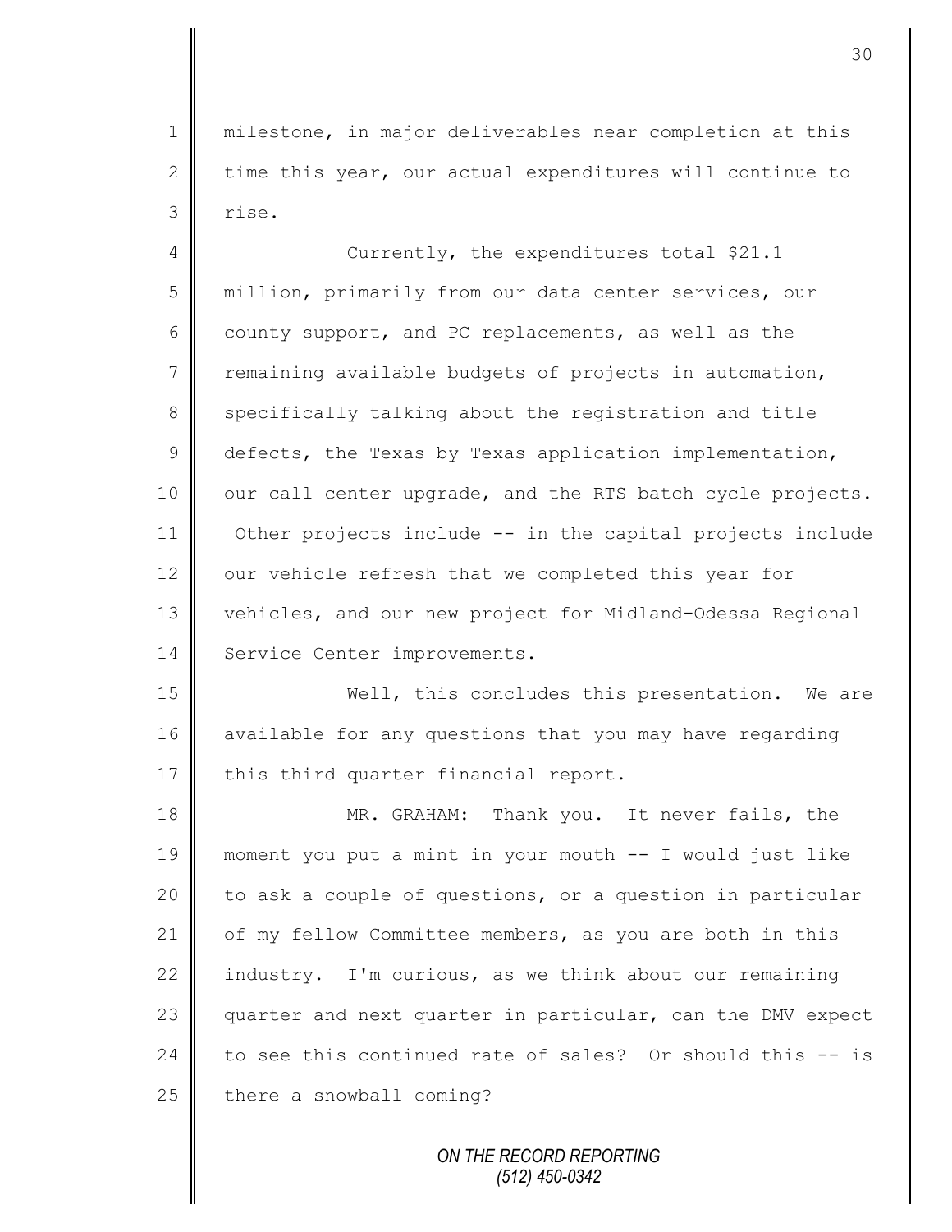milestone, in major deliverables near completion at this time this year, our actual expenditures will continue to rise.

Currently, the expenditures total $21.1 million, primarily from our data center services, our county support, and PC replacements, as well as the remaining available budgets of projects in automation, specifically talking about the registration and title defects, the Texas by Texas application implementation, our call center upgrade, and the RTS batch cycle projects. Other projects include -- in the capital projects include our vehicle refresh that we completed this year for vehicles, and our new project for Midland-Odessa Regional Service Center improvements.

Well, this concludes this presentation. We are available for any questions that you may have regarding this third quarter financial report.

MR. GRAHAM: Thank you. It never fails, the moment you put a mint in your mouth -- I would just like to ask a couple of questions, or a question in particular of my fellow Committee members, as you are both in this industry. I'm curious, as we think about our remaining quarter and next quarter in particular, can the DMV expect to see this continued rate of sales? Or should this -- is there a snowball coming?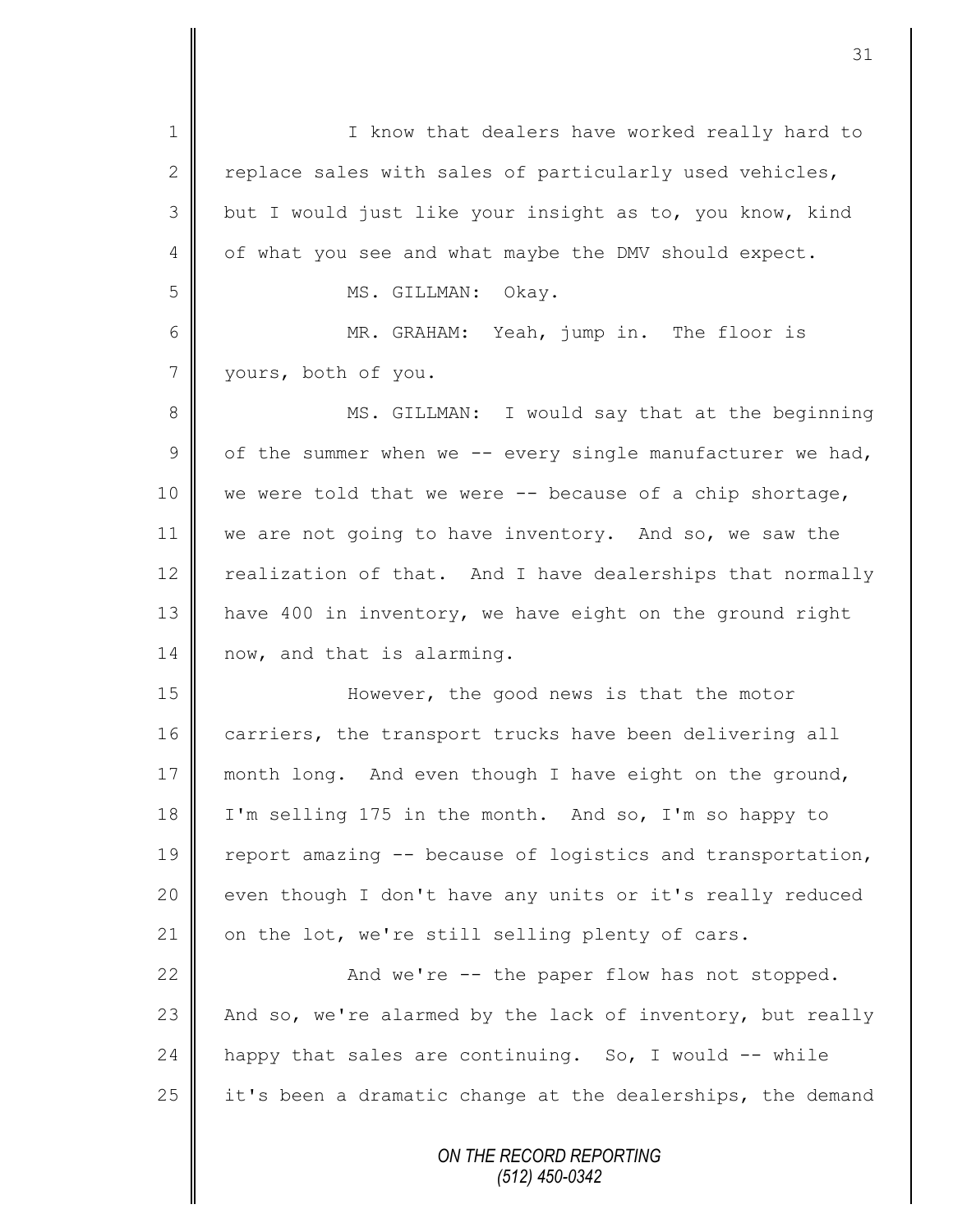I know that dealers have worked really hard to replace sales with sales of particularly used vehicles, but I would just like your insight as to, you know, kind of what you see and what maybe the DMV should expect.

MS. GILLMAN: Okay.

MR. GRAHAM: Yeah, jump in. The floor is yours, both of you.

MS. GILLMAN: I would say that at the beginning of the summer when we -- every single manufacturer we had, we were told that we were -- because of a chip shortage, we are not going to have inventory. And so, we saw the realization of that. And I have dealerships that normally have 400 in inventory, we have eight on the ground right now, and that is alarming.

However, the good news is that the motor carriers, the transport trucks have been delivering all month long. And even though I have eight on the ground, I'm selling 175 in the month. And so, I'm so happy to report amazing -- because of logistics and transportation, even though I don't have any units or it's really reduced on the lot, we're still selling plenty of cars.

And we're -- the paper flow has not stopped. And so, we're alarmed by the lack of inventory, but really happy that sales are continuing. So, I would -- while it's been a dramatic change at the dealerships, the demand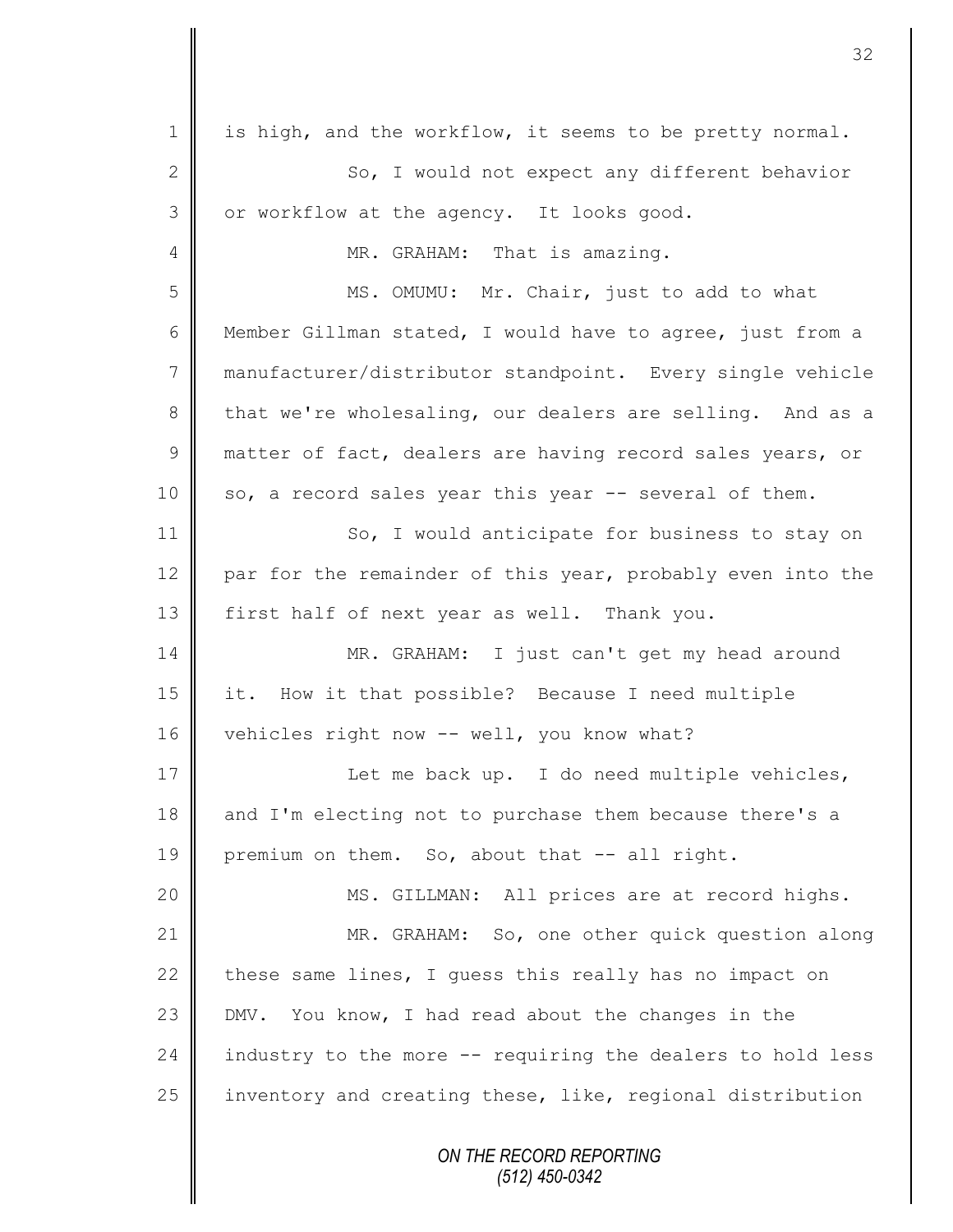is high, and the workflow, it seems to be pretty normal.

So, I would not expect any different behavior or workflow at the agency. It looks good.

MR. GRAHAM: That is amazing.

MS. OMUMU: Mr. Chair, just to add to what Member Gillman stated, I would have to agree, just from a manufacturer/distributor standpoint. Every single vehicle that we're wholesaling, our dealers are selling. And as a matter of fact, dealers are having record sales years, or so, a record sales year this year -- several of them.

So, I would anticipate for business to stay on par for the remainder of this year, probably even into the first half of next year as well. Thank you.

MR. GRAHAM: I just can't get my head around it. How it that possible? Because I need multiple vehicles right now -- well, you know what?

Let me back up. I do need multiple vehicles, and I'm electing not to purchase them because there's a premium on them. So, about that -- all right.

MS. GILLMAN: All prices are at record highs.

MR. GRAHAM: So, one other quick question along these same lines, I guess this really has no impact on DMV. You know, I had read about the changes in the industry to the more -- requiring the dealers to hold less inventory and creating these, like, regional distribution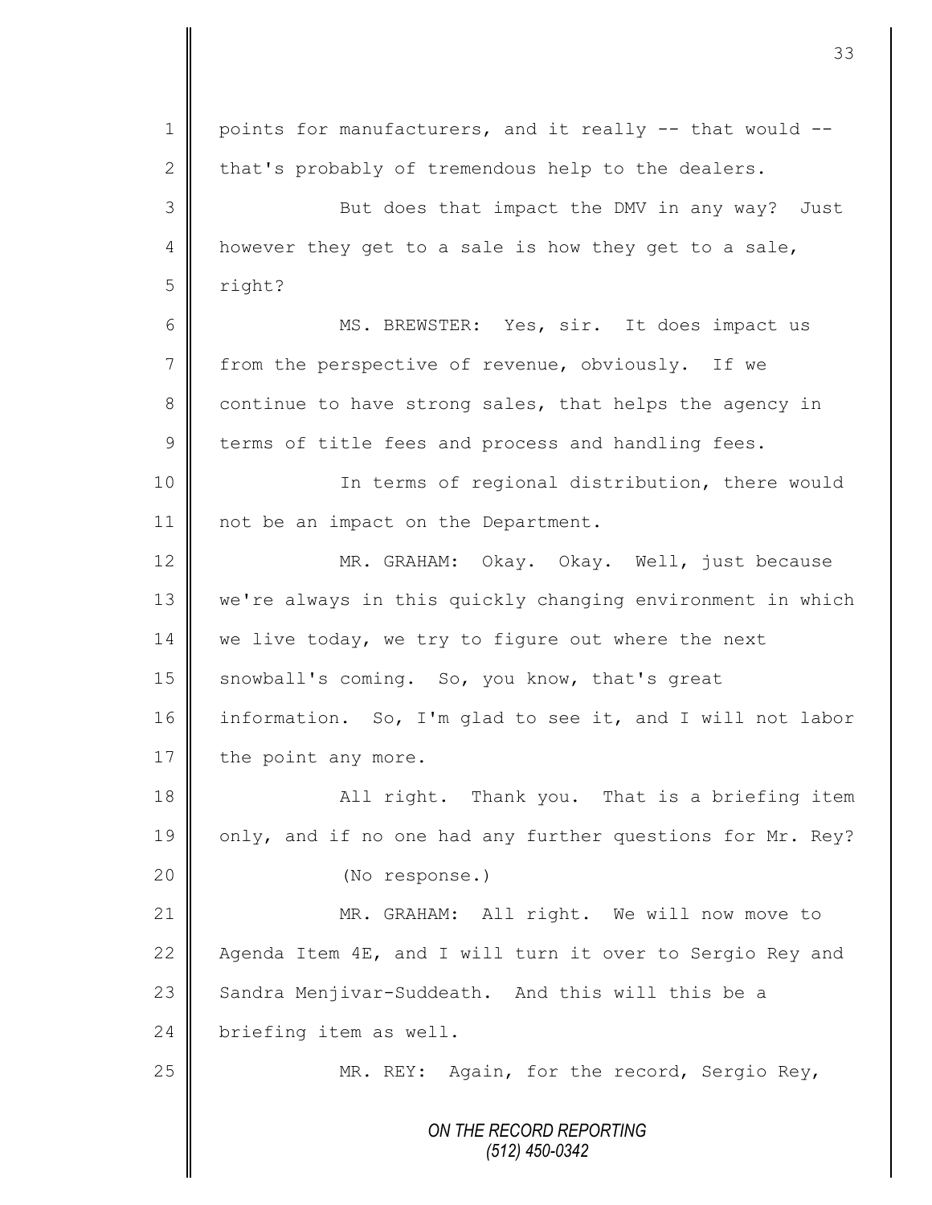points for manufacturers, and it really -- that would -- that's probably of tremendous help to the dealers.

But does that impact the DMV in any way? Just however they get to a sale is how they get to a sale, right?

MS. BREWSTER: Yes, sir. It does impact us from the perspective of revenue, obviously. If we continue to have strong sales, that helps the agency in terms of title fees and process and handling fees.

In terms of regional distribution, there would not be an impact on the Department.

MR. GRAHAM: Okay. Okay. Well, just because we're always in this quickly changing environment in which we live today, we try to figure out where the next snowball's coming. So, you know, that's great information. So, I'm glad to see it, and I will not labor the point any more.

All right. Thank you. That is a briefing item only, and if no one had any further questions for Mr. Rey?

(No response.)

MR. GRAHAM: All right. We will now move to Agenda Item 4E, and I will turn it over to Sergio Rey and Sandra Menjivar-Suddeath. And this will this be a briefing item as well.

MR. REY: Again, for the record, Sergio Rey,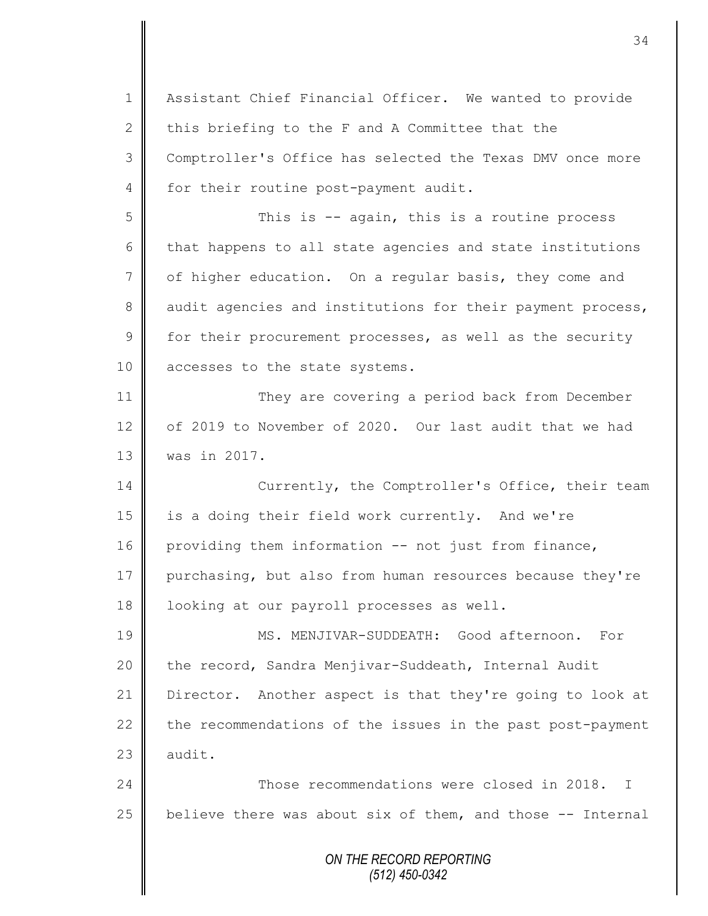Assistant Chief Financial Officer. We wanted to provide this briefing to the F and A Committee that the Comptroller's Office has selected the Texas DMV once more for their routine post-payment audit.

This is -- again, this is a routine process that happens to all state agencies and state institutions of higher education. On a regular basis, they come and audit agencies and institutions for their payment process, for their procurement processes, as well as the security accesses to the state systems.

They are covering a period back from December of 2019 to November of 2020. Our last audit that we had was in 2017.

Currently, the Comptroller's Office, their team is a doing their field work currently. And we're providing them information -- not just from finance, purchasing, but also from human resources because they're looking at our payroll processes as well.

MS. MENJIVAR-SUDDEATH: Good afternoon. For the record, Sandra Menjivar-Suddeath, Internal Audit Director. Another aspect is that they're going to look at the recommendations of the issues in the past post-payment audit.

Those recommendations were closed in 2018. I believe there was about six of them, and those -- Internal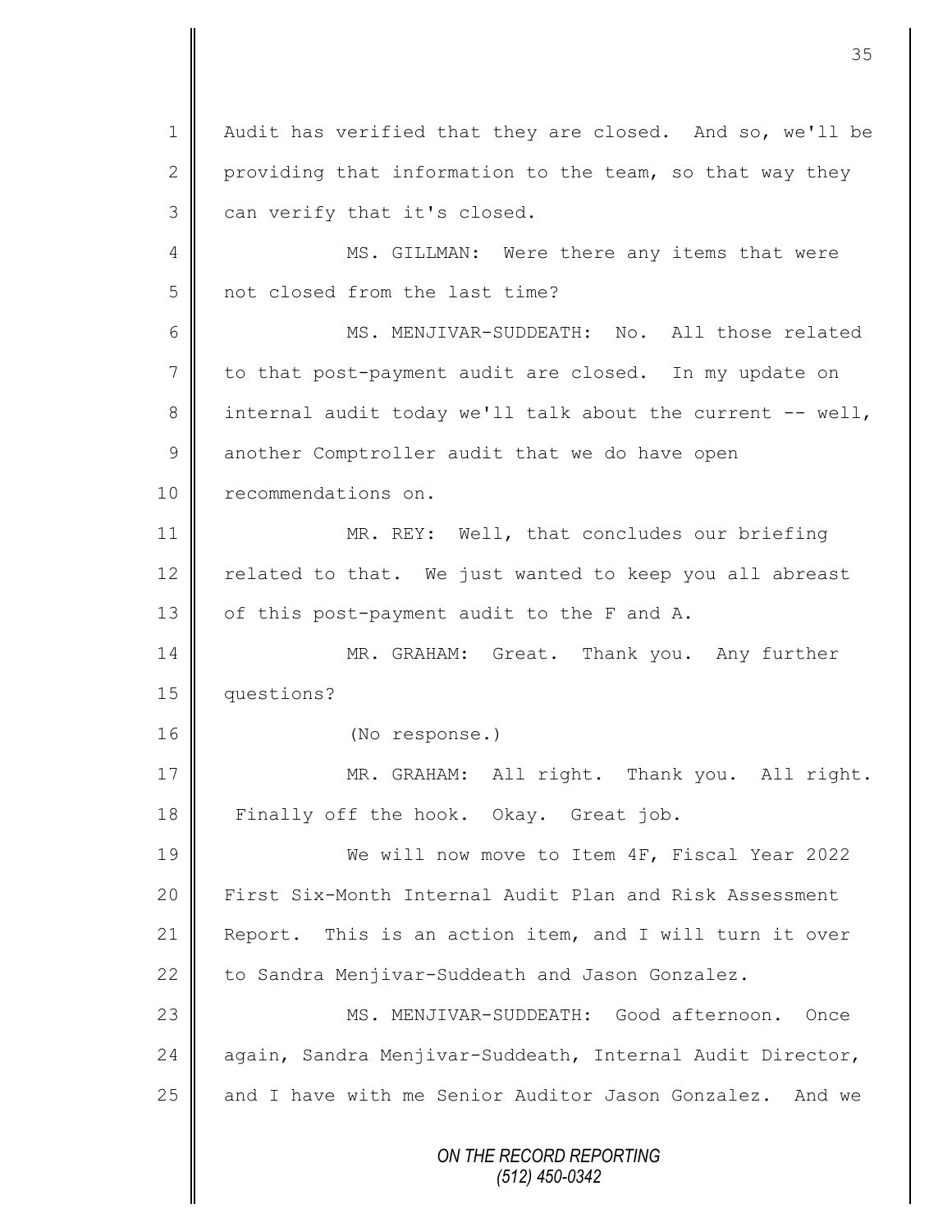1 Audit has verified that they are closed. And so, we'll be
2 providing that information to the team, so that way they
3 can verify that it's closed.

4 MS. GILLMAN: Were there any items that were
5 not closed from the last time?

6 MS. MENJIVAR-SUDDEATH: No. All those related
7 to that post-payment audit are closed. In my update on
8 internal audit today we'll talk about the current -- well,
9 another Comptroller audit that we do have open
10 recommendations on.

11 MR. REY: Well, that concludes our briefing
12 related to that. We just wanted to keep you all abreast
13 of this post-payment audit to the F and A.

14 MR. GRAHAM: Great. Thank you. Any further
15 questions?

16 (No response.)

17 MR. GRAHAM: All right. Thank you. All right.
18 Finally off the hook. Okay. Great job.

19 We will now move to Item 4F, Fiscal Year 2022
20 First Six-Month Internal Audit Plan and Risk Assessment
21 Report. This is an action item, and I will turn it over
22 to Sandra Menjivar-Suddeath and Jason Gonzalez.

23 MS. MENJIVAR-SUDDEATH: Good afternoon. Once
24 again, Sandra Menjivar-Suddeath, Internal Audit Director,
25 and I have with me Senior Auditor Jason Gonzalez. And we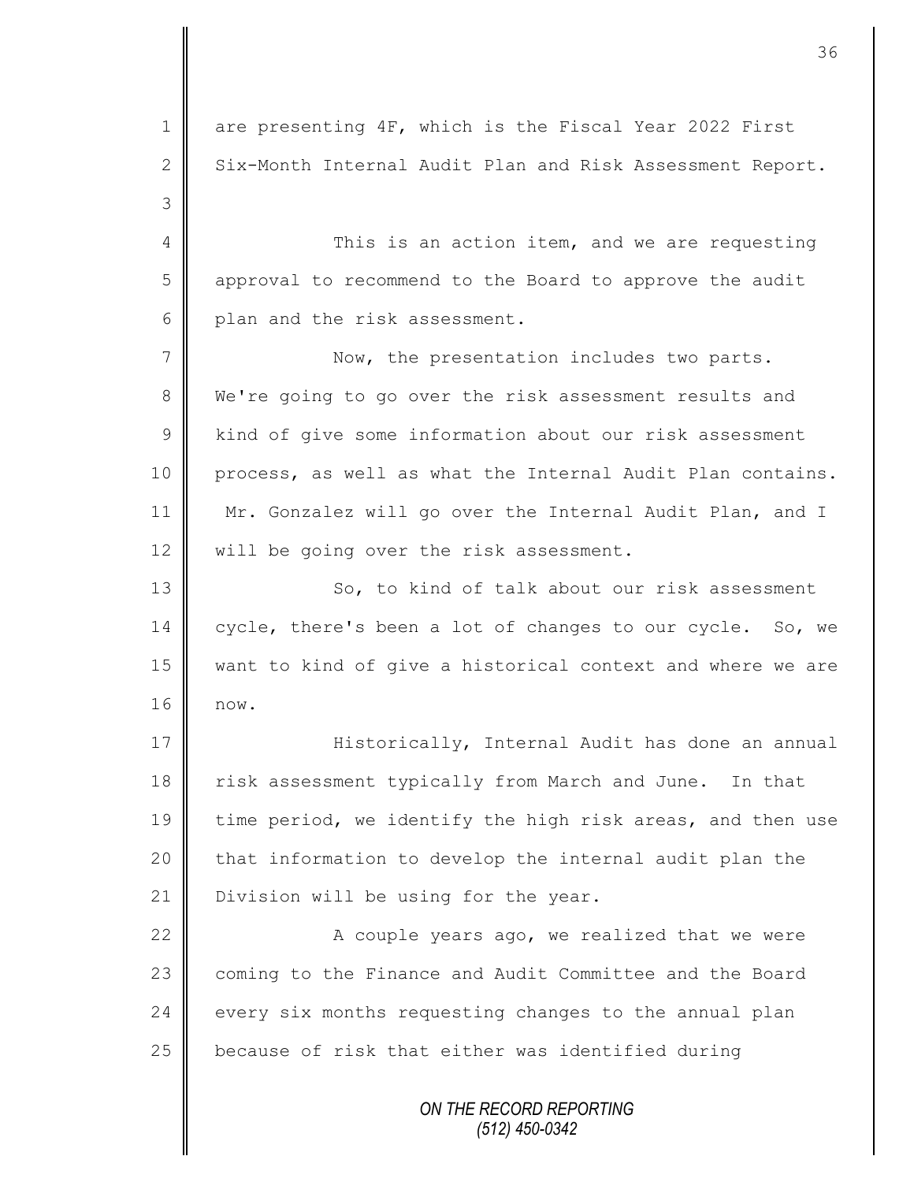are presenting 4F, which is the Fiscal Year 2022 First Six-Month Internal Audit Plan and Risk Assessment Report.

This is an action item, and we are requesting approval to recommend to the Board to approve the audit plan and the risk assessment.

Now, the presentation includes two parts. We're going to go over the risk assessment results and kind of give some information about our risk assessment process, as well as what the Internal Audit Plan contains. Mr. Gonzalez will go over the Internal Audit Plan, and I will be going over the risk assessment.

So, to kind of talk about our risk assessment cycle, there's been a lot of changes to our cycle. So, we want to kind of give a historical context and where we are now.

Historically, Internal Audit has done an annual risk assessment typically from March and June. In that time period, we identify the high risk areas, and then use that information to develop the internal audit plan the Division will be using for the year.

A couple years ago, we realized that we were coming to the Finance and Audit Committee and the Board every six months requesting changes to the annual plan because of risk that either was identified during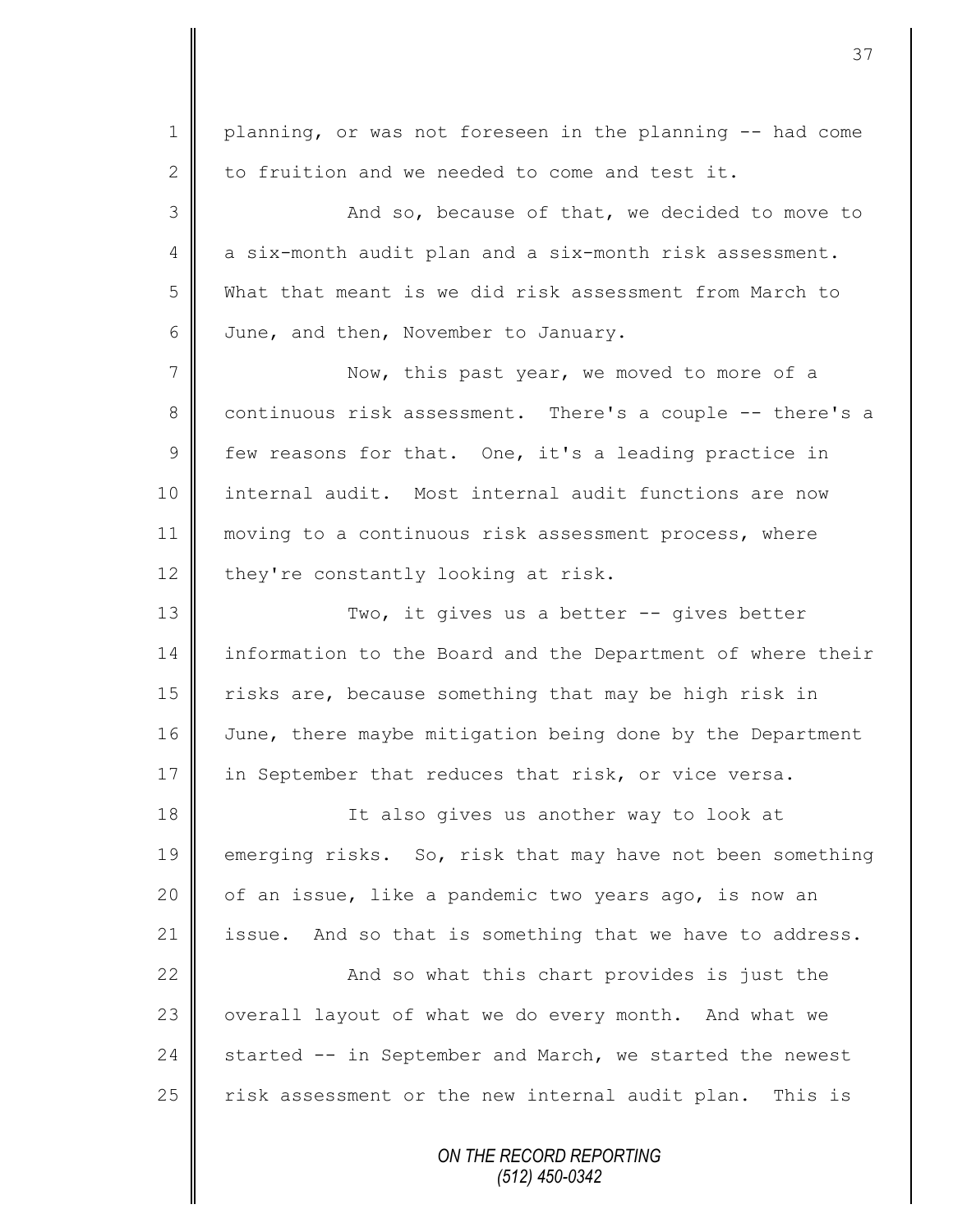planning, or was not foreseen in the planning -- had come to fruition and we needed to come and test it.

And so, because of that, we decided to move to a six-month audit plan and a six-month risk assessment. What that meant is we did risk assessment from March to June, and then, November to January.

Now, this past year, we moved to more of a continuous risk assessment. There's a couple -- there's a few reasons for that. One, it's a leading practice in internal audit. Most internal audit functions are now moving to a continuous risk assessment process, where they're constantly looking at risk.

Two, it gives us a better -- gives better information to the Board and the Department of where their risks are, because something that may be high risk in June, there maybe mitigation being done by the Department in September that reduces that risk, or vice versa.

It also gives us another way to look at emerging risks. So, risk that may have not been something of an issue, like a pandemic two years ago, is now an issue. And so that is something that we have to address.

And so what this chart provides is just the overall layout of what we do every month. And what we started -- in September and March, we started the newest risk assessment or the new internal audit plan. This is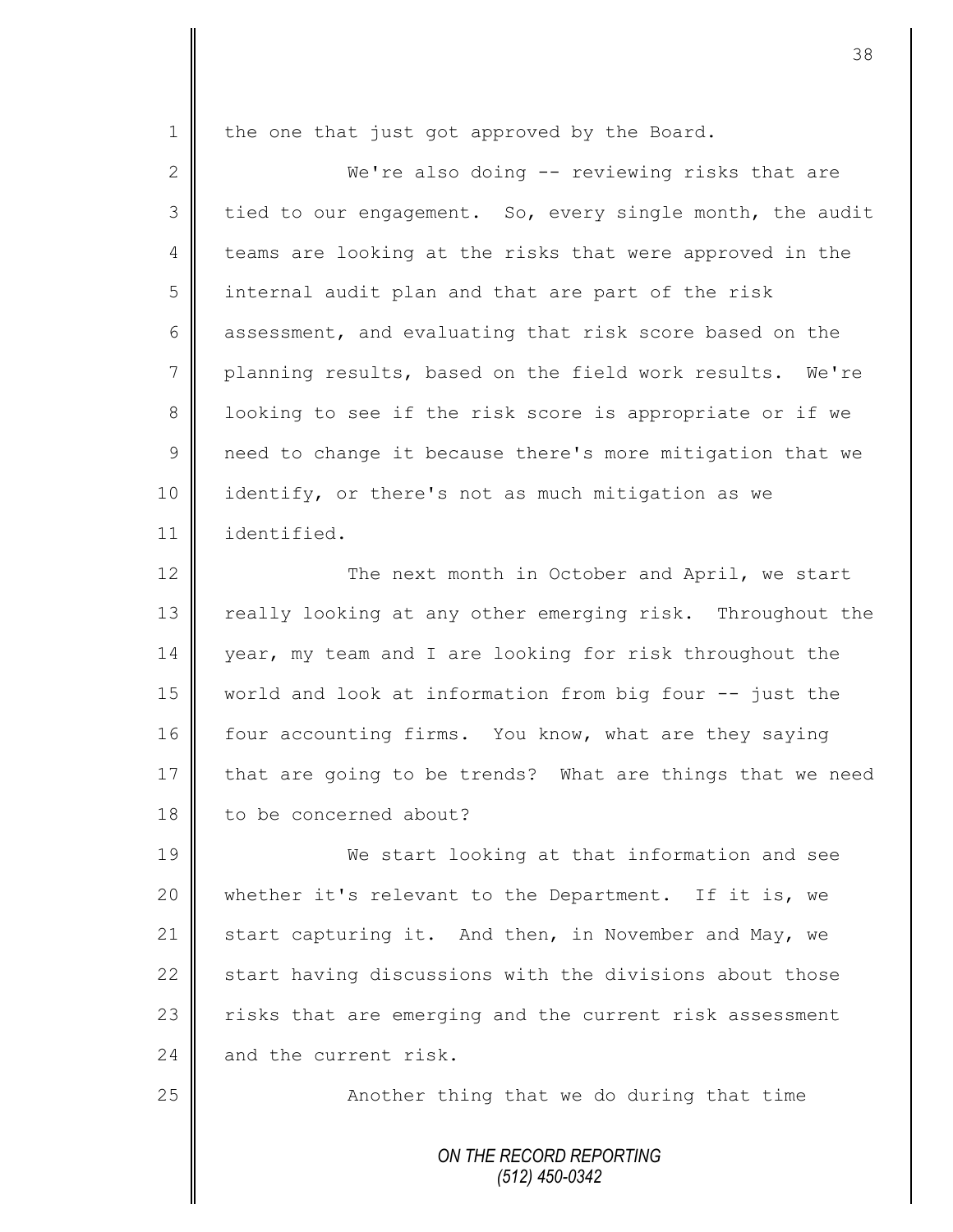the one that just got approved by the Board.

We're also doing -- reviewing risks that are tied to our engagement. So, every single month, the audit teams are looking at the risks that were approved in the internal audit plan and that are part of the risk assessment, and evaluating that risk score based on the planning results, based on the field work results. We're looking to see if the risk score is appropriate or if we need to change it because there's more mitigation that we identify, or there's not as much mitigation as we identified.

The next month in October and April, we start really looking at any other emerging risk. Throughout the year, my team and I are looking for risk throughout the world and look at information from big four -- just the four accounting firms. You know, what are they saying that are going to be trends? What are things that we need to be concerned about?

We start looking at that information and see whether it's relevant to the Department. If it is, we start capturing it. And then, in November and May, we start having discussions with the divisions about those risks that are emerging and the current risk assessment and the current risk.

Another thing that we do during that time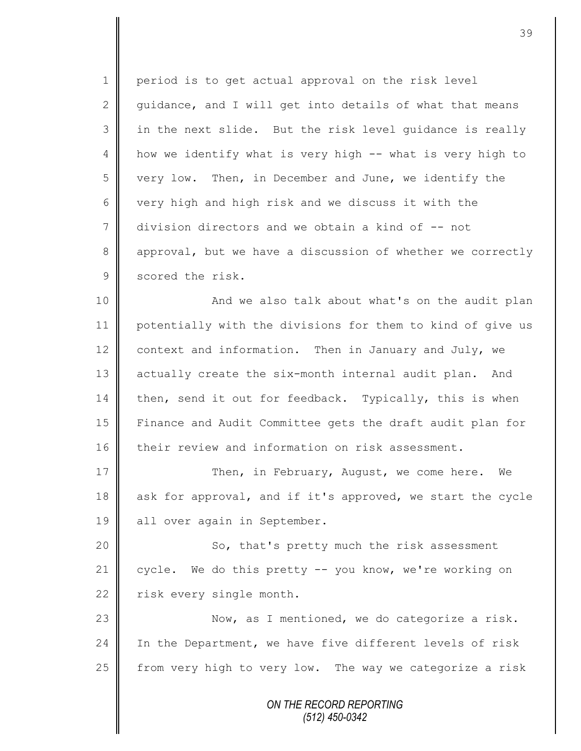period is to get actual approval on the risk level guidance, and I will get into details of what that means in the next slide. But the risk level guidance is really how we identify what is very high -- what is very high to very low. Then, in December and June, we identify the very high and high risk and we discuss it with the division directors and we obtain a kind of -- not approval, but we have a discussion of whether we correctly scored the risk.

And we also talk about what's on the audit plan potentially with the divisions for them to kind of give us context and information. Then in January and July, we actually create the six-month internal audit plan. And then, send it out for feedback. Typically, this is when Finance and Audit Committee gets the draft audit plan for their review and information on risk assessment.

Then, in February, August, we come here. We ask for approval, and if it's approved, we start the cycle all over again in September.

So, that's pretty much the risk assessment cycle. We do this pretty -- you know, we're working on risk every single month.

Now, as I mentioned, we do categorize a risk. In the Department, we have five different levels of risk from very high to very low. The way we categorize a risk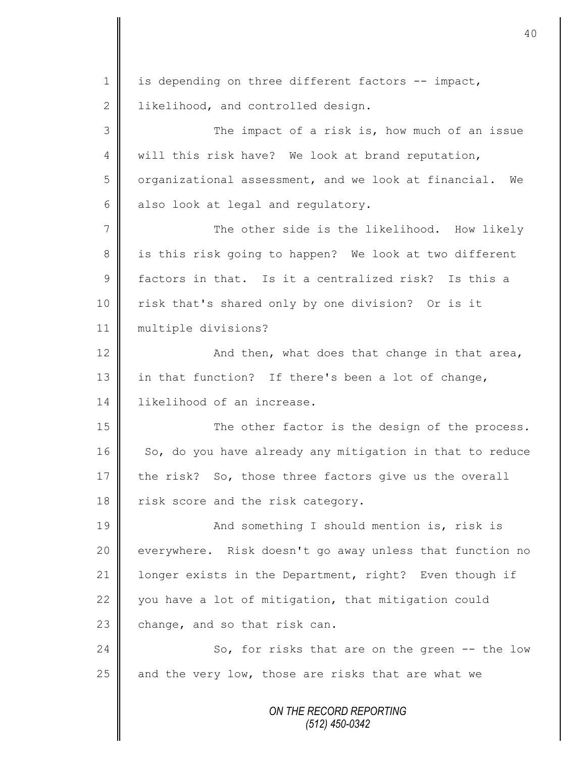is depending on three different factors -- impact, likelihood, and controlled design.

The impact of a risk is, how much of an issue will this risk have? We look at brand reputation, organizational assessment, and we look at financial. We also look at legal and regulatory.

The other side is the likelihood. How likely is this risk going to happen? We look at two different factors in that. Is it a centralized risk? Is this a risk that's shared only by one division? Or is it multiple divisions?

And then, what does that change in that area, in that function? If there's been a lot of change, likelihood of an increase.

The other factor is the design of the process. So, do you have already any mitigation in that to reduce the risk? So, those three factors give us the overall risk score and the risk category.

And something I should mention is, risk is everywhere. Risk doesn't go away unless that function no longer exists in the Department, right? Even though if you have a lot of mitigation, that mitigation could change, and so that risk can.

So, for risks that are on the green -- the low and the very low, those are risks that are what we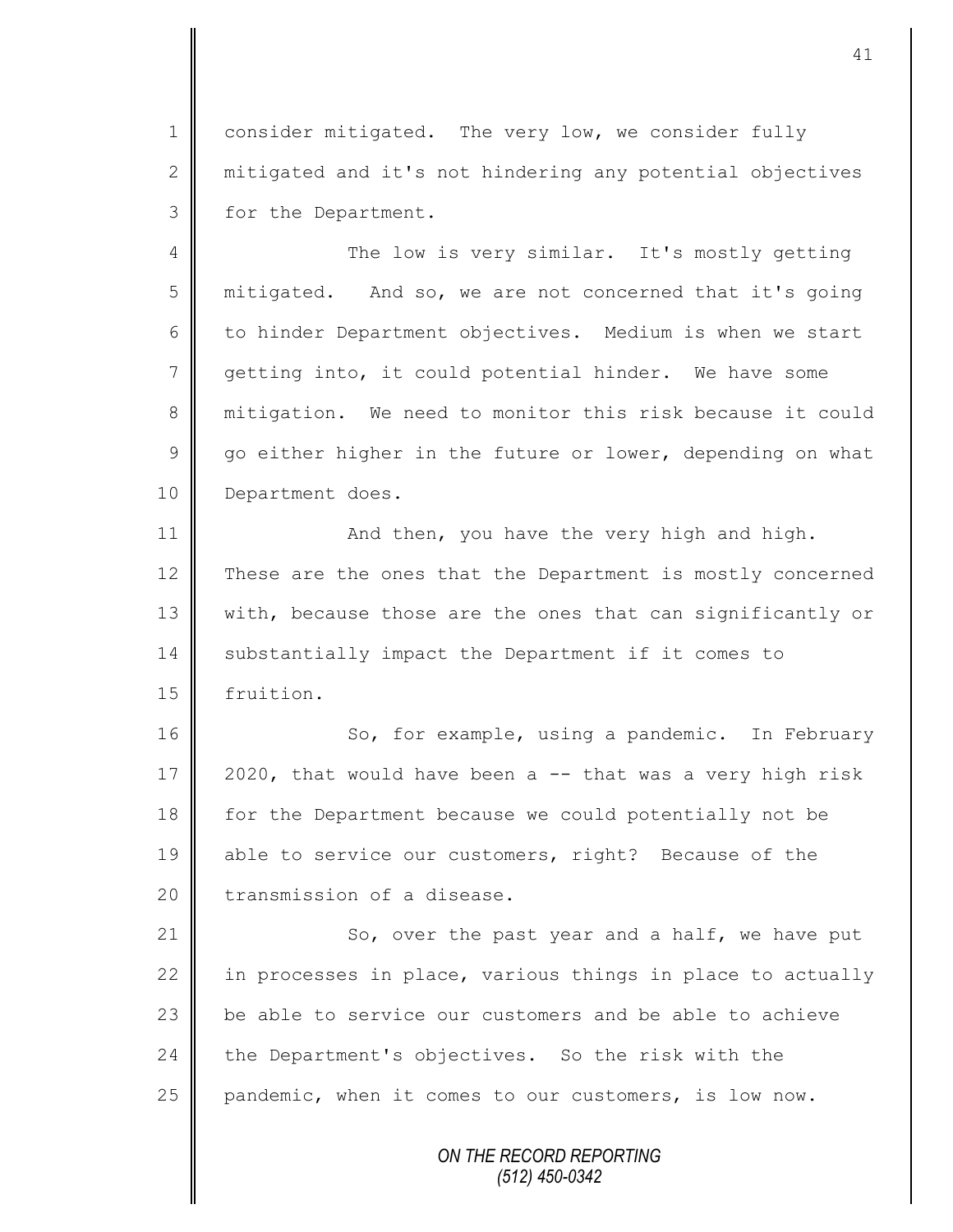consider mitigated. The very low, we consider fully mitigated and it's not hindering any potential objectives for the Department.

The low is very similar. It's mostly getting mitigated. And so, we are not concerned that it's going to hinder Department objectives. Medium is when we start getting into, it could potential hinder. We have some mitigation. We need to monitor this risk because it could go either higher in the future or lower, depending on what Department does.

And then, you have the very high and high. These are the ones that the Department is mostly concerned with, because those are the ones that can significantly or substantially impact the Department if it comes to fruition.

So, for example, using a pandemic. In February 2020, that would have been a -- that was a very high risk for the Department because we could potentially not be able to service our customers, right? Because of the transmission of a disease.

So, over the past year and a half, we have put in processes in place, various things in place to actually be able to service our customers and be able to achieve the Department's objectives. So the risk with the pandemic, when it comes to our customers, is low now.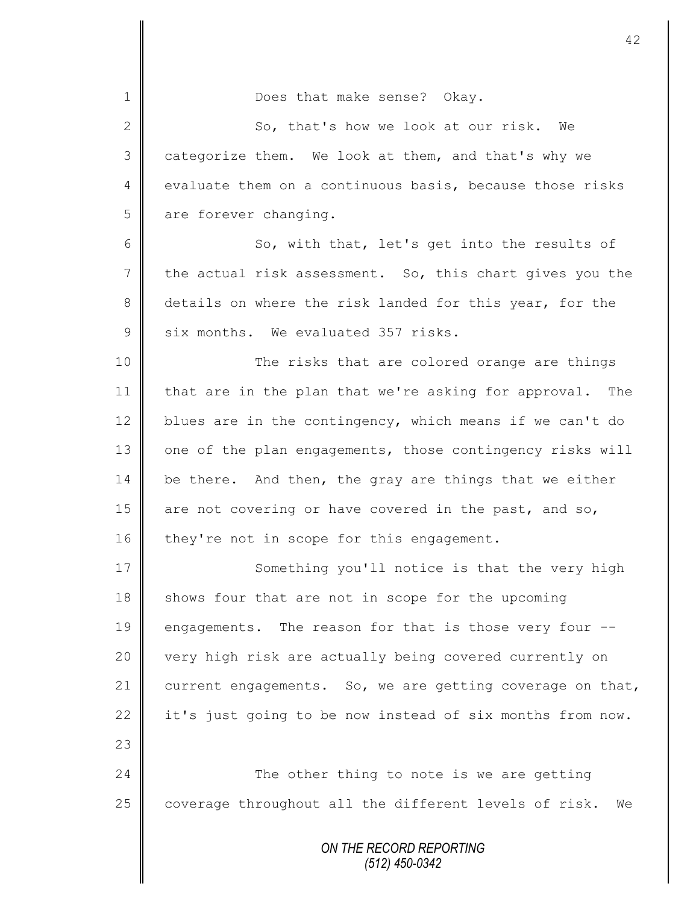Does that make sense? Okay.

So, that's how we look at our risk. We categorize them. We look at them, and that's why we evaluate them on a continuous basis, because those risks are forever changing.

So, with that, let's get into the results of the actual risk assessment. So, this chart gives you the details on where the risk landed for this year, for the six months. We evaluated 357 risks.

The risks that are colored orange are things that are in the plan that we're asking for approval. The blues are in the contingency, which means if we can't do one of the plan engagements, those contingency risks will be there. And then, the gray are things that we either are not covering or have covered in the past, and so, they're not in scope for this engagement.

Something you'll notice is that the very high shows four that are not in scope for the upcoming engagements. The reason for that is those very four -- very high risk are actually being covered currently on current engagements. So, we are getting coverage on that, it's just going to be now instead of six months from now.

The other thing to note is we are getting coverage throughout all the different levels of risk. We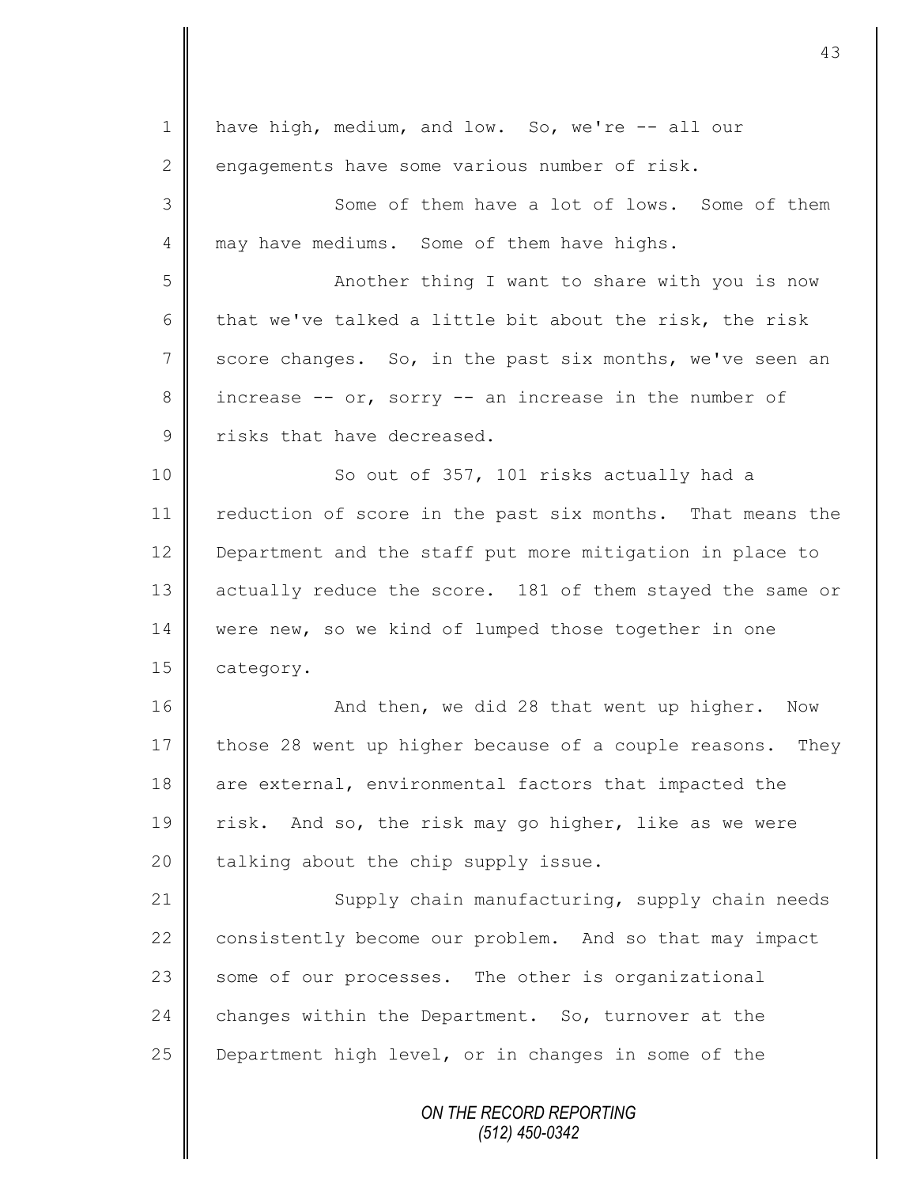have high, medium, and low. So, we're -- all our engagements have some various number of risk.

Some of them have a lot of lows. Some of them may have mediums. Some of them have highs.

Another thing I want to share with you is now that we've talked a little bit about the risk, the risk score changes. So, in the past six months, we've seen an increase -- or, sorry -- an increase in the number of risks that have decreased.

So out of 357, 101 risks actually had a reduction of score in the past six months. That means the Department and the staff put more mitigation in place to actually reduce the score. 181 of them stayed the same or were new, so we kind of lumped those together in one category.

And then, we did 28 that went up higher. Now those 28 went up higher because of a couple reasons. They are external, environmental factors that impacted the risk. And so, the risk may go higher, like as we were talking about the chip supply issue.

Supply chain manufacturing, supply chain needs consistently become our problem. And so that may impact some of our processes. The other is organizational changes within the Department. So, turnover at the Department high level, or in changes in some of the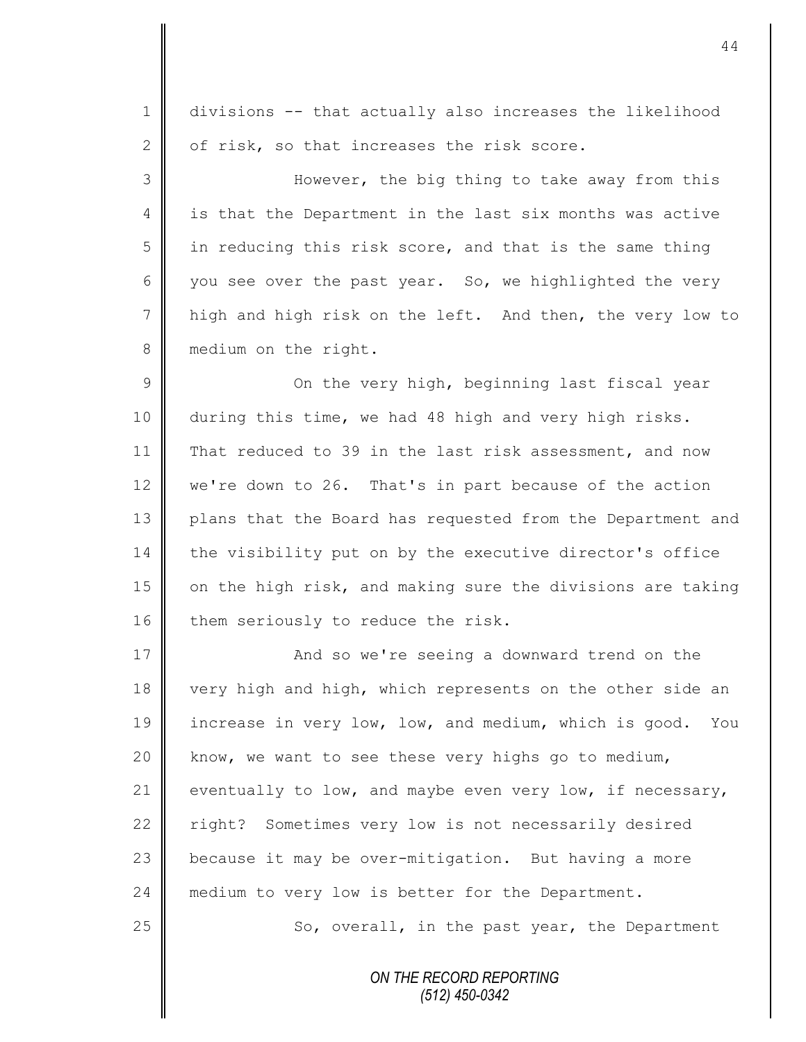divisions -- that actually also increases the likelihood of risk, so that increases the risk score.

However, the big thing to take away from this is that the Department in the last six months was active in reducing this risk score, and that is the same thing you see over the past year. So, we highlighted the very high and high risk on the left. And then, the very low to medium on the right.

On the very high, beginning last fiscal year during this time, we had 48 high and very high risks. That reduced to 39 in the last risk assessment, and now we're down to 26. That's in part because of the action plans that the Board has requested from the Department and the visibility put on by the executive director's office on the high risk, and making sure the divisions are taking them seriously to reduce the risk.

And so we're seeing a downward trend on the very high and high, which represents on the other side an increase in very low, low, and medium, which is good. You know, we want to see these very highs go to medium, eventually to low, and maybe even very low, if necessary, right? Sometimes very low is not necessarily desired because it may be over-mitigation. But having a more medium to very low is better for the Department.

So, overall, in the past year, the Department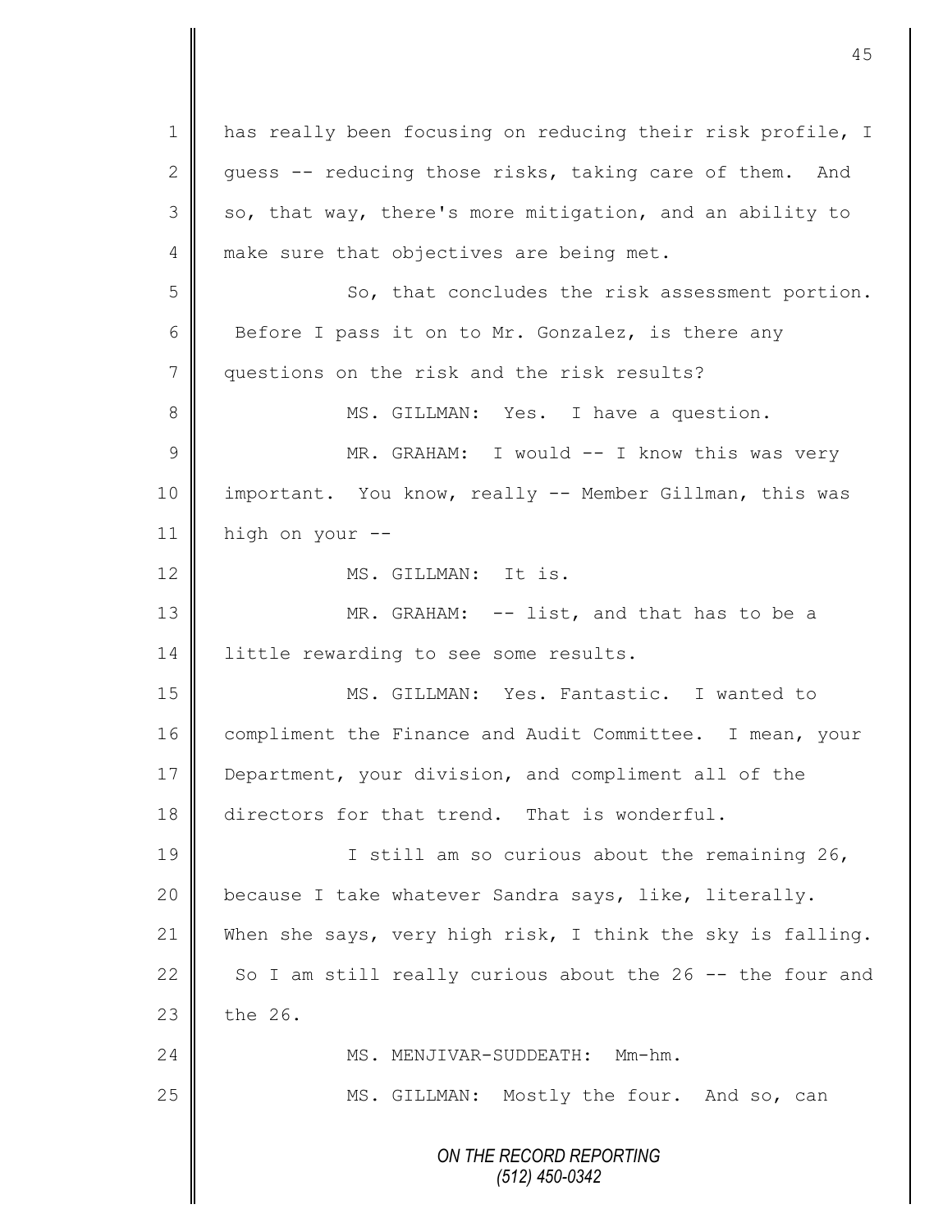has really been focusing on reducing their risk profile, I guess -- reducing those risks, taking care of them. And so, that way, there's more mitigation, and an ability to make sure that objectives are being met.

So, that concludes the risk assessment portion. Before I pass it on to Mr. Gonzalez, is there any questions on the risk and the risk results?

MS. GILLMAN: Yes. I have a question.

MR. GRAHAM: I would -- I know this was very important. You know, really -- Member Gillman, this was high on your --

MS. GILLMAN: It is.

MR. GRAHAM: -- list, and that has to be a little rewarding to see some results.

MS. GILLMAN: Yes. Fantastic. I wanted to compliment the Finance and Audit Committee. I mean, your Department, your division, and compliment all of the directors for that trend. That is wonderful.

I still am so curious about the remaining 26, because I take whatever Sandra says, like, literally. When she says, very high risk, I think the sky is falling. So I am still really curious about the 26 -- the four and the 26.

MS. MENJIVAR-SUDDEATH: Mm-hm.

MS. GILLMAN: Mostly the four. And so, can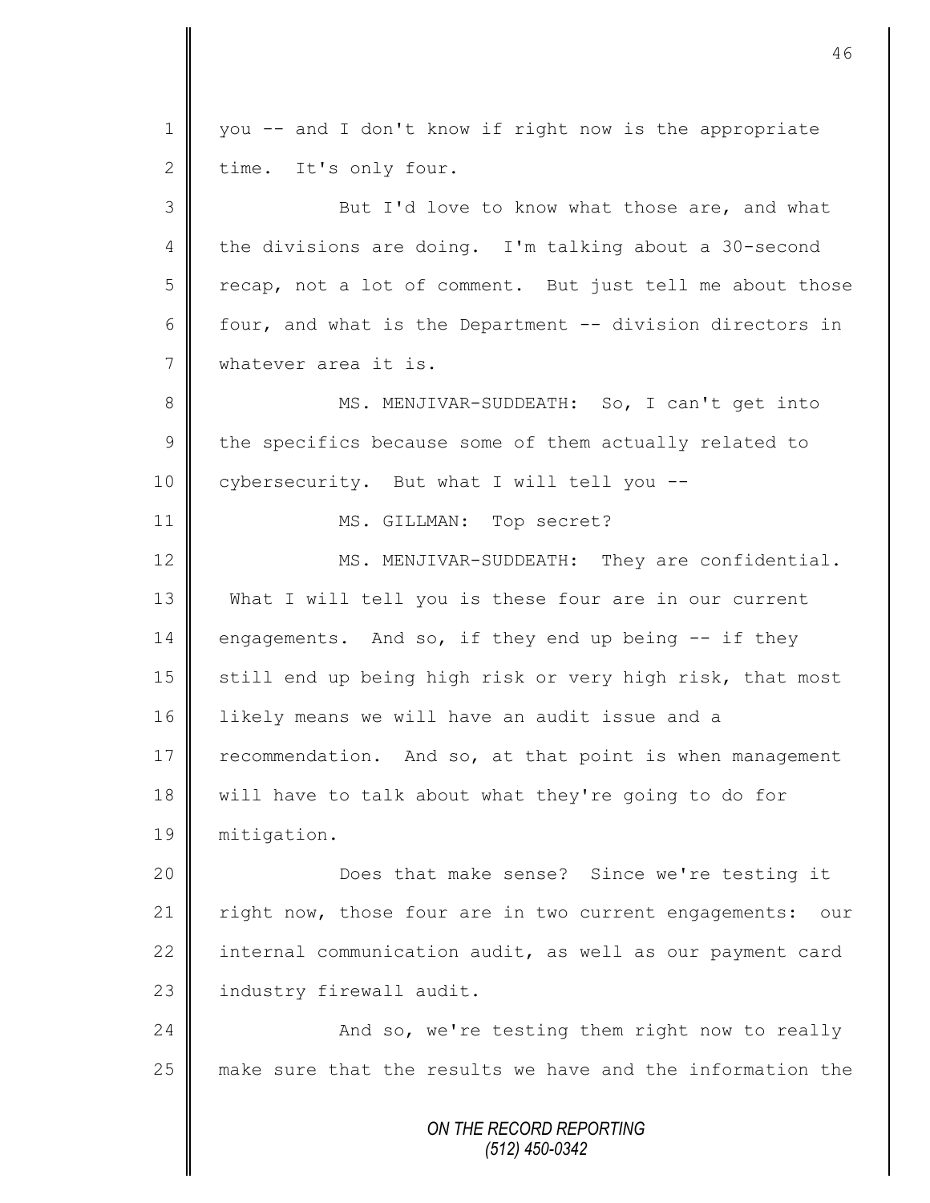you -- and I don't know if right now is the appropriate time. It's only four.

But I'd love to know what those are, and what the divisions are doing. I'm talking about a 30-second recap, not a lot of comment. But just tell me about those four, and what is the Department -- division directors in whatever area it is.

MS. MENJIVAR-SUDDEATH: So, I can't get into the specifics because some of them actually related to cybersecurity. But what I will tell you --

MS. GILLMAN: Top secret?

MS. MENJIVAR-SUDDEATH: They are confidential. What I will tell you is these four are in our current engagements. And so, if they end up being -- if they still end up being high risk or very high risk, that most likely means we will have an audit issue and a recommendation. And so, at that point is when management will have to talk about what they're going to do for mitigation.

Does that make sense? Since we're testing it right now, those four are in two current engagements: our internal communication audit, as well as our payment card industry firewall audit.

And so, we're testing them right now to really make sure that the results we have and the information the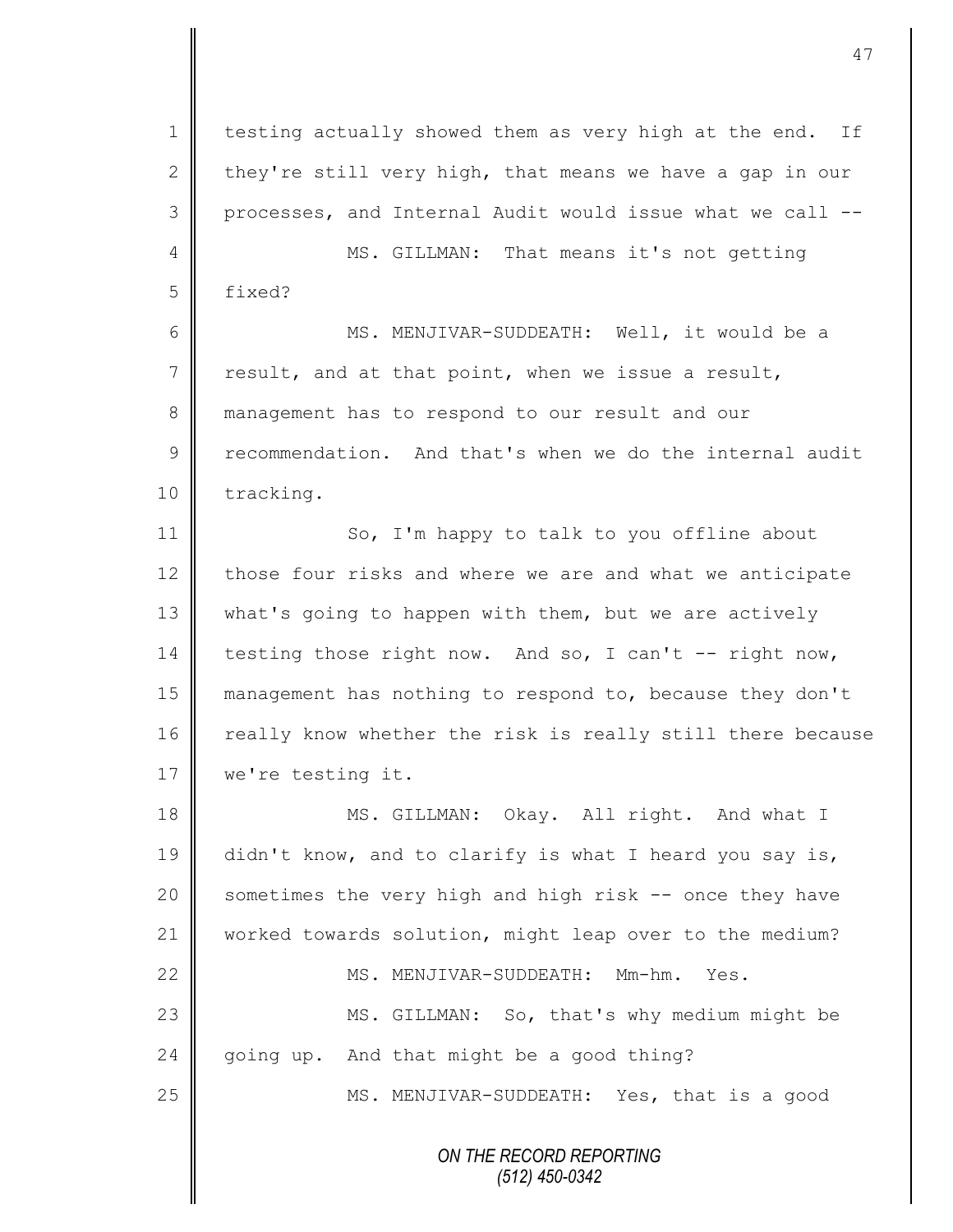testing actually showed them as very high at the end. If they're still very high, that means we have a gap in our processes, and Internal Audit would issue what we call --

MS. GILLMAN: That means it's not getting fixed?

MS. MENJIVAR-SUDDEATH: Well, it would be a result, and at that point, when we issue a result, management has to respond to our result and our recommendation. And that's when we do the internal audit tracking.

So, I'm happy to talk to you offline about those four risks and where we are and what we anticipate what's going to happen with them, but we are actively testing those right now. And so, I can't -- right now, management has nothing to respond to, because they don't really know whether the risk is really still there because we're testing it.

MS. GILLMAN: Okay. All right. And what I didn't know, and to clarify is what I heard you say is, sometimes the very high and high risk -- once they have worked towards solution, might leap over to the medium?

MS. MENJIVAR-SUDDEATH: Mm-hm. Yes.

MS. GILLMAN: So, that's why medium might be going up. And that might be a good thing?

MS. MENJIVAR-SUDDEATH: Yes, that is a good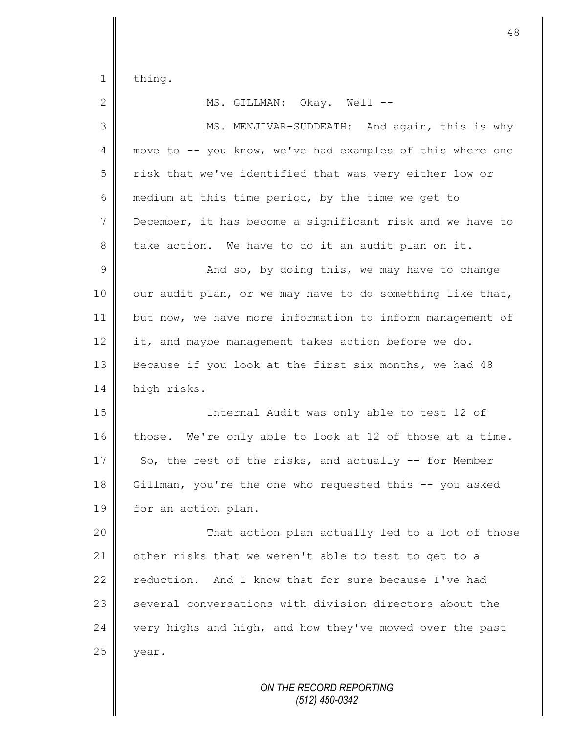thing.

MS. GILLMAN: Okay. Well --

MS. MENJIVAR-SUDDEATH: And again, this is why move to -- you know, we've had examples of this where one risk that we've identified that was very either low or medium at this time period, by the time we get to December, it has become a significant risk and we have to take action. We have to do it an audit plan on it.

And so, by doing this, we may have to change our audit plan, or we may have to do something like that, but now, we have more information to inform management of it, and maybe management takes action before we do. Because if you look at the first six months, we had 48 high risks.

Internal Audit was only able to test 12 of those. We're only able to look at 12 of those at a time. So, the rest of the risks, and actually -- for Member Gillman, you're the one who requested this -- you asked for an action plan.

That action plan actually led to a lot of those other risks that we weren't able to test to get to a reduction. And I know that for sure because I've had several conversations with division directors about the very highs and high, and how they've moved over the past year.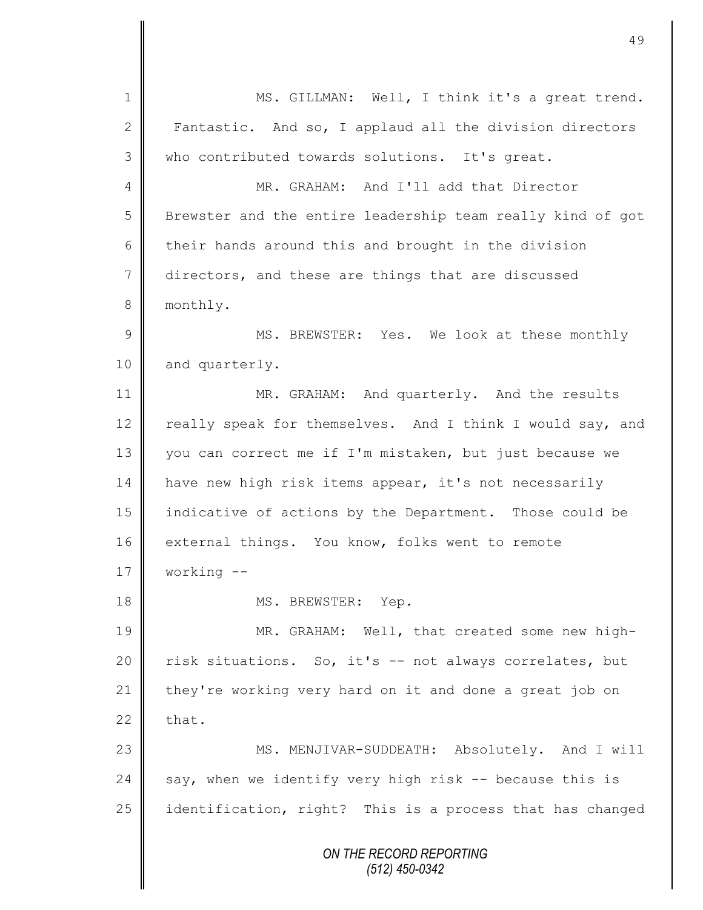MS. GILLMAN: Well, I think it's a great trend. Fantastic. And so, I applaud all the division directors who contributed towards solutions. It's great.

MR. GRAHAM: And I'll add that Director Brewster and the entire leadership team really kind of got their hands around this and brought in the division directors, and these are things that are discussed monthly.

MS. BREWSTER: Yes. We look at these monthly and quarterly.

MR. GRAHAM: And quarterly. And the results really speak for themselves. And I think I would say, and you can correct me if I'm mistaken, but just because we have new high risk items appear, it's not necessarily indicative of actions by the Department. Those could be external things. You know, folks went to remote working --

MS. BREWSTER: Yep.

MR. GRAHAM: Well, that created some new high-risk situations. So, it's -- not always correlates, but they're working very hard on it and done a great job on that.

MS. MENJIVAR-SUDDEATH: Absolutely. And I will say, when we identify very high risk -- because this is identification, right? This is a process that has changed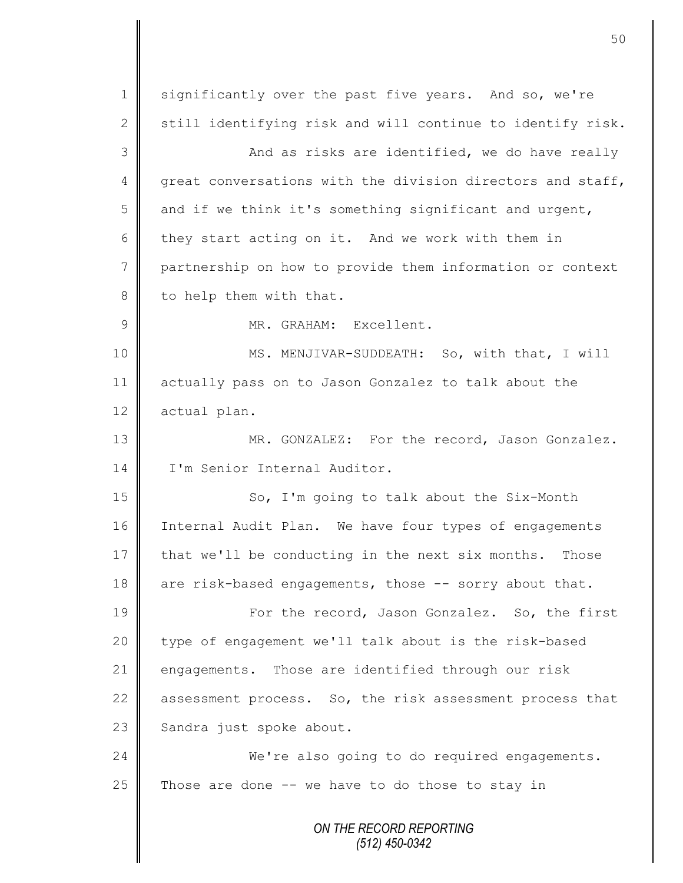significantly over the past five years. And so, we're still identifying risk and will continue to identify risk.

And as risks are identified, we do have really great conversations with the division directors and staff, and if we think it's something significant and urgent, they start acting on it. And we work with them in partnership on how to provide them information or context to help them with that.

MR. GRAHAM: Excellent.

MS. MENJIVAR-SUDDEATH: So, with that, I will actually pass on to Jason Gonzalez to talk about the actual plan.

MR. GONZALEZ: For the record, Jason Gonzalez. I'm Senior Internal Auditor.

So, I'm going to talk about the Six-Month Internal Audit Plan. We have four types of engagements that we'll be conducting in the next six months. Those are risk-based engagements, those -- sorry about that.

For the record, Jason Gonzalez. So, the first type of engagement we'll talk about is the risk-based engagements. Those are identified through our risk assessment process. So, the risk assessment process that Sandra just spoke about.

We're also going to do required engagements. Those are done -- we have to do those to stay in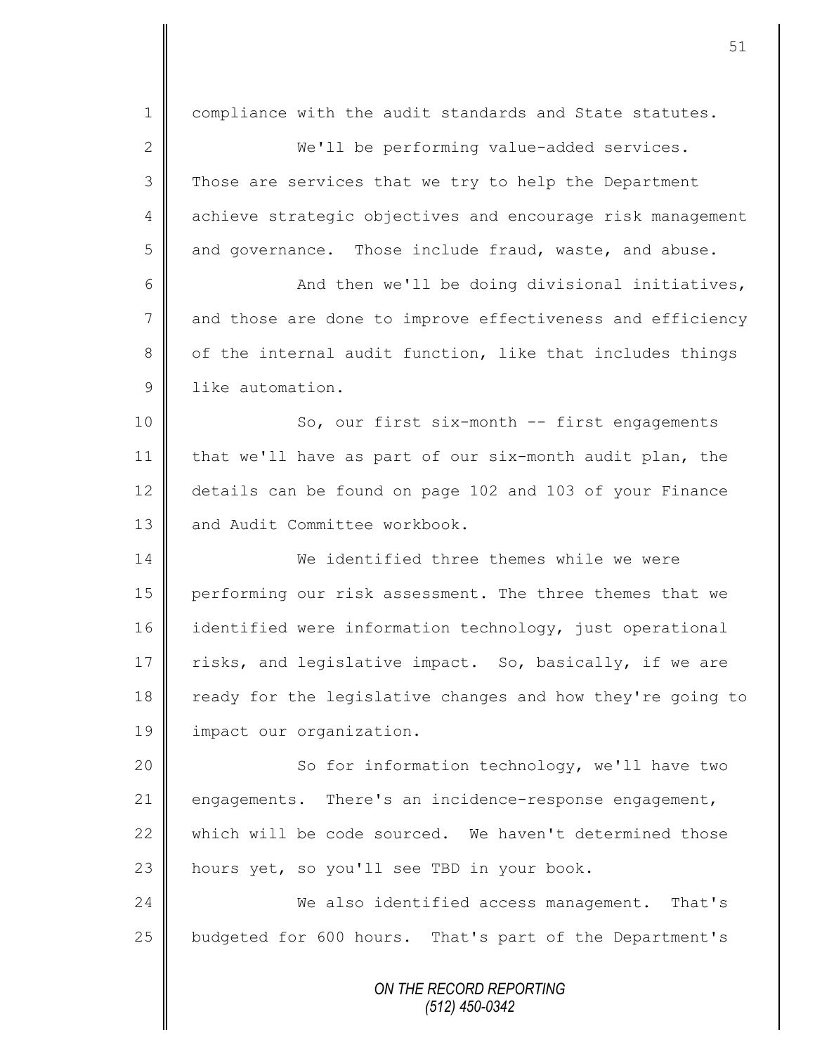compliance with the audit standards and State statutes.

We'll be performing value-added services. Those are services that we try to help the Department achieve strategic objectives and encourage risk management and governance. Those include fraud, waste, and abuse.

And then we'll be doing divisional initiatives, and those are done to improve effectiveness and efficiency of the internal audit function, like that includes things like automation.

So, our first six-month -- first engagements that we'll have as part of our six-month audit plan, the details can be found on page 102 and 103 of your Finance and Audit Committee workbook.

We identified three themes while we were performing our risk assessment. The three themes that we identified were information technology, just operational risks, and legislative impact. So, basically, if we are ready for the legislative changes and how they're going to impact our organization.

So for information technology, we'll have two engagements. There's an incidence-response engagement, which will be code sourced. We haven't determined those hours yet, so you'll see TBD in your book.

We also identified access management. That's budgeted for 600 hours. That's part of the Department's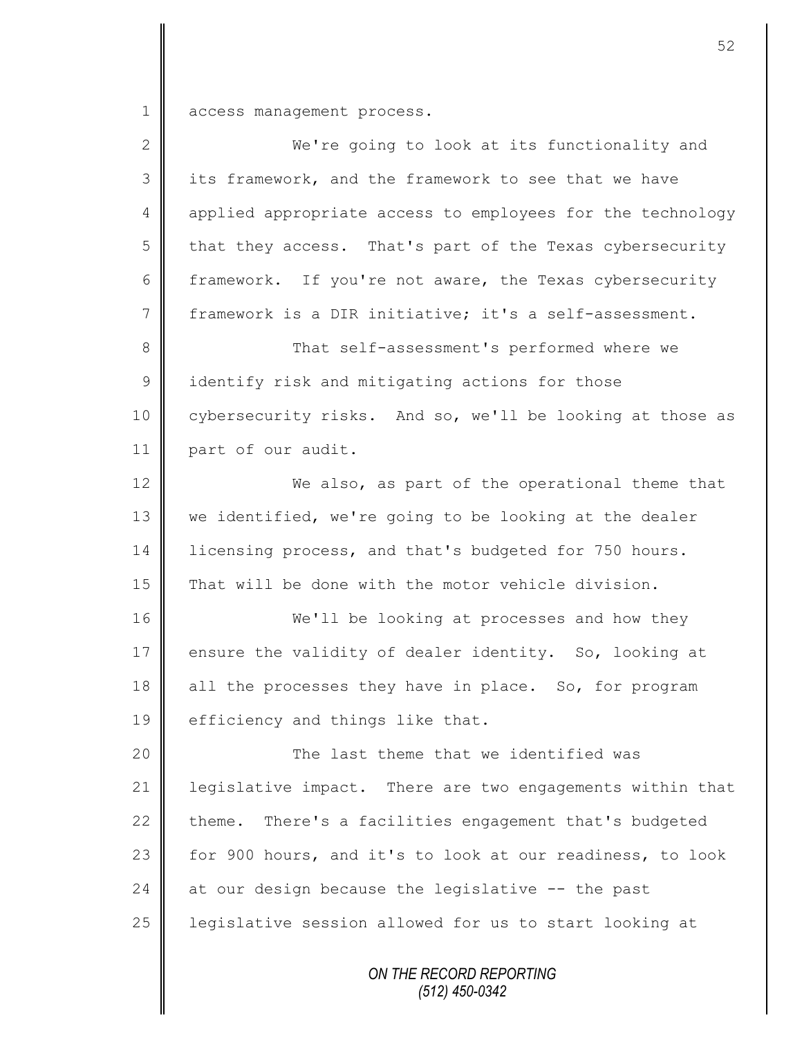access management process.

We're going to look at its functionality and its framework, and the framework to see that we have applied appropriate access to employees for the technology that they access. That's part of the Texas cybersecurity framework. If you're not aware, the Texas cybersecurity framework is a DIR initiative; it's a self-assessment.

That self-assessment's performed where we identify risk and mitigating actions for those cybersecurity risks. And so, we'll be looking at those as part of our audit.

We also, as part of the operational theme that we identified, we're going to be looking at the dealer licensing process, and that's budgeted for 750 hours. That will be done with the motor vehicle division.

We'll be looking at processes and how they ensure the validity of dealer identity. So, looking at all the processes they have in place. So, for program efficiency and things like that.

The last theme that we identified was legislative impact. There are two engagements within that theme. There's a facilities engagement that's budgeted for 900 hours, and it's to look at our readiness, to look at our design because the legislative -- the past legislative session allowed for us to start looking at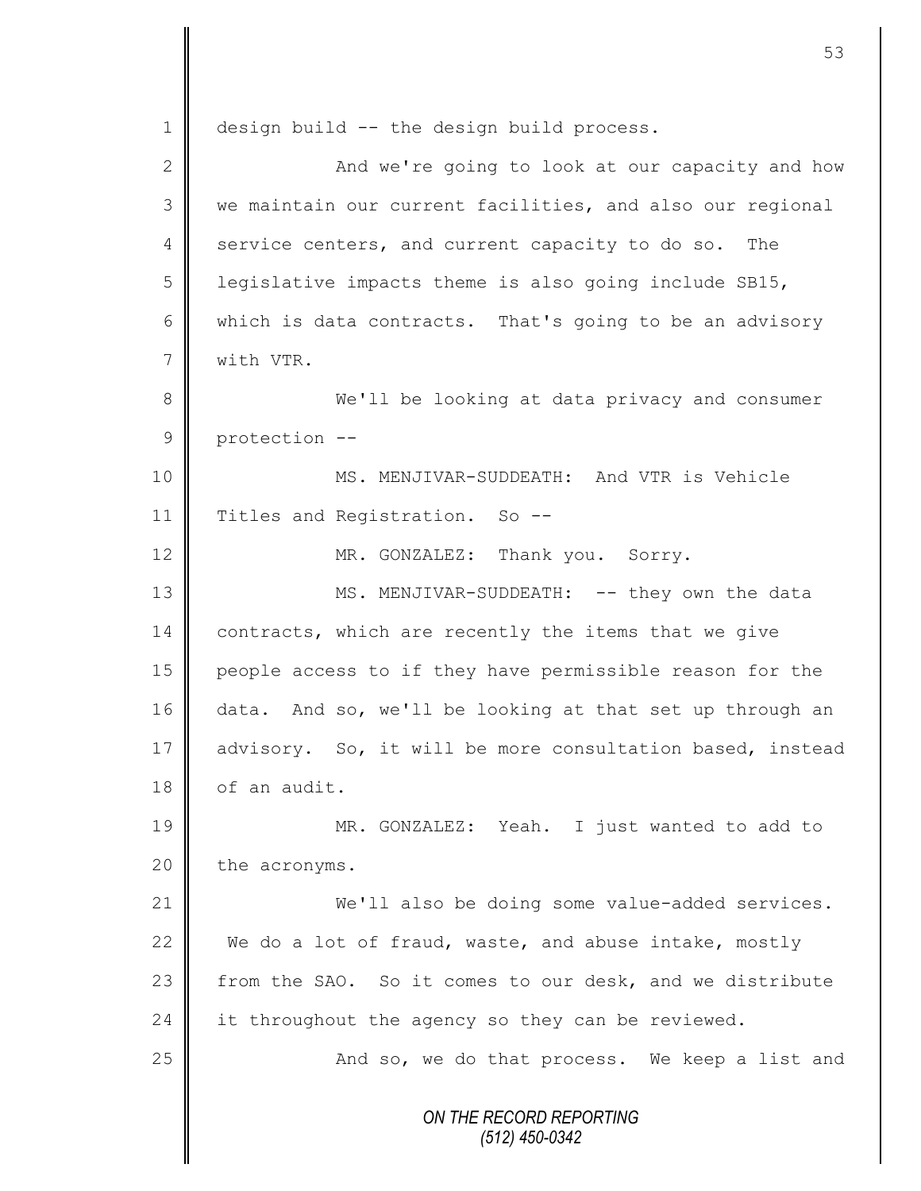design build -- the design build process.

And we're going to look at our capacity and how we maintain our current facilities, and also our regional service centers, and current capacity to do so. The legislative impacts theme is also going include SB15, which is data contracts. That's going to be an advisory with VTR.

We'll be looking at data privacy and consumer protection --

MS. MENJIVAR-SUDDEATH: And VTR is Vehicle Titles and Registration. So --

MR. GONZALEZ: Thank you. Sorry.

MS. MENJIVAR-SUDDEATH: -- they own the data contracts, which are recently the items that we give people access to if they have permissible reason for the data. And so, we'll be looking at that set up through an advisory. So, it will be more consultation based, instead of an audit.

MR. GONZALEZ: Yeah. I just wanted to add to the acronyms.

We'll also be doing some value-added services. We do a lot of fraud, waste, and abuse intake, mostly from the SAO. So it comes to our desk, and we distribute it throughout the agency so they can be reviewed.

And so, we do that process. We keep a list and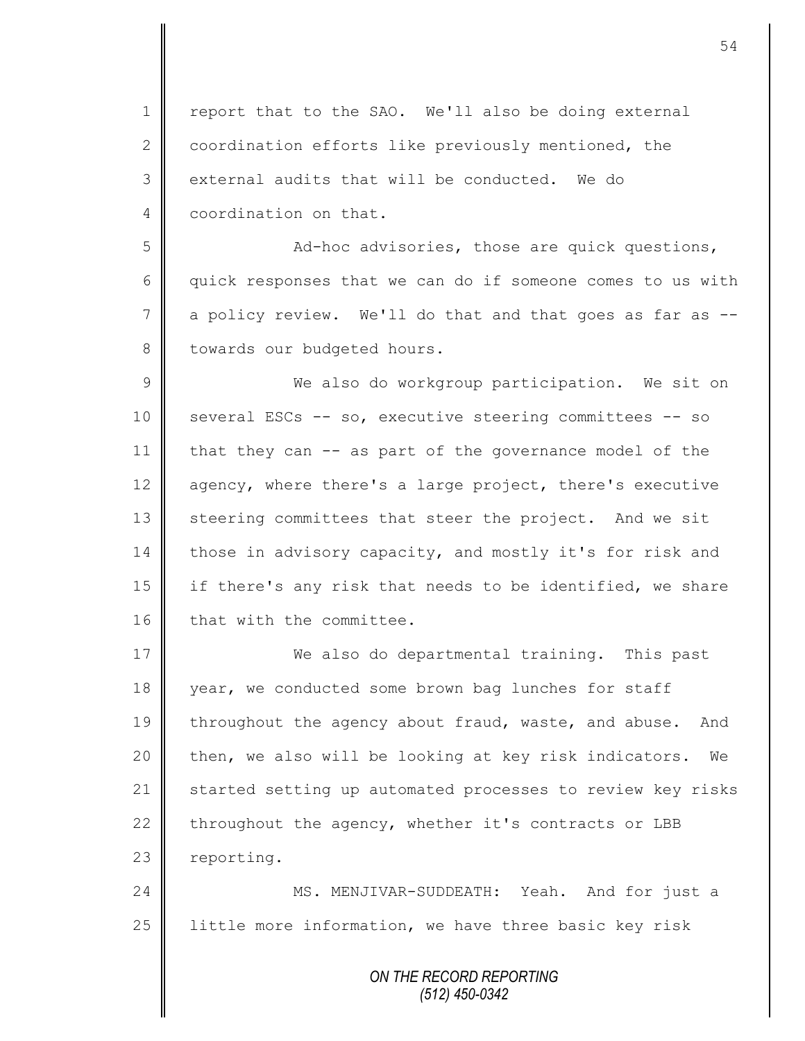report that to the SAO. We'll also be doing external coordination efforts like previously mentioned, the external audits that will be conducted. We do coordination on that.

Ad-hoc advisories, those are quick questions, quick responses that we can do if someone comes to us with a policy review. We'll do that and that goes as far as -- towards our budgeted hours.

We also do workgroup participation. We sit on several ESCs -- so, executive steering committees -- so that they can -- as part of the governance model of the agency, where there's a large project, there's executive steering committees that steer the project. And we sit those in advisory capacity, and mostly it's for risk and if there's any risk that needs to be identified, we share that with the committee.

We also do departmental training. This past year, we conducted some brown bag lunches for staff throughout the agency about fraud, waste, and abuse. And then, we also will be looking at key risk indicators. We started setting up automated processes to review key risks throughout the agency, whether it's contracts or LBB reporting.

MS. MENJIVAR-SUDDEATH: Yeah. And for just a little more information, we have three basic key risk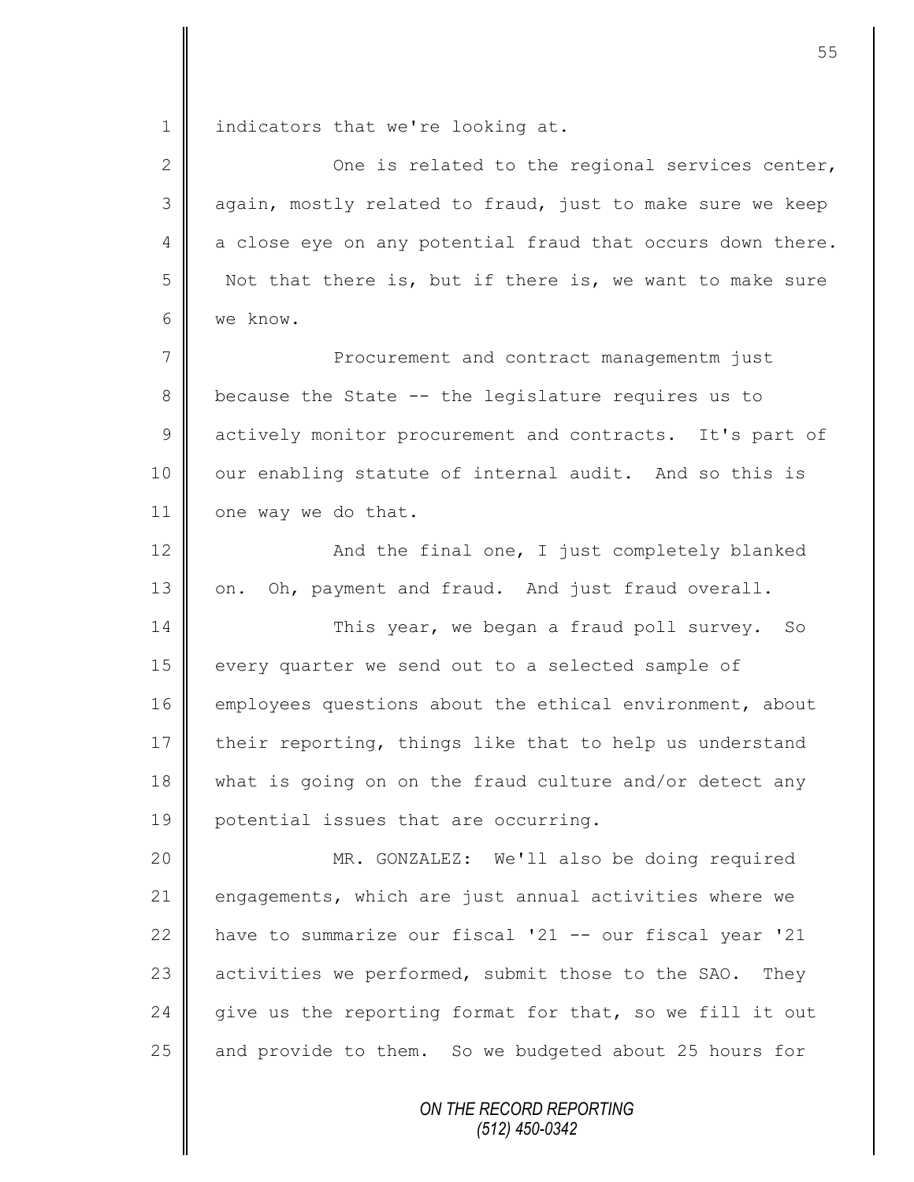indicators that we're looking at.

One is related to the regional services center, again, mostly related to fraud, just to make sure we keep a close eye on any potential fraud that occurs down there. Not that there is, but if there is, we want to make sure we know.

Procurement and contract managementm just because the State -- the legislature requires us to actively monitor procurement and contracts. It's part of our enabling statute of internal audit. And so this is one way we do that.

And the final one, I just completely blanked on. Oh, payment and fraud. And just fraud overall.

This year, we began a fraud poll survey. So every quarter we send out to a selected sample of employees questions about the ethical environment, about their reporting, things like that to help us understand what is going on on the fraud culture and/or detect any potential issues that are occurring.

MR. GONZALEZ: We'll also be doing required engagements, which are just annual activities where we have to summarize our fiscal '21 -- our fiscal year '21 activities we performed, submit those to the SAO. They give us the reporting format for that, so we fill it out and provide to them. So we budgeted about 25 hours for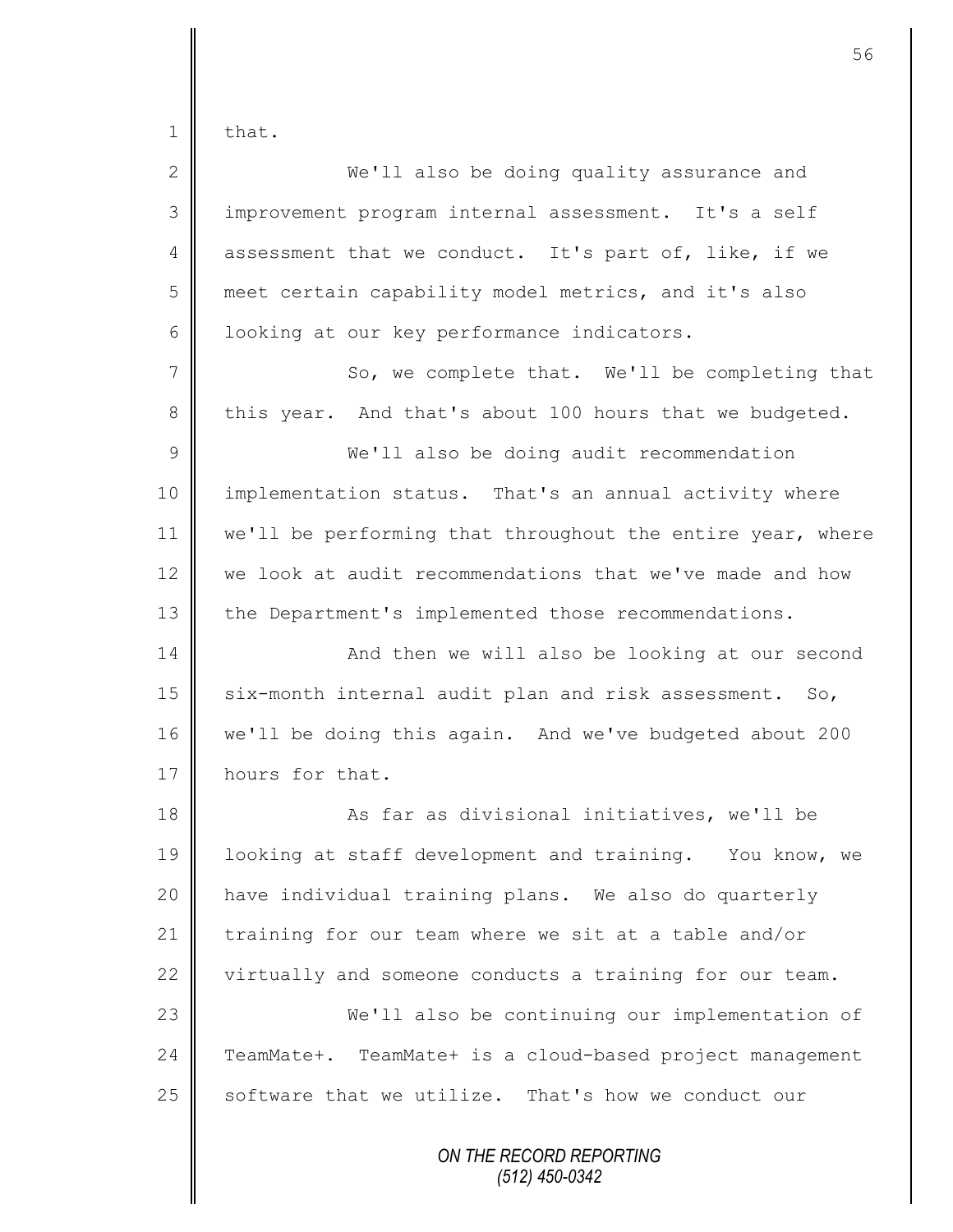that.

We'll also be doing quality assurance and improvement program internal assessment. It's a self assessment that we conduct. It's part of, like, if we meet certain capability model metrics, and it's also looking at our key performance indicators.

So, we complete that. We'll be completing that this year. And that's about 100 hours that we budgeted.

We'll also be doing audit recommendation implementation status. That's an annual activity where we'll be performing that throughout the entire year, where we look at audit recommendations that we've made and how the Department's implemented those recommendations.

And then we will also be looking at our second six-month internal audit plan and risk assessment. So, we'll be doing this again. And we've budgeted about 200 hours for that.

As far as divisional initiatives, we'll be looking at staff development and training. You know, we have individual training plans. We also do quarterly training for our team where we sit at a table and/or virtually and someone conducts a training for our team.

We'll also be continuing our implementation of TeamMate+. TeamMate+ is a cloud-based project management software that we utilize. That's how we conduct our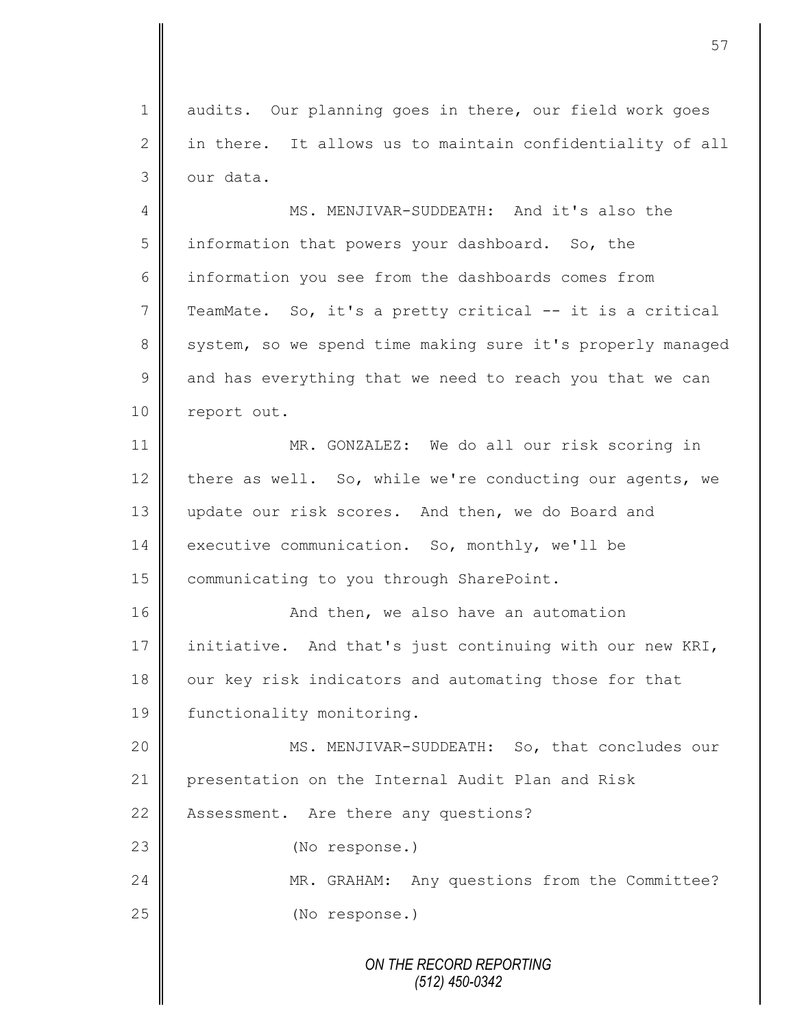audits. Our planning goes in there, our field work goes in there. It allows us to maintain confidentiality of all our data.

MS. MENJIVAR-SUDDEATH: And it's also the information that powers your dashboard. So, the information you see from the dashboards comes from TeamMate. So, it's a pretty critical -- it is a critical system, so we spend time making sure it's properly managed and has everything that we need to reach you that we can report out.

MR. GONZALEZ: We do all our risk scoring in there as well. So, while we're conducting our agents, we update our risk scores. And then, we do Board and executive communication. So, monthly, we'll be communicating to you through SharePoint.

And then, we also have an automation initiative. And that's just continuing with our new KRI, our key risk indicators and automating those for that functionality monitoring.

MS. MENJIVAR-SUDDEATH: So, that concludes our presentation on the Internal Audit Plan and Risk Assessment. Are there any questions?

(No response.)

MR. GRAHAM: Any questions from the Committee?

(No response.)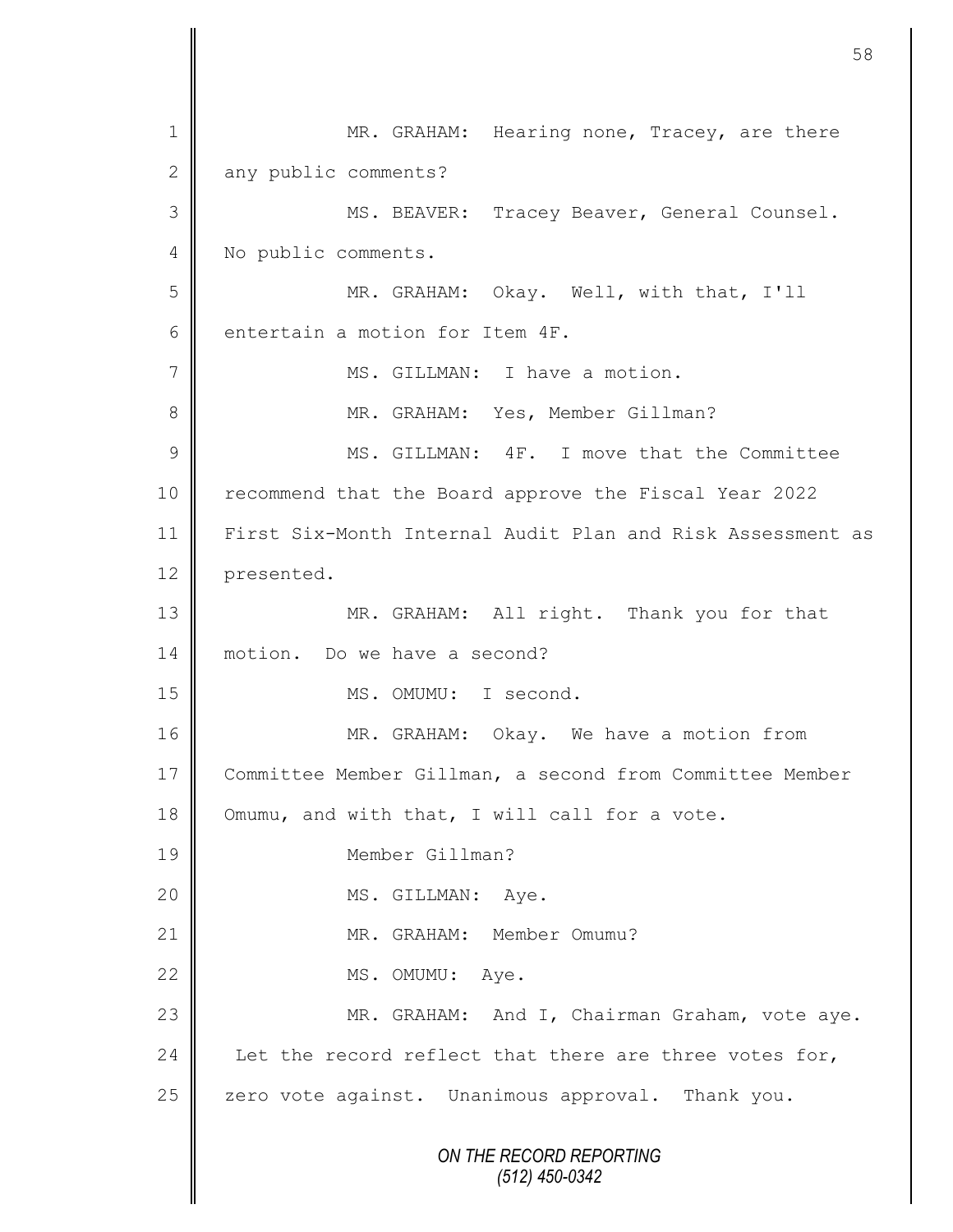MR. GRAHAM: Hearing none, Tracey, are there any public comments?

MS. BEAVER: Tracey Beaver, General Counsel. No public comments.

MR. GRAHAM: Okay. Well, with that, I'll entertain a motion for Item 4F.

MS. GILLMAN: I have a motion.

MR. GRAHAM: Yes, Member Gillman?

MS. GILLMAN: 4F. I move that the Committee recommend that the Board approve the Fiscal Year 2022 First Six-Month Internal Audit Plan and Risk Assessment as presented.

MR. GRAHAM: All right. Thank you for that motion. Do we have a second?

MS. OMUMU: I second.

MR. GRAHAM: Okay. We have a motion from Committee Member Gillman, a second from Committee Member Omumu, and with that, I will call for a vote.

Member Gillman?

MS. GILLMAN: Aye.

MR. GRAHAM: Member Omumu?

MS. OMUMU: Aye.

MR. GRAHAM: And I, Chairman Graham, vote aye. Let the record reflect that there are three votes for, zero vote against. Unanimous approval. Thank you.

*ON THE RECORD REPORTING*
*(512) 450-0342*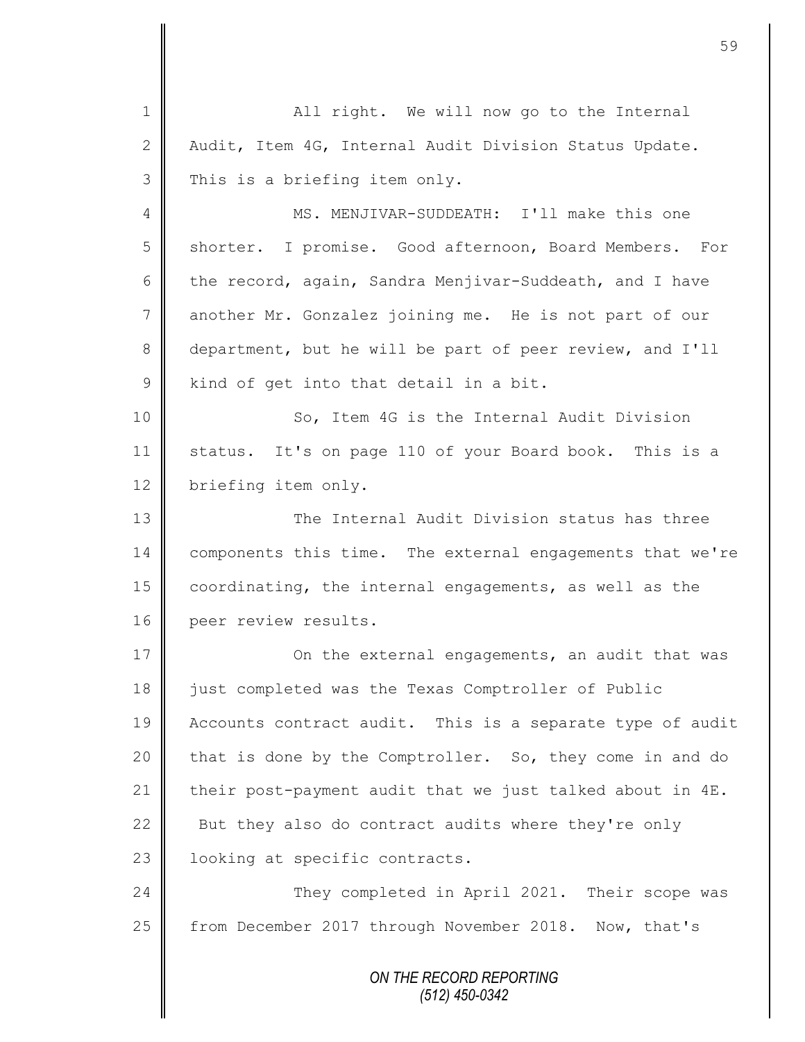All right. We will now go to the Internal Audit, Item 4G, Internal Audit Division Status Update. This is a briefing item only.

MS. MENJIVAR-SUDDEATH: I'll make this one shorter. I promise. Good afternoon, Board Members. For the record, again, Sandra Menjivar-Suddeath, and I have another Mr. Gonzalez joining me. He is not part of our department, but he will be part of peer review, and I'll kind of get into that detail in a bit.

So, Item 4G is the Internal Audit Division status. It's on page 110 of your Board book. This is a briefing item only.

The Internal Audit Division status has three components this time. The external engagements that we're coordinating, the internal engagements, as well as the peer review results.

On the external engagements, an audit that was just completed was the Texas Comptroller of Public Accounts contract audit. This is a separate type of audit that is done by the Comptroller. So, they come in and do their post-payment audit that we just talked about in 4E. But they also do contract audits where they're only looking at specific contracts.

They completed in April 2021. Their scope was from December 2017 through November 2018. Now, that's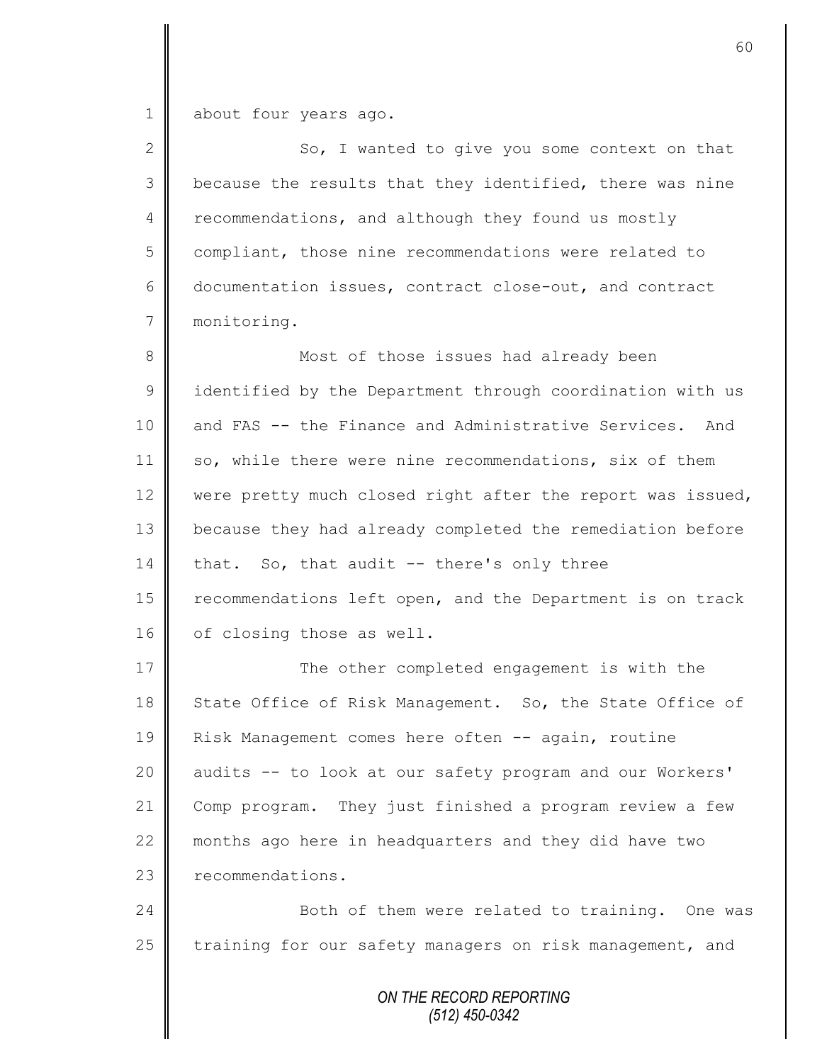about four years ago.

So, I wanted to give you some context on that because the results that they identified, there was nine recommendations, and although they found us mostly compliant, those nine recommendations were related to documentation issues, contract close-out, and contract monitoring.

Most of those issues had already been identified by the Department through coordination with us and FAS -- the Finance and Administrative Services. And so, while there were nine recommendations, six of them were pretty much closed right after the report was issued, because they had already completed the remediation before that. So, that audit -- there's only three recommendations left open, and the Department is on track of closing those as well.

The other completed engagement is with the State Office of Risk Management. So, the State Office of Risk Management comes here often -- again, routine audits -- to look at our safety program and our Workers' Comp program. They just finished a program review a few months ago here in headquarters and they did have two recommendations.

Both of them were related to training. One was training for our safety managers on risk management, and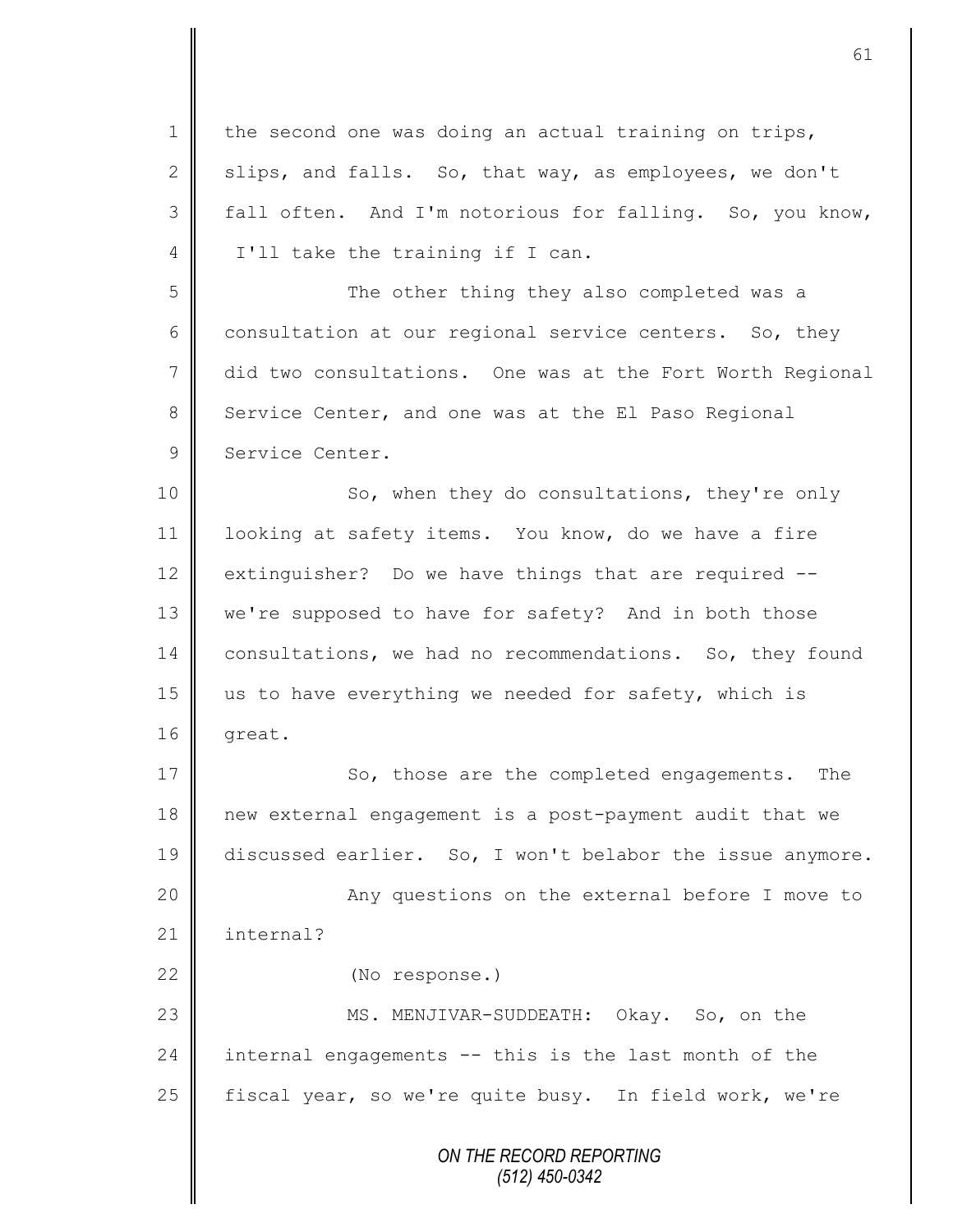the second one was doing an actual training on trips, slips, and falls. So, that way, as employees, we don't fall often. And I'm notorious for falling. So, you know, I'll take the training if I can.

The other thing they also completed was a consultation at our regional service centers. So, they did two consultations. One was at the Fort Worth Regional Service Center, and one was at the El Paso Regional Service Center.

So, when they do consultations, they're only looking at safety items. You know, do we have a fire extinguisher? Do we have things that are required -- we're supposed to have for safety? And in both those consultations, we had no recommendations. So, they found us to have everything we needed for safety, which is great.

So, those are the completed engagements. The new external engagement is a post-payment audit that we discussed earlier. So, I won't belabor the issue anymore.

Any questions on the external before I move to internal?

(No response.)

MS. MENJIVAR-SUDDEATH: Okay. So, on the internal engagements -- this is the last month of the fiscal year, so we're quite busy. In field work, we're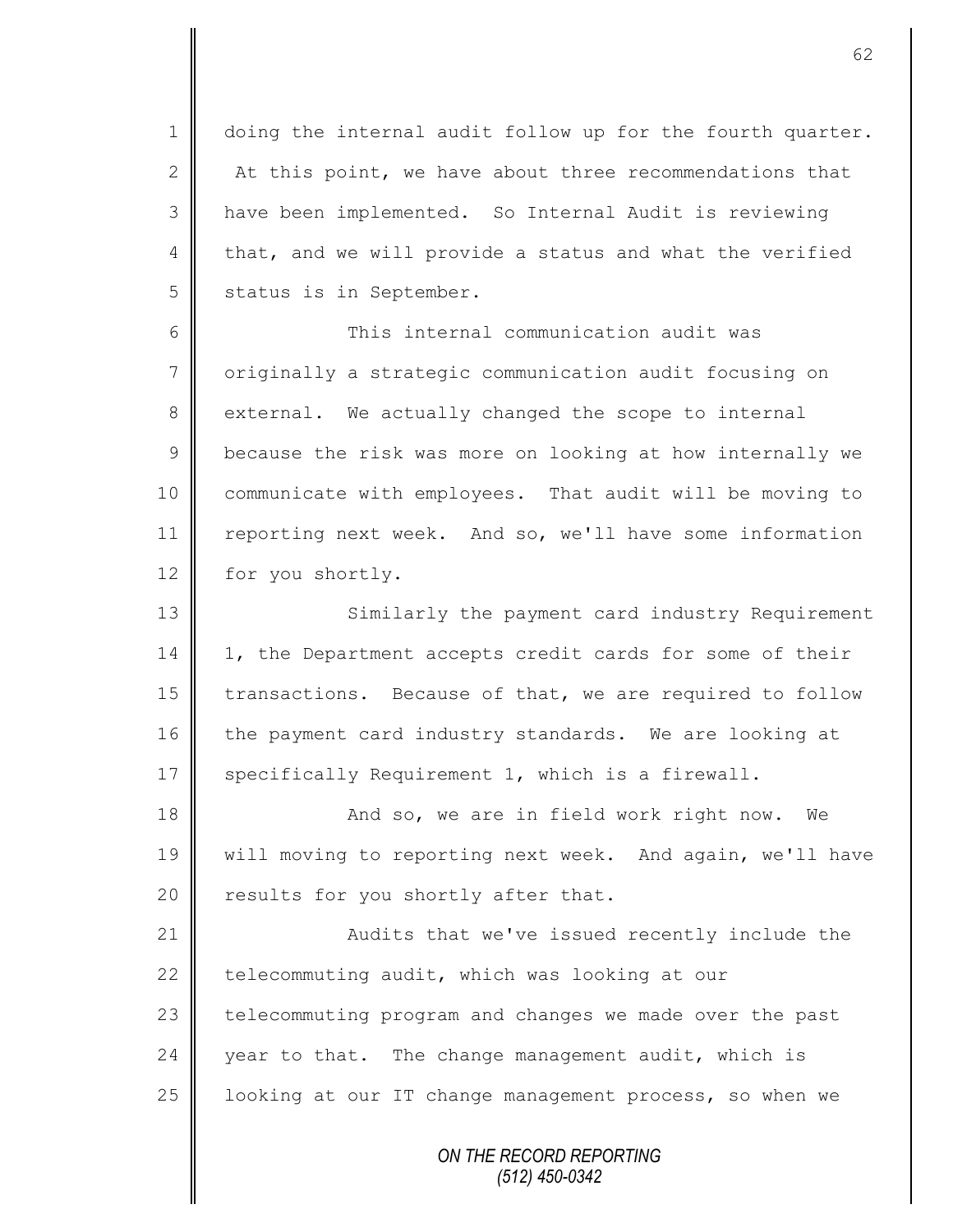doing the internal audit follow up for the fourth quarter. At this point, we have about three recommendations that have been implemented. So Internal Audit is reviewing that, and we will provide a status and what the verified status is in September.

This internal communication audit was originally a strategic communication audit focusing on external. We actually changed the scope to internal because the risk was more on looking at how internally we communicate with employees. That audit will be moving to reporting next week. And so, we'll have some information for you shortly.

Similarly the payment card industry Requirement 1, the Department accepts credit cards for some of their transactions. Because of that, we are required to follow the payment card industry standards. We are looking at specifically Requirement 1, which is a firewall.

And so, we are in field work right now. We will moving to reporting next week. And again, we'll have results for you shortly after that.

Audits that we've issued recently include the telecommuting audit, which was looking at our telecommuting program and changes we made over the past year to that. The change management audit, which is looking at our IT change management process, so when we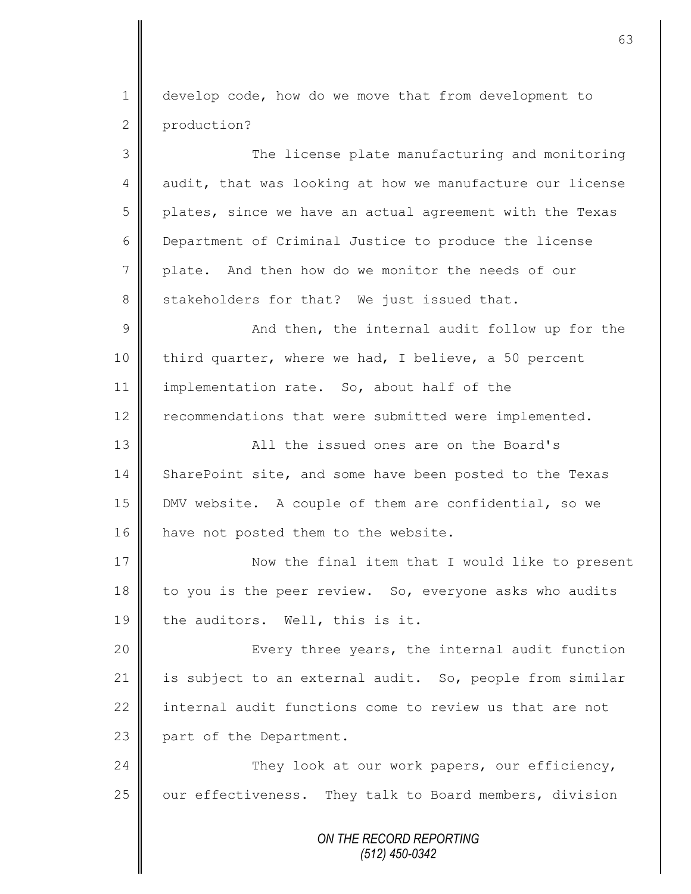develop code, how do we move that from development to production?

The license plate manufacturing and monitoring audit, that was looking at how we manufacture our license plates, since we have an actual agreement with the Texas Department of Criminal Justice to produce the license plate. And then how do we monitor the needs of our stakeholders for that? We just issued that.

And then, the internal audit follow up for the third quarter, where we had, I believe, a 50 percent implementation rate. So, about half of the recommendations that were submitted were implemented.

All the issued ones are on the Board's SharePoint site, and some have been posted to the Texas DMV website. A couple of them are confidential, so we have not posted them to the website.

Now the final item that I would like to present to you is the peer review. So, everyone asks who audits the auditors. Well, this is it.

Every three years, the internal audit function is subject to an external audit. So, people from similar internal audit functions come to review us that are not part of the Department.

They look at our work papers, our efficiency, our effectiveness. They talk to Board members, division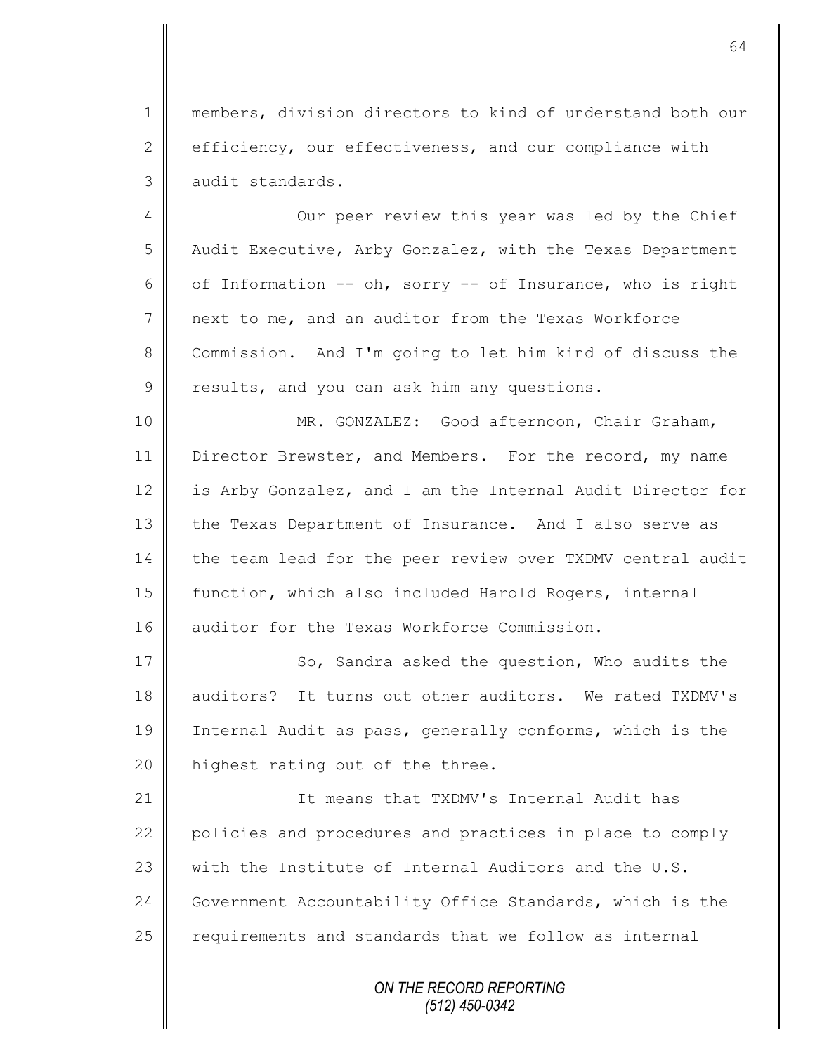members, division directors to kind of understand both our efficiency, our effectiveness, and our compliance with audit standards.

Our peer review this year was led by the Chief Audit Executive, Arby Gonzalez, with the Texas Department of Information -- oh, sorry -- of Insurance, who is right next to me, and an auditor from the Texas Workforce Commission. And I'm going to let him kind of discuss the results, and you can ask him any questions.

MR. GONZALEZ: Good afternoon, Chair Graham, Director Brewster, and Members. For the record, my name is Arby Gonzalez, and I am the Internal Audit Director for the Texas Department of Insurance. And I also serve as the team lead for the peer review over TXDMV central audit function, which also included Harold Rogers, internal auditor for the Texas Workforce Commission.

So, Sandra asked the question, Who audits the auditors? It turns out other auditors. We rated TXDMV's Internal Audit as pass, generally conforms, which is the highest rating out of the three.

It means that TXDMV's Internal Audit has policies and procedures and practices in place to comply with the Institute of Internal Auditors and the U.S. Government Accountability Office Standards, which is the requirements and standards that we follow as internal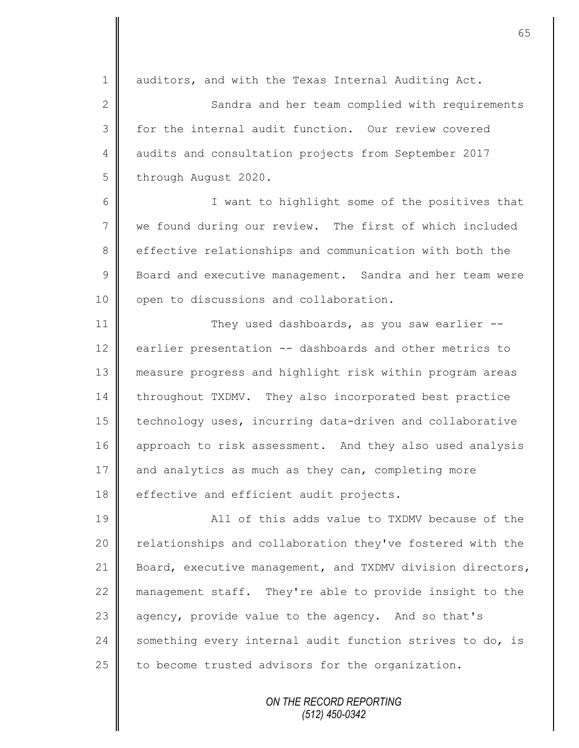auditors, and with the Texas Internal Auditing Act.

Sandra and her team complied with requirements for the internal audit function. Our review covered audits and consultation projects from September 2017 through August 2020.

I want to highlight some of the positives that we found during our review. The first of which included effective relationships and communication with both the Board and executive management. Sandra and her team were open to discussions and collaboration.

They used dashboards, as you saw earlier -- earlier presentation -- dashboards and other metrics to measure progress and highlight risk within program areas throughout TXDMV. They also incorporated best practice technology uses, incurring data-driven and collaborative approach to risk assessment. And they also used analysis and analytics as much as they can, completing more effective and efficient audit projects.

All of this adds value to TXDMV because of the relationships and collaboration they've fostered with the Board, executive management, and TXDMV division directors, management staff. They're able to provide insight to the agency, provide value to the agency. And so that's something every internal audit function strives to do, is to become trusted advisors for the organization.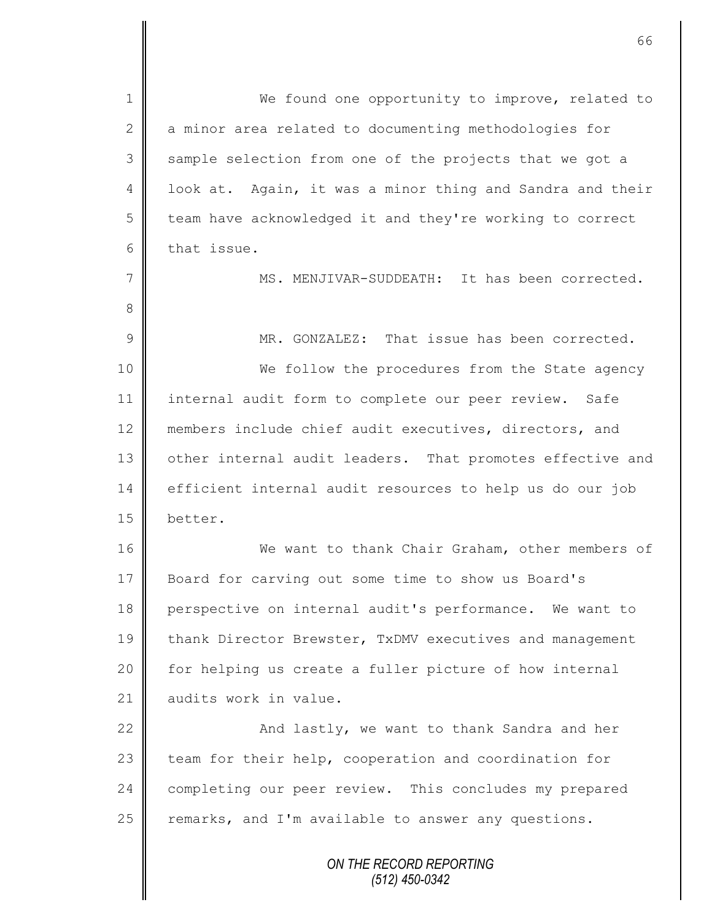We found one opportunity to improve, related to a minor area related to documenting methodologies for sample selection from one of the projects that we got a look at. Again, it was a minor thing and Sandra and their team have acknowledged it and they're working to correct that issue.

MS. MENJIVAR-SUDDEATH: It has been corrected.

MR. GONZALEZ: That issue has been corrected.

We follow the procedures from the State agency internal audit form to complete our peer review. Safe members include chief audit executives, directors, and other internal audit leaders. That promotes effective and efficient internal audit resources to help us do our job better.

We want to thank Chair Graham, other members of Board for carving out some time to show us Board's perspective on internal audit's performance. We want to thank Director Brewster, TxDMV executives and management for helping us create a fuller picture of how internal audits work in value.

And lastly, we want to thank Sandra and her team for their help, cooperation and coordination for completing our peer review. This concludes my prepared remarks, and I'm available to answer any questions.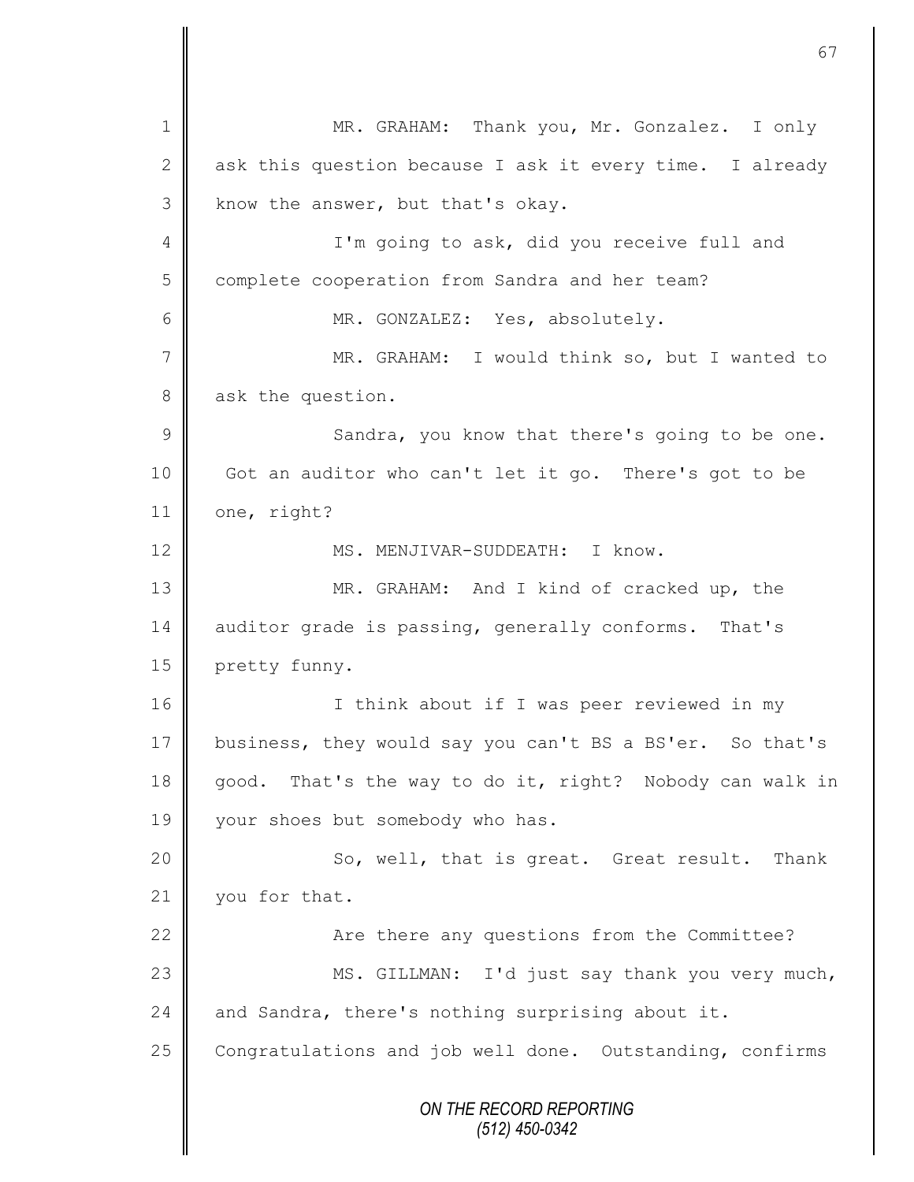MR. GRAHAM: Thank you, Mr. Gonzalez. I only ask this question because I ask it every time. I already know the answer, but that's okay.

I'm going to ask, did you receive full and complete cooperation from Sandra and her team?

MR. GONZALEZ: Yes, absolutely.

MR. GRAHAM: I would think so, but I wanted to ask the question.

Sandra, you know that there's going to be one. Got an auditor who can't let it go. There's got to be one, right?

MS. MENJIVAR-SUDDEATH: I know.

MR. GRAHAM: And I kind of cracked up, the auditor grade is passing, generally conforms. That's pretty funny.

I think about if I was peer reviewed in my business, they would say you can't BS a BS'er. So that's good. That's the way to do it, right? Nobody can walk in your shoes but somebody who has.

So, well, that is great. Great result. Thank you for that.

Are there any questions from the Committee?

MS. GILLMAN: I'd just say thank you very much, and Sandra, there's nothing surprising about it. Congratulations and job well done. Outstanding, confirms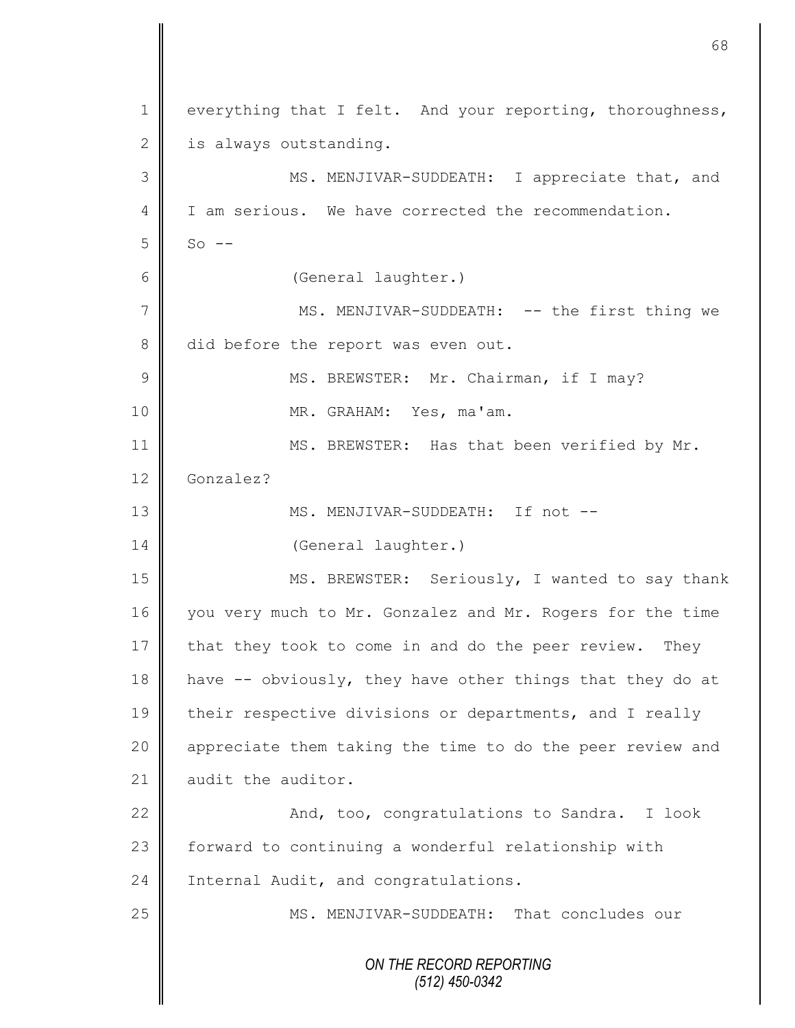everything that I felt. And your reporting, thoroughness, is always outstanding.

MS. MENJIVAR-SUDDEATH: I appreciate that, and I am serious. We have corrected the recommendation. So --

(General laughter.)

MS. MENJIVAR-SUDDEATH: -- the first thing we did before the report was even out.

MS. BREWSTER: Mr. Chairman, if I may?

MR. GRAHAM: Yes, ma'am.

MS. BREWSTER: Has that been verified by Mr. Gonzalez?

MS. MENJIVAR-SUDDEATH: If not --

(General laughter.)

MS. BREWSTER: Seriously, I wanted to say thank you very much to Mr. Gonzalez and Mr. Rogers for the time that they took to come in and do the peer review. They have -- obviously, they have other things that they do at their respective divisions or departments, and I really appreciate them taking the time to do the peer review and audit the auditor.

And, too, congratulations to Sandra. I look forward to continuing a wonderful relationship with Internal Audit, and congratulations.

MS. MENJIVAR-SUDDEATH: That concludes our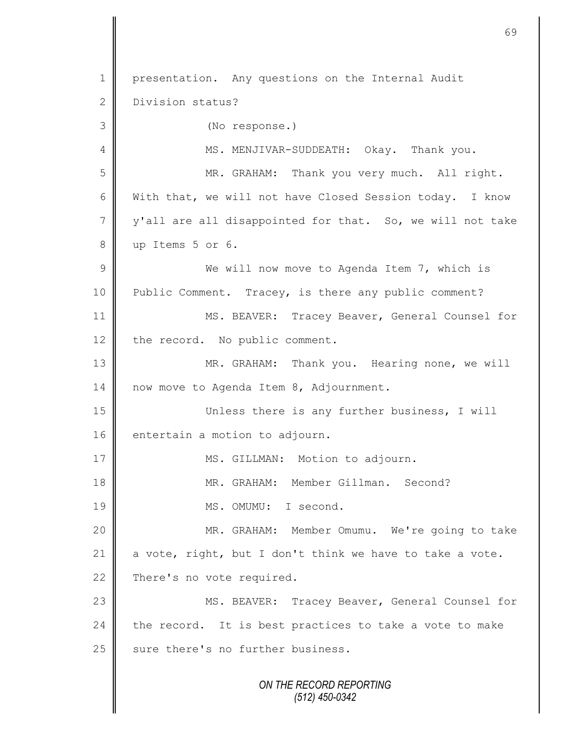presentation. Any questions on the Internal Audit Division status?

(No response.)

MS. MENJIVAR-SUDDEATH: Okay. Thank you.

MR. GRAHAM: Thank you very much. All right. With that, we will not have Closed Session today. I know y'all are all disappointed for that. So, we will not take up Items 5 or 6.

We will now move to Agenda Item 7, which is Public Comment. Tracey, is there any public comment?

MS. BEAVER: Tracey Beaver, General Counsel for the record. No public comment.

MR. GRAHAM: Thank you. Hearing none, we will now move to Agenda Item 8, Adjournment.

Unless there is any further business, I will entertain a motion to adjourn.

MS. GILLMAN: Motion to adjourn.

MR. GRAHAM: Member Gillman. Second?

MS. OMUMU: I second.

MR. GRAHAM: Member Omumu. We're going to take a vote, right, but I don't think we have to take a vote. There's no vote required.

MS. BEAVER: Tracey Beaver, General Counsel for the record. It is best practices to take a vote to make sure there's no further business.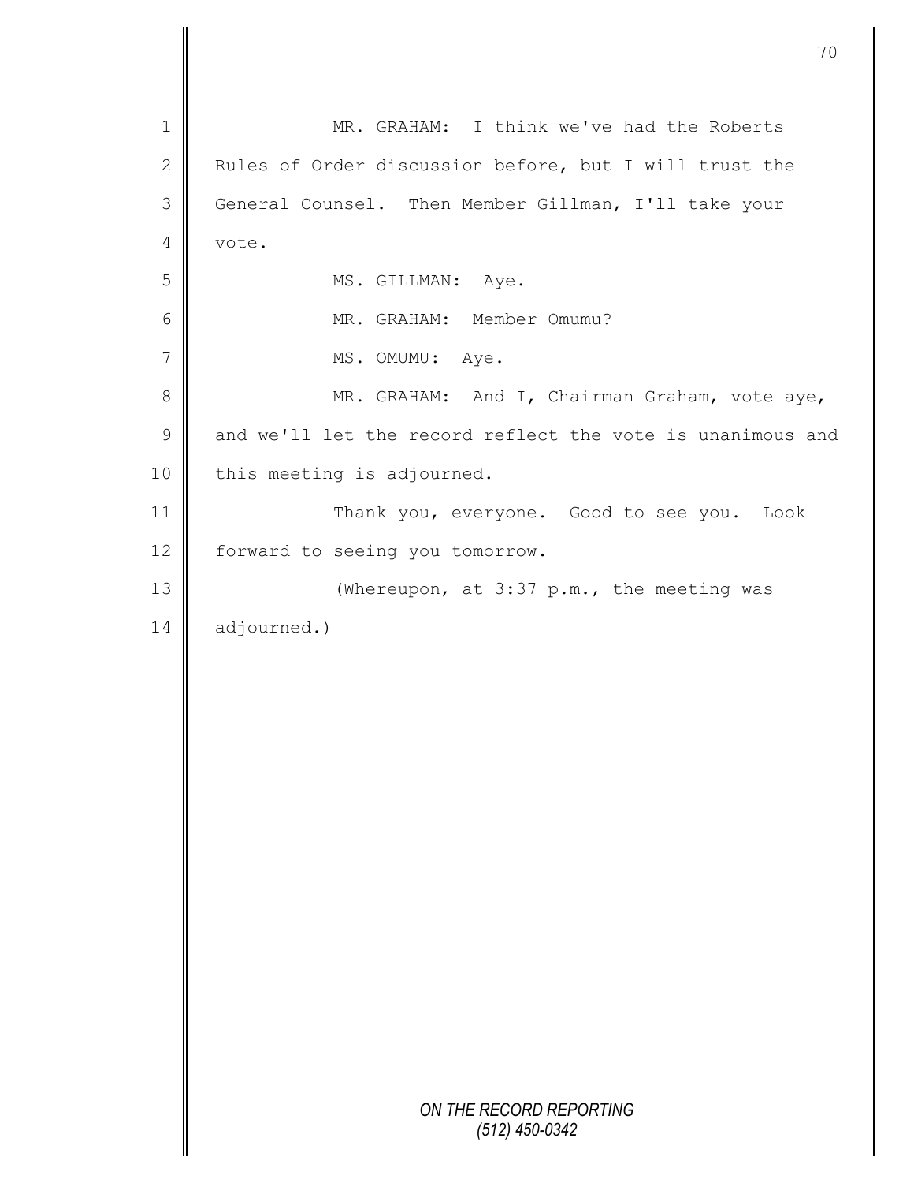MR. GRAHAM: I think we've had the Roberts Rules of Order discussion before, but I will trust the General Counsel. Then Member Gillman, I'll take your vote.

MS. GILLMAN: Aye.

MR. GRAHAM: Member Omumu?

MS. OMUMU: Aye.

MR. GRAHAM: And I, Chairman Graham, vote aye, and we'll let the record reflect the vote is unanimous and this meeting is adjourned.

Thank you, everyone. Good to see you. Look forward to seeing you tomorrow.

(Whereupon, at 3:37 p.m., the meeting was adjourned.)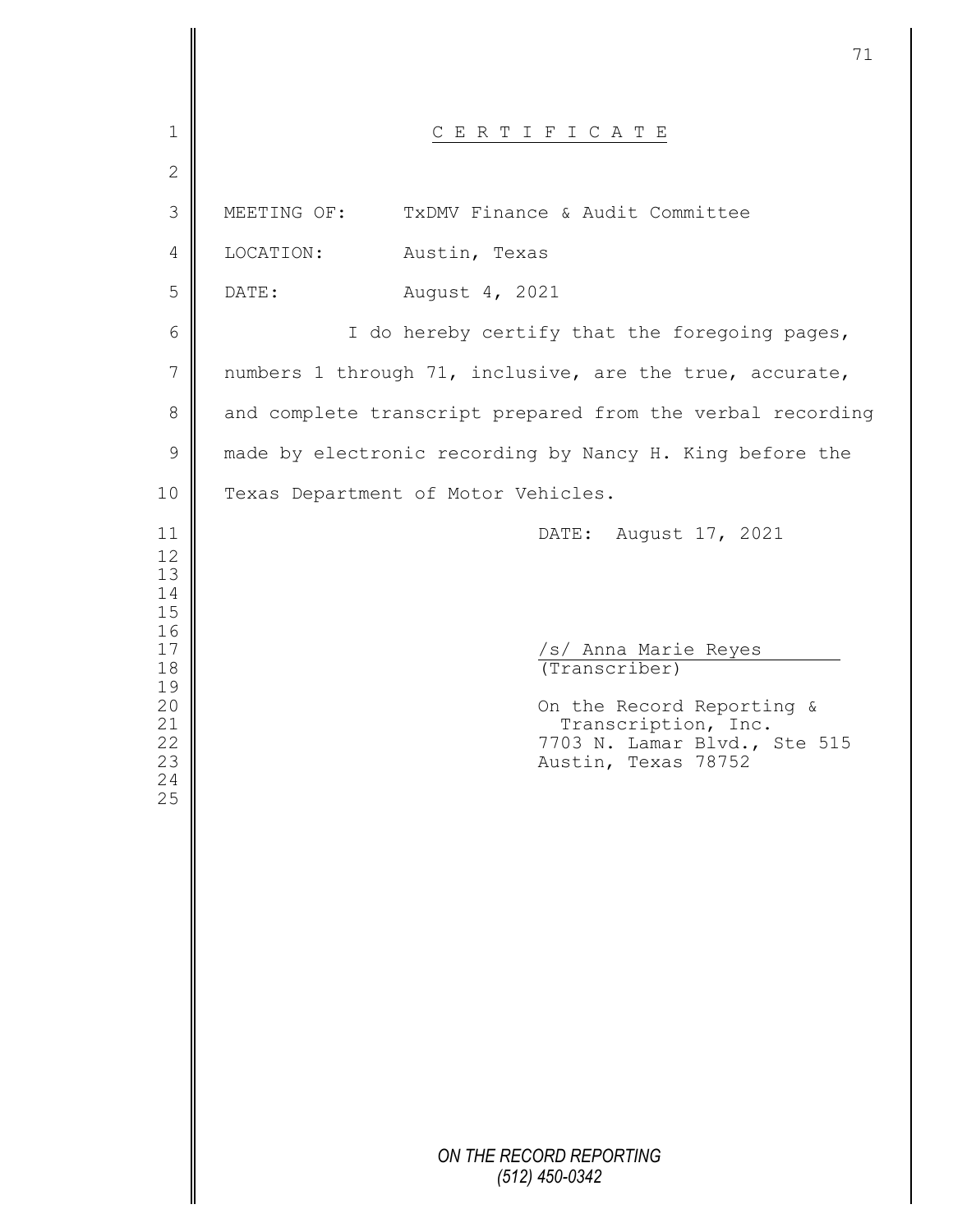# C E R T I F I C A T E

MEETING OF: TxDMV Finance & Audit Committee

LOCATION: Austin, Texas

DATE: August 4, 2021

I do hereby certify that the foregoing pages, numbers 1 through 71, inclusive, are the true, accurate, and complete transcript prepared from the verbal recording made by electronic recording by Nancy H. King before the Texas Department of Motor Vehicles.

DATE: August 17, 2021

/s/ Anna Marie Reyes
(Transcriber)

On the Record Reporting &
Transcription, Inc.
7703 N. Lamar Blvd., Ste 515
Austin, Texas 78752